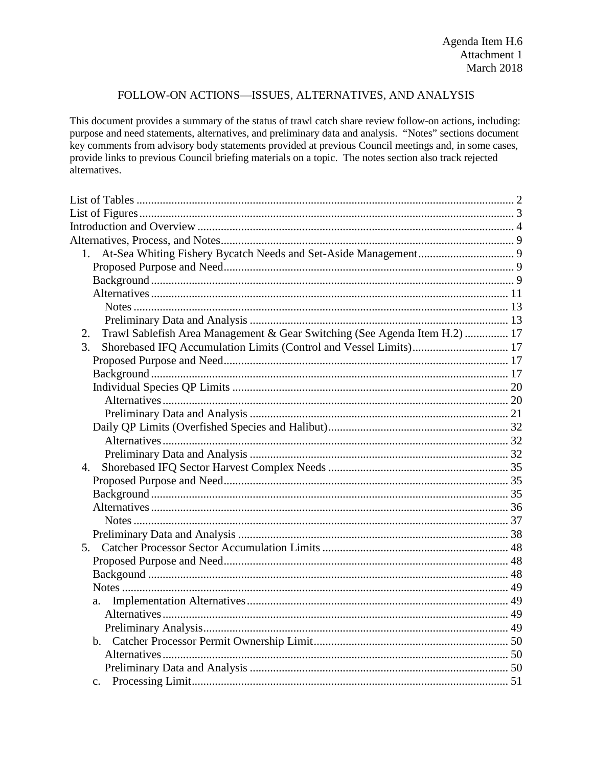Agenda Item H.6
Attachment 1
March 2018

# FOLLOW-ON ACTIONS—ISSUES, ALTERNATIVES, AND ANALYSIS

This document provides a summary of the status of trawl catch share review follow-on actions, including: purpose and need statements, alternatives, and preliminary data and analysis. "Notes" sections document key comments from advisory body statements provided at previous Council meetings and, in some cases, provide links to previous Council briefing materials on a topic. The notes section also track rejected alternatives.

- List of Tables ........ 2
- List of Figures ........ 3
- Introduction and Overview ........ 4
- Alternatives, Process, and Notes ........ 9
  1. At-Sea Whiting Fishery Bycatch Needs and Set-Aside Management ........ 9
     - Proposed Purpose and Need ........ 9
     - Background ........ 9
     - Alternatives ........ 11
       - Notes ........ 13
       - Preliminary Data and Analysis ........ 13
  2. Trawl Sablefish Area Management & Gear Switching (See Agenda Item H.2) ........ 17
  3. Shorebased IFQ Accumulation Limits (Control and Vessel Limits) ........ 17
     - Proposed Purpose and Need ........ 17
     - Background ........ 17
     - Individual Species QP Limits ........ 20
       - Alternatives ........ 20
       - Preliminary Data and Analysis ........ 21
     - Daily QP Limits (Overfished Species and Halibut) ........ 32
       - Alternatives ........ 32
       - Preliminary Data and Analysis ........ 32
  4. Shorebased IFQ Sector Harvest Complex Needs ........ 35
     - Proposed Purpose and Need ........ 35
     - Background ........ 35
     - Alternatives ........ 36
       - Notes ........ 37
     - Preliminary Data and Analysis ........ 38
  5. Catcher Processor Sector Accumulation Limits ........ 48
     - Proposed Purpose and Need ........ 48
     - Backgound ........ 48
     - Notes ........ 49
     - a. Implementation Alternatives ........ 49
       - Alternatives ........ 49
       - Preliminary Analysis ........ 49
     - b. Catcher Processor Permit Ownership Limit ........ 50
       - Alternatives ........ 50
       - Preliminary Data and Analysis ........ 50
     - c. Processing Limit ........ 51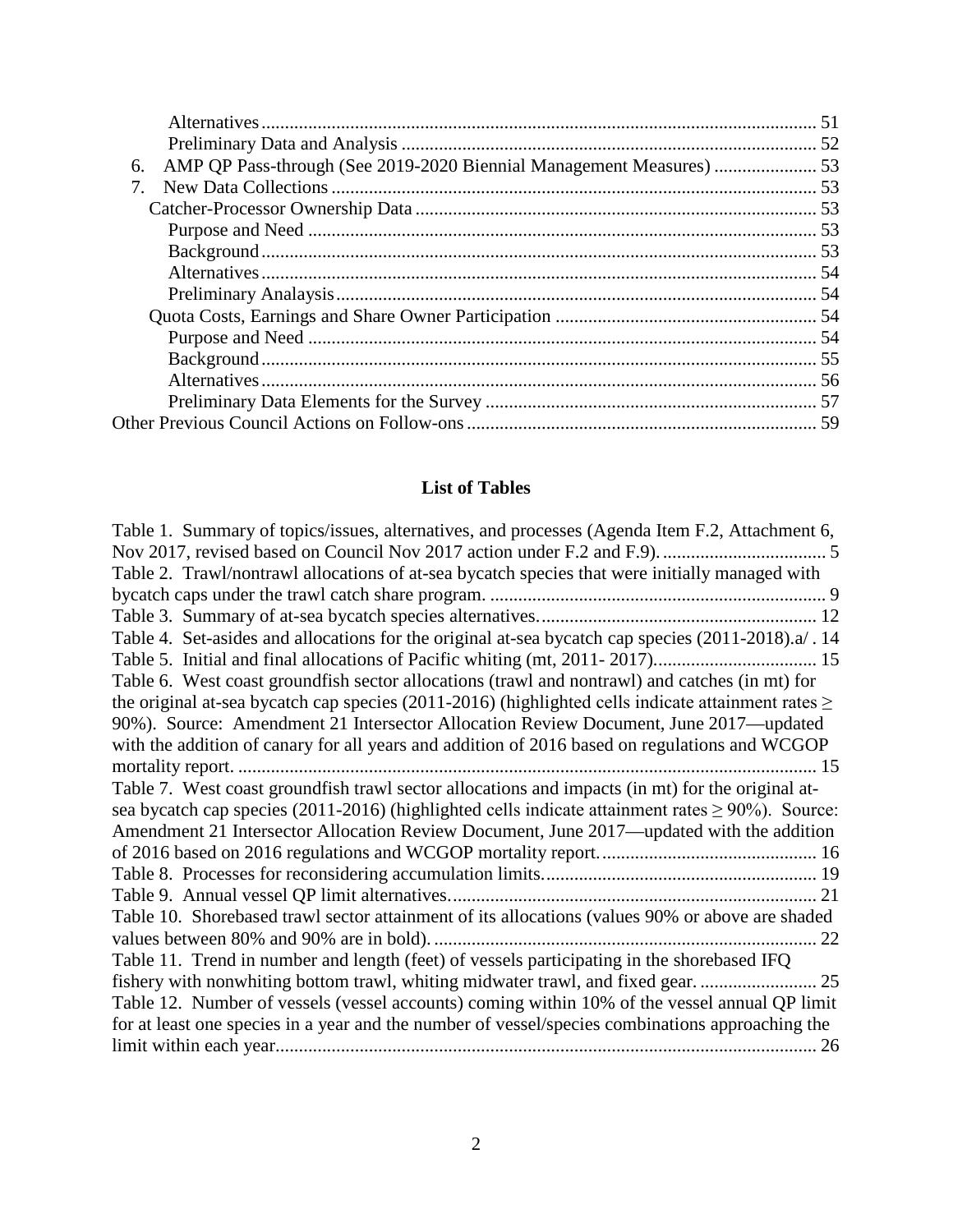Alternatives ..... 51
Preliminary Data and Analysis ..... 52
6. AMP QP Pass-through (See 2019-2020 Biennial Management Measures) ..... 53
7. New Data Collections ..... 53
Catcher-Processor Ownership Data ..... 53
Purpose and Need ..... 53
Background ..... 53
Alternatives ..... 54
Preliminary Analaysis ..... 54
Quota Costs, Earnings and Share Owner Participation ..... 54
Purpose and Need ..... 54
Background ..... 55
Alternatives ..... 56
Preliminary Data Elements for the Survey ..... 57
Other Previous Council Actions on Follow-ons ..... 59

## List of Tables

Table 1. Summary of topics/issues, alternatives, and processes (Agenda Item F.2, Attachment 6, Nov 2017, revised based on Council Nov 2017 action under F.2 and F.9). ..... 5
Table 2. Trawl/nontrawl allocations of at-sea bycatch species that were initially managed with bycatch caps under the trawl catch share program. ..... 9
Table 3. Summary of at-sea bycatch species alternatives. ..... 12
Table 4. Set-asides and allocations for the original at-sea bycatch cap species (2011-2018).a/ . 14
Table 5. Initial and final allocations of Pacific whiting (mt, 2011- 2017). ..... 15
Table 6. West coast groundfish sector allocations (trawl and nontrawl) and catches (in mt) for the original at-sea bycatch cap species (2011-2016) (highlighted cells indicate attainment rates ≥ 90%). Source: Amendment 21 Intersector Allocation Review Document, June 2017—updated with the addition of canary for all years and addition of 2016 based on regulations and WCGOP mortality report. ..... 15
Table 7. West coast groundfish trawl sector allocations and impacts (in mt) for the original at-sea bycatch cap species (2011-2016) (highlighted cells indicate attainment rates ≥ 90%). Source: Amendment 21 Intersector Allocation Review Document, June 2017—updated with the addition of 2016 based on 2016 regulations and WCGOP mortality report. ..... 16
Table 8. Processes for reconsidering accumulation limits. ..... 19
Table 9. Annual vessel QP limit alternatives. ..... 21
Table 10. Shorebased trawl sector attainment of its allocations (values 90% or above are shaded values between 80% and 90% are in bold). ..... 22
Table 11. Trend in number and length (feet) of vessels participating in the shorebased IFQ fishery with nonwhiting bottom trawl, whiting midwater trawl, and fixed gear. ..... 25
Table 12. Number of vessels (vessel accounts) coming within 10% of the vessel annual QP limit for at least one species in a year and the number of vessel/species combinations approaching the limit within each year. ..... 26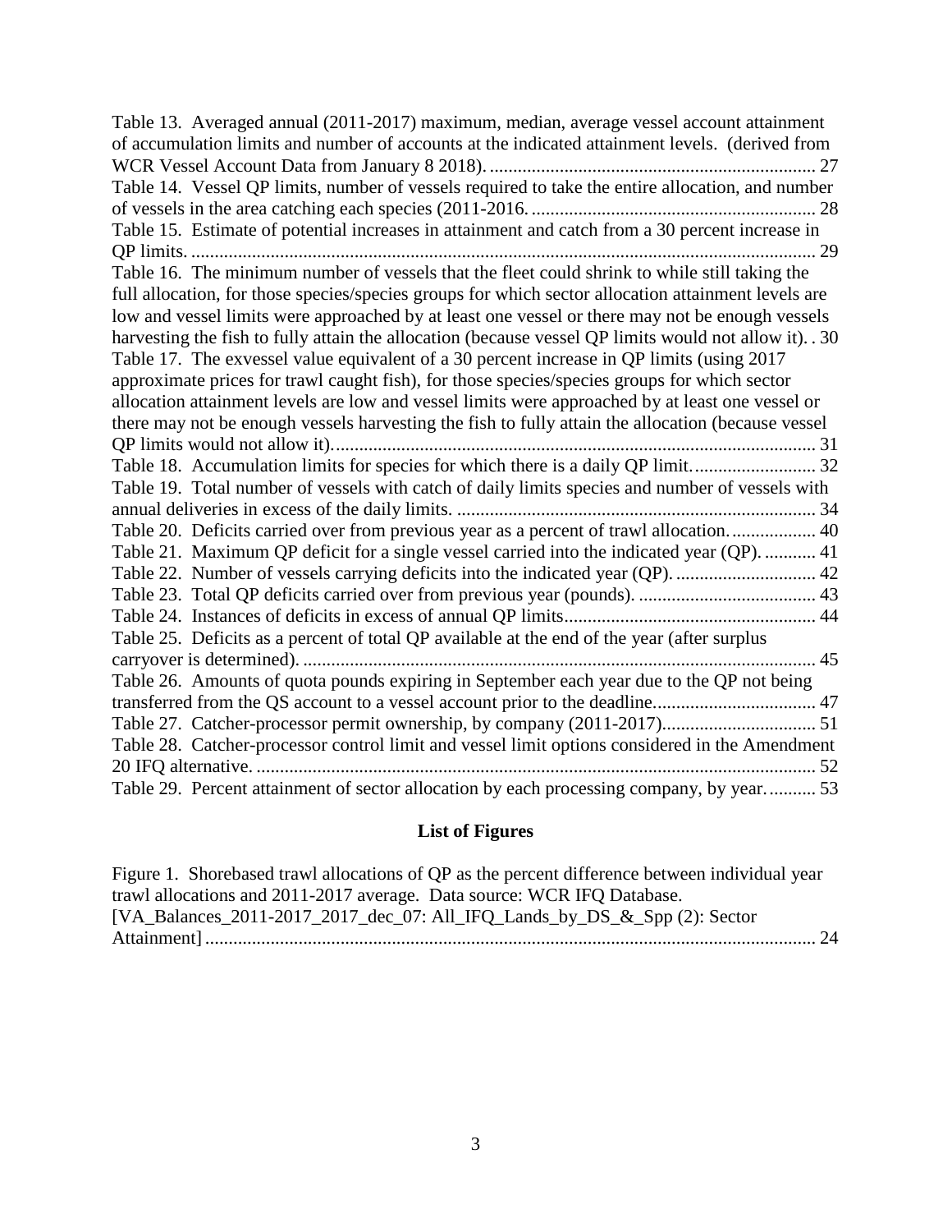Table 13. Averaged annual (2011-2017) maximum, median, average vessel account attainment of accumulation limits and number of accounts at the indicated attainment levels. (derived from WCR Vessel Account Data from January 8 2018). ...................................................................... 27

Table 14. Vessel QP limits, number of vessels required to take the entire allocation, and number of vessels in the area catching each species (2011-2016. ............................................................ 28

Table 15. Estimate of potential increases in attainment and catch from a 30 percent increase in QP limits. ..................................................................................................................................... 29

Table 16. The minimum number of vessels that the fleet could shrink to while still taking the full allocation, for those species/species groups for which sector allocation attainment levels are low and vessel limits were approached by at least one vessel or there may not be enough vessels harvesting the fish to fully attain the allocation (because vessel QP limits would not allow it). . 30

Table 17. The exvessel value equivalent of a 30 percent increase in QP limits (using 2017 approximate prices for trawl caught fish), for those species/species groups for which sector allocation attainment levels are low and vessel limits were approached by at least one vessel or there may not be enough vessels harvesting the fish to fully attain the allocation (because vessel QP limits would not allow it)....................................................................................................... 31

Table 18. Accumulation limits for species for which there is a daily QP limit.......................... 32

Table 19. Total number of vessels with catch of daily limits species and number of vessels with annual deliveries in excess of the daily limits. ............................................................................ 34

Table 20. Deficits carried over from previous year as a percent of trawl allocation.................. 40

Table 21. Maximum QP deficit for a single vessel carried into the indicated year (QP). ........... 41

Table 22. Number of vessels carrying deficits into the indicated year (QP). .............................. 42

Table 23. Total QP deficits carried over from previous year (pounds). ...................................... 43

Table 24. Instances of deficits in excess of annual QP limits...................................................... 44

Table 25. Deficits as a percent of total QP available at the end of the year (after surplus carryover is determined). ............................................................................................................. 45

Table 26. Amounts of quota pounds expiring in September each year due to the QP not being transferred from the QS account to a vessel account prior to the deadline.................................. 47

Table 27. Catcher-processor permit ownership, by company (2011-2017)................................. 51

Table 28. Catcher-processor control limit and vessel limit options considered in the Amendment 20 IFQ alternative. ....................................................................................................................... 52

Table 29. Percent attainment of sector allocation by each processing company, by year........... 53

## List of Figures

Figure 1. Shorebased trawl allocations of QP as the percent difference between individual year trawl allocations and 2011-2017 average. Data source: WCR IFQ Database. [VA_Balances_2011-2017_2017_dec_07: All_IFQ_Lands_by_DS_&_Spp (2): Sector Attainment] ................................................................................................................................... 24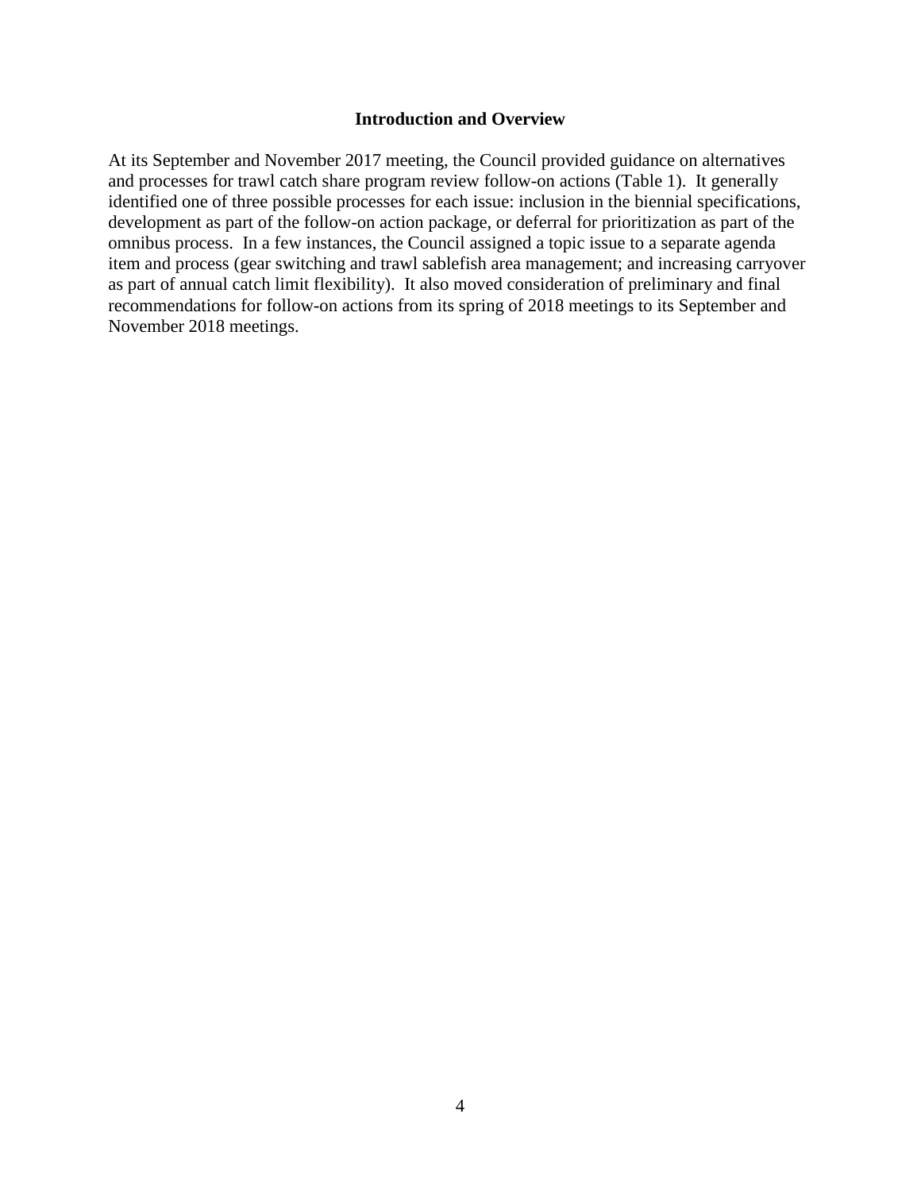## Introduction and Overview

At its September and November 2017 meeting, the Council provided guidance on alternatives and processes for trawl catch share program review follow-on actions (Table 1). It generally identified one of three possible processes for each issue: inclusion in the biennial specifications, development as part of the follow-on action package, or deferral for prioritization as part of the omnibus process. In a few instances, the Council assigned a topic issue to a separate agenda item and process (gear switching and trawl sablefish area management; and increasing carryover as part of annual catch limit flexibility). It also moved consideration of preliminary and final recommendations for follow-on actions from its spring of 2018 meetings to its September and November 2018 meetings.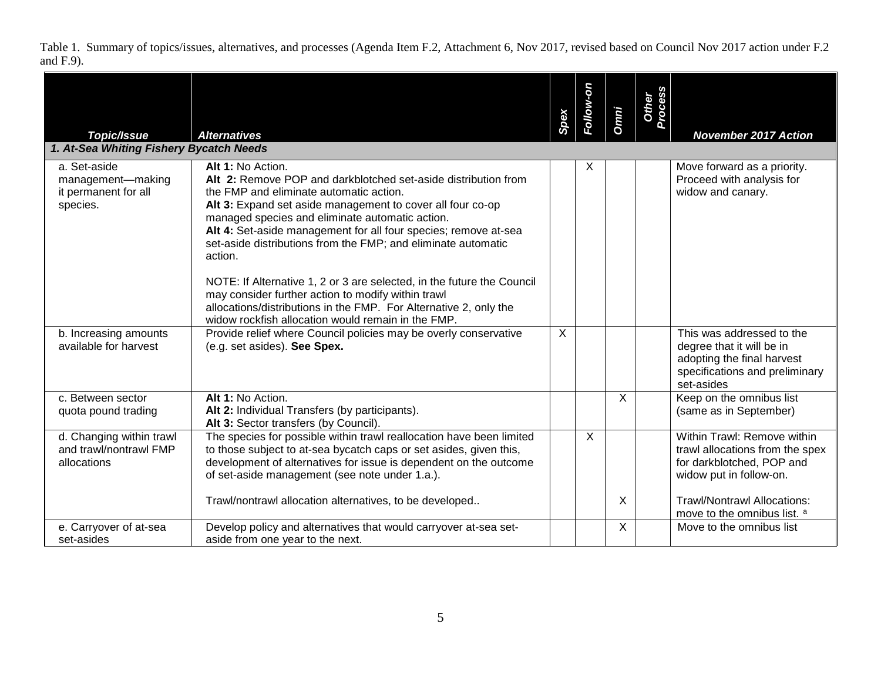Table 1. Summary of topics/issues, alternatives, and processes (Agenda Item F.2, Attachment 6, Nov 2017, revised based on Council Nov 2017 action under F.2 and F.9).

| ***Topic/Issue*** | ***Alternatives*** | ***Spex*** | ***Follow-on*** | ***Omni*** | ***Other Process*** | ***November 2017 Action*** |
|---|---|---|---|---|---|---|
| ***1. At-Sea Whiting Fishery Bycatch Needs*** | | | | | | |
| a. Set-aside management—making it permanent for all species. | **Alt 1:** No Action.<br>**Alt 2:** Remove POP and darkblotched set-aside distribution from the FMP and eliminate automatic action.<br>**Alt 3:** Expand set aside management to cover all four co-op managed species and eliminate automatic action.<br>**Alt 4:** Set-aside management for all four species; remove at-sea set-aside distributions from the FMP; and eliminate automatic action.<br><br>NOTE: If Alternative 1, 2 or 3 are selected, in the future the Council may consider further action to modify within trawl allocations/distributions in the FMP. For Alternative 2, only the widow rockfish allocation would remain in the FMP. | | X | | | Move forward as a priority. Proceed with analysis for widow and canary. |
| b. Increasing amounts available for harvest | Provide relief where Council policies may be overly conservative (e.g. set asides). **See Spex.** | X | | | | This was addressed to the degree that it will be in adopting the final harvest specifications and preliminary set-asides |
| c. Between sector quota pound trading | **Alt 1:** No Action.<br>**Alt 2:** Individual Transfers (by participants).<br>**Alt 3:** Sector transfers (by Council). | | | X | | Keep on the omnibus list (same as in September) |
| d. Changing within trawl and trawl/nontrawl FMP allocations | The species for possible within trawl reallocation have been limited to those subject to at-sea bycatch caps or set asides, given this, development of alternatives for issue is dependent on the outcome of set-aside management (see note under 1.a.). | | X | | | Within Trawl: Remove within trawl allocations from the spex for darkblotched, POP and widow put in follow-on. |
| | Trawl/nontrawl allocation alternatives, to be developed.. | | | X | | Trawl/Nontrawl Allocations: move to the omnibus list. [a] |
| e. Carryover of at-sea set-asides | Develop policy and alternatives that would carryover at-sea set-aside from one year to the next. | | | X | | Move to the omnibus list |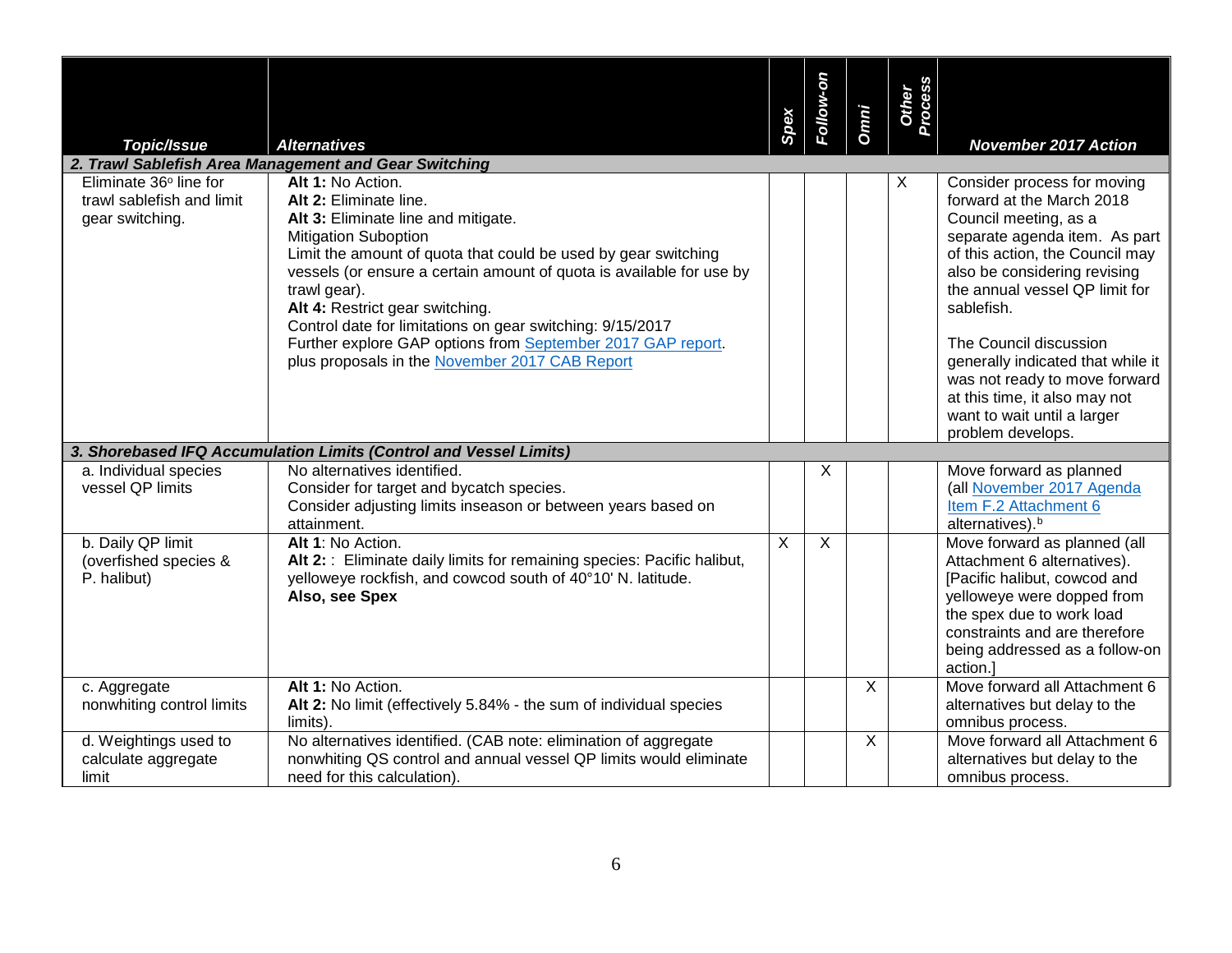| Topic/Issue | Alternatives | Spex | Follow-on | Omni | Other Process | November 2017 Action |
|---|---|---|---|---|---|---|
| ***2. Trawl Sablefish Area Management and Gear Switching*** | | | | | | |
| Eliminate 36° line for trawl sablefish and limit gear switching. | **Alt 1:** No Action.<br>**Alt 2:** Eliminate line.<br>**Alt 3:** Eliminate line and mitigate.<br>Mitigation Suboption<br>Limit the amount of quota that could be used by gear switching vessels (or ensure a certain amount of quota is available for use by trawl gear).<br>**Alt 4:** Restrict gear switching.<br>Control date for limitations on gear switching: 9/15/2017<br>Further explore GAP options from September 2017 GAP report.<br>plus proposals in the November 2017 CAB Report | | | | X | Consider process for moving forward at the March 2018 Council meeting, as a separate agenda item. As part of this action, the Council may also be considering revising the annual vessel QP limit for sablefish.<br><br>The Council discussion generally indicated that while it was not ready to move forward at this time, it also may not want to wait until a larger problem develops. |
| ***3. Shorebased IFQ Accumulation Limits (Control and Vessel Limits)*** | | | | | | |
| a. Individual species vessel QP limits | No alternatives identified.<br>Consider for target and bycatch species.<br>Consider adjusting limits inseason or between years based on attainment. | | X | | | Move forward as planned (all November 2017 Agenda Item F.2 Attachment 6 alternatives).[b] |
| b. Daily QP limit (overfished species & P. halibut) | **Alt 1**: No Action.<br>**Alt 2:** : Eliminate daily limits for remaining species: Pacific halibut, yelloweye rockfish, and cowcod south of 40°10' N. latitude.<br>**Also, see Spex** | X | X | | | Move forward as planned (all Attachment 6 alternatives). [Pacific halibut, cowcod and yelloweye were dopped from the spex due to work load constraints and are therefore being addressed as a follow-on action.] |
| c. Aggregate nonwhiting control limits | **Alt 1:** No Action.<br>**Alt 2:** No limit (effectively 5.84% - the sum of individual species limits). | | | X | | Move forward all Attachment 6 alternatives but delay to the omnibus process. |
| d. Weightings used to calculate aggregate limit | No alternatives identified. (CAB note: elimination of aggregate nonwhiting QS control and annual vessel QP limits would eliminate need for this calculation). | | | X | | Move forward all Attachment 6 alternatives but delay to the omnibus process. |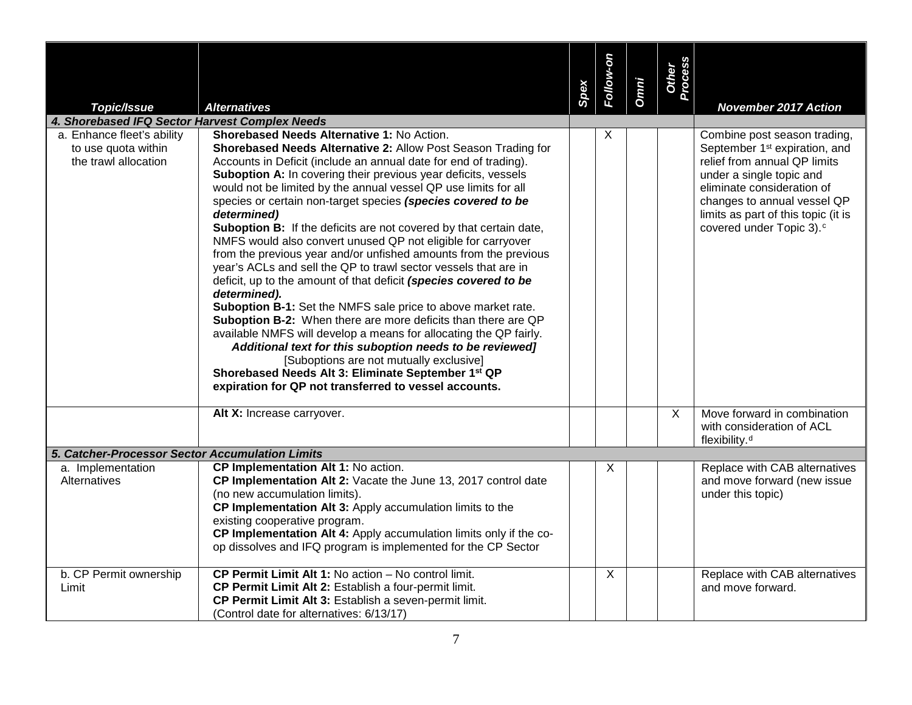| *Topic/Issue* | *Alternatives* | *Spex* | *Follow-on* | *Omni* | *Other Process* | *November 2017 Action* |
|---|---|---|---|---|---|---|
| ***4. Shorebased IFQ Sector Harvest Complex Needs*** | | | | | | |
| a. Enhance fleet's ability to use quota within the trawl allocation | **Shorebased Needs Alternative 1:** No Action.<br>**Shorebased Needs Alternative 2:** Allow Post Season Trading for Accounts in Deficit (include an annual date for end of trading).<br>**Suboption A:** In covering their previous year deficits, vessels would not be limited by the annual vessel QP use limits for all species or certain non-target species ***(species covered to be determined)***<br>**Suboption B:** If the deficits are not covered by that certain date, NMFS would also convert unused QP not eligible for carryover from the previous year and/or unfished amounts from the previous year's ACLs and sell the QP to trawl sector vessels that are in deficit, up to the amount of that deficit ***(species covered to be determined).***<br>**Suboption B-1:** Set the NMFS sale price to above market rate.<br>**Suboption B-2:** When there are more deficits than there are QP available NMFS will develop a means for allocating the QP fairly.<br>***Additional text for this suboption needs to be reviewed]***<br>[Suboptions are not mutually exclusive]<br>**Shorebased Needs Alt 3: Eliminate September 1st QP expiration for QP not transferred to vessel accounts.** | | X | | | Combine post season trading, September 1st expiration, and relief from annual QP limits under a single topic and eliminate consideration of changes to annual vessel QP limits as part of this topic (it is covered under Topic 3).[c] |
| | **Alt X:** Increase carryover. | | | | X | Move forward in combination with consideration of ACL flexibility.[d] |
| ***5. Catcher-Processor Sector Accumulation Limits*** | | | | | | |
| a. Implementation Alternatives | **CP Implementation Alt 1:** No action.<br>**CP Implementation Alt 2:** Vacate the June 13, 2017 control date (no new accumulation limits).<br>**CP Implementation Alt 3:** Apply accumulation limits to the existing cooperative program.<br>**CP Implementation Alt 4:** Apply accumulation limits only if the co-op dissolves and IFQ program is implemented for the CP Sector | | X | | | Replace with CAB alternatives and move forward (new issue under this topic) |
| b. CP Permit ownership Limit | **CP Permit Limit Alt 1:** No action – No control limit.<br>**CP Permit Limit Alt 2:** Establish a four-permit limit.<br>**CP Permit Limit Alt 3:** Establish a seven-permit limit.<br>(Control date for alternatives: 6/13/17) | | X | | | Replace with CAB alternatives and move forward. |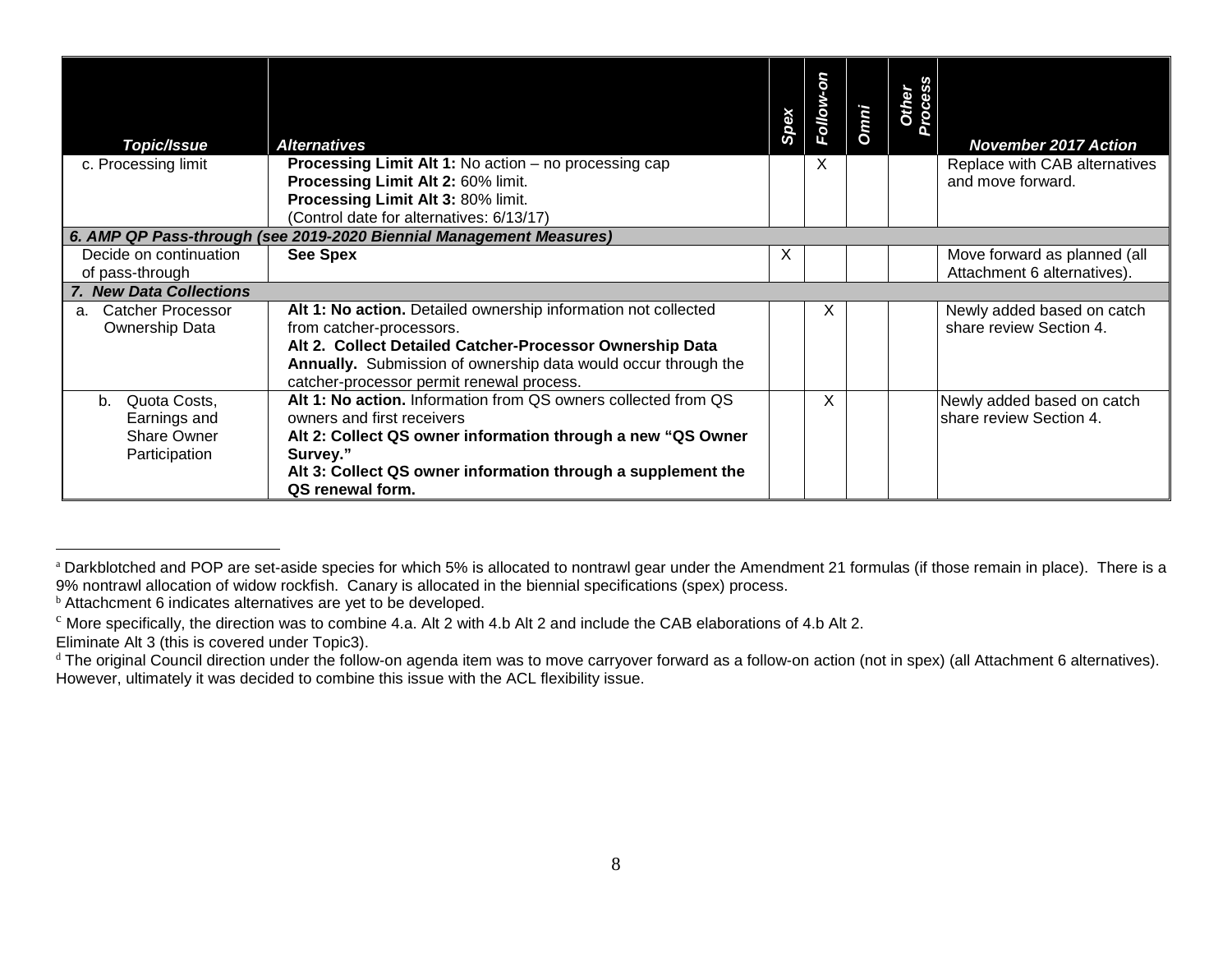| *Topic/Issue* | *Alternatives* | *Spex* | *Follow-on* | *Omni* | *Other Process* | *November 2017 Action* |
|---|---|---|---|---|---|---|
| c. Processing limit | **Processing Limit Alt 1:** No action – no processing cap<br>**Processing Limit Alt 2:** 60% limit.<br>**Processing Limit Alt 3:** 80% limit.<br>(Control date for alternatives: 6/13/17) | | X | | | Replace with CAB alternatives and move forward. |
| ***6. AMP QP Pass-through (see 2019-2020 Biennial Management Measures)*** | | | | | | |
| Decide on continuation of pass-through | **See Spex** | X | | | | Move forward as planned (all Attachment 6 alternatives). |
| ***7. New Data Collections*** | | | | | | |
| a. Catcher Processor Ownership Data | **Alt 1: No action.** Detailed ownership information not collected from catcher-processors.<br>**Alt 2. Collect Detailed Catcher-Processor Ownership Data Annually.** Submission of ownership data would occur through the catcher-processor permit renewal process. | | X | | | Newly added based on catch share review Section 4. |
| b. Quota Costs, Earnings and Share Owner Participation | **Alt 1: No action.** Information from QS owners collected from QS owners and first receivers<br>**Alt 2: Collect QS owner information through a new "QS Owner Survey."**<br>**Alt 3: Collect QS owner information through a supplement the QS renewal form.** | | X | | | Newly added based on catch share review Section 4. |

---

[a] Darkblotched and POP are set-aside species for which 5% is allocated to nontrawl gear under the Amendment 21 formulas (if those remain in place). There is a 9% nontrawl allocation of widow rockfish. Canary is allocated in the biennial specifications (spex) process.

[b] Attachcment 6 indicates alternatives are yet to be developed.

[c] More specifically, the direction was to combine 4.a. Alt 2 with 4.b Alt 2 and include the CAB elaborations of 4.b Alt 2.
Eliminate Alt 3 (this is covered under Topic3).

[d] The original Council direction under the follow-on agenda item was to move carryover forward as a follow-on action (not in spex) (all Attachment 6 alternatives). However, ultimately it was decided to combine this issue with the ACL flexibility issue.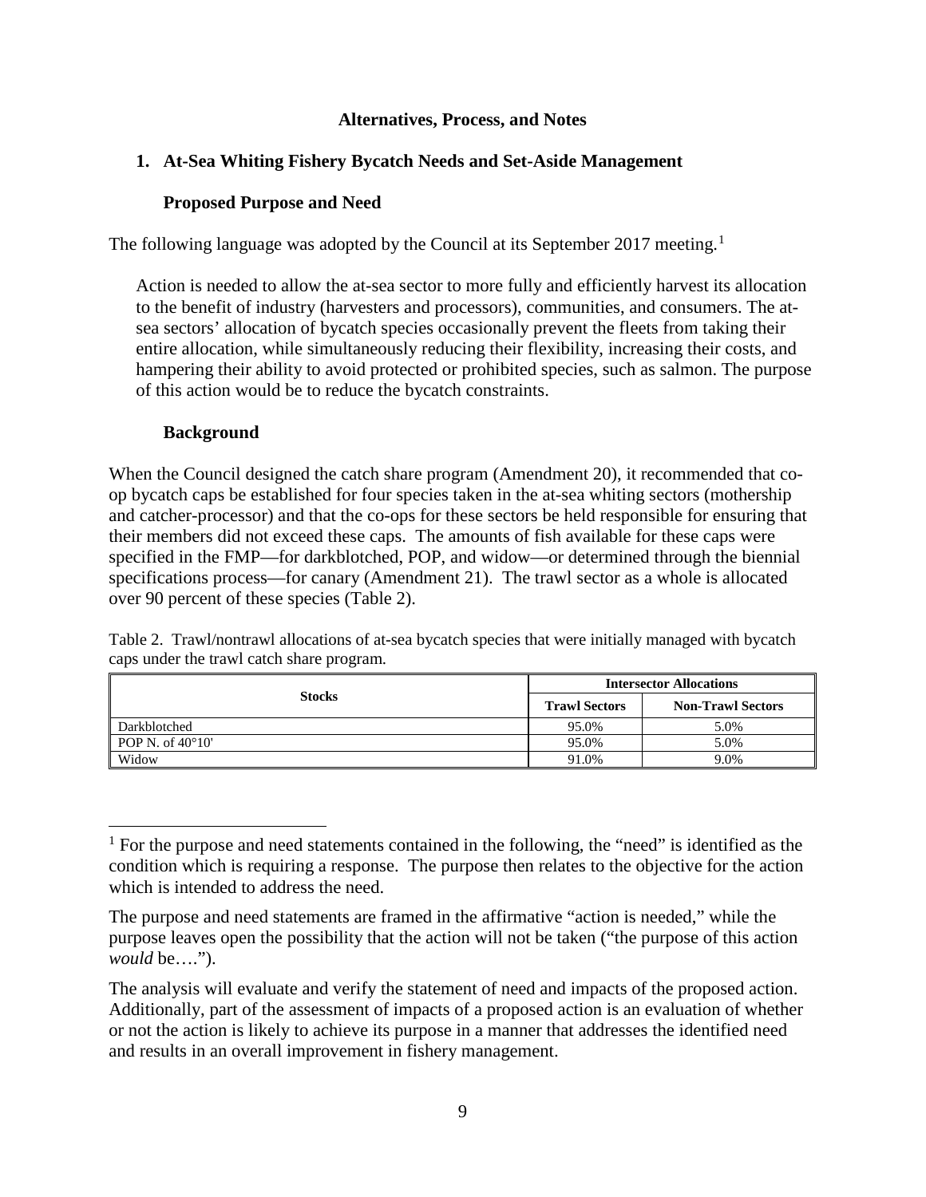**Alternatives, Process, and Notes**

## 1. At-Sea Whiting Fishery Bycatch Needs and Set-Aside Management

### Proposed Purpose and Need

The following language was adopted by the Council at its September 2017 meeting.[1]

> Action is needed to allow the at-sea sector to more fully and efficiently harvest its allocation to the benefit of industry (harvesters and processors), communities, and consumers. The at-sea sectors' allocation of bycatch species occasionally prevent the fleets from taking their entire allocation, while simultaneously reducing their flexibility, increasing their costs, and hampering their ability to avoid protected or prohibited species, such as salmon. The purpose of this action would be to reduce the bycatch constraints.

### Background

When the Council designed the catch share program (Amendment 20), it recommended that co-op bycatch caps be established for four species taken in the at-sea whiting sectors (mothership and catcher-processor) and that the co-ops for these sectors be held responsible for ensuring that their members did not exceed these caps. The amounts of fish available for these caps were specified in the FMP—for darkblotched, POP, and widow—or determined through the biennial specifications process—for canary (Amendment 21). The trawl sector as a whole is allocated over 90 percent of these species (Table 2).

Table 2. Trawl/nontrawl allocations of at-sea bycatch species that were initially managed with bycatch caps under the trawl catch share program.

| Stocks | Intersector Allocations | |
|---|---|---|
| | Trawl Sectors | Non-Trawl Sectors |
| Darkblotched | 95.0% | 5.0% |
| POP N. of 40°10' | 95.0% | 5.0% |
| Widow | 91.0% | 9.0% |

[1] For the purpose and need statements contained in the following, the "need" is identified as the condition which is requiring a response. The purpose then relates to the objective for the action which is intended to address the need.

The purpose and need statements are framed in the affirmative "action is needed," while the purpose leaves open the possibility that the action will not be taken ("the purpose of this action *would* be….").

The analysis will evaluate and verify the statement of need and impacts of the proposed action. Additionally, part of the assessment of impacts of a proposed action is an evaluation of whether or not the action is likely to achieve its purpose in a manner that addresses the identified need and results in an overall improvement in fishery management.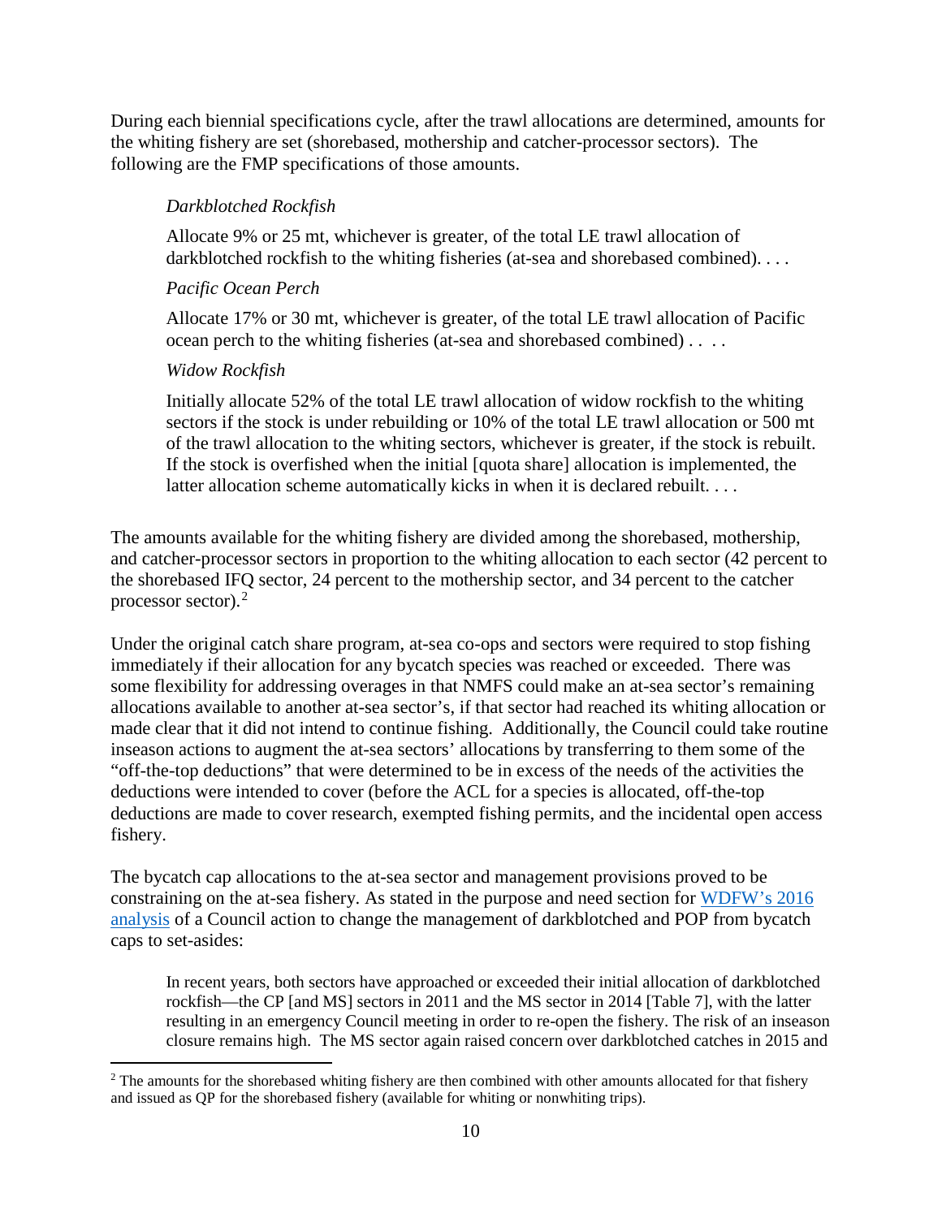During each biennial specifications cycle, after the trawl allocations are determined, amounts for the whiting fishery are set (shorebased, mothership and catcher-processor sectors). The following are the FMP specifications of those amounts.

> *Darkblotched Rockfish*
>
> Allocate 9% or 25 mt, whichever is greater, of the total LE trawl allocation of darkblotched rockfish to the whiting fisheries (at-sea and shorebased combined). . . .
>
> *Pacific Ocean Perch*
>
> Allocate 17% or 30 mt, whichever is greater, of the total LE trawl allocation of Pacific ocean perch to the whiting fisheries (at-sea and shorebased combined) . . . .
>
> *Widow Rockfish*
>
> Initially allocate 52% of the total LE trawl allocation of widow rockfish to the whiting sectors if the stock is under rebuilding or 10% of the total LE trawl allocation or 500 mt of the trawl allocation to the whiting sectors, whichever is greater, if the stock is rebuilt. If the stock is overfished when the initial [quota share] allocation is implemented, the latter allocation scheme automatically kicks in when it is declared rebuilt. . . .

The amounts available for the whiting fishery are divided among the shorebased, mothership, and catcher-processor sectors in proportion to the whiting allocation to each sector (42 percent to the shorebased IFQ sector, 24 percent to the mothership sector, and 34 percent to the catcher processor sector).[2]

Under the original catch share program, at-sea co-ops and sectors were required to stop fishing immediately if their allocation for any bycatch species was reached or exceeded. There was some flexibility for addressing overages in that NMFS could make an at-sea sector's remaining allocations available to another at-sea sector's, if that sector had reached its whiting allocation or made clear that it did not intend to continue fishing. Additionally, the Council could take routine inseason actions to augment the at-sea sectors' allocations by transferring to them some of the "off-the-top deductions" that were determined to be in excess of the needs of the activities the deductions were intended to cover (before the ACL for a species is allocated, off-the-top deductions are made to cover research, exempted fishing permits, and the incidental open access fishery.

The bycatch cap allocations to the at-sea sector and management provisions proved to be constraining on the at-sea fishery. As stated in the purpose and need section for WDFW's 2016 analysis of a Council action to change the management of darkblotched and POP from bycatch caps to set-asides:

> In recent years, both sectors have approached or exceeded their initial allocation of darkblotched rockfish—the CP [and MS] sectors in 2011 and the MS sector in 2014 [Table 7], with the latter resulting in an emergency Council meeting in order to re-open the fishery. The risk of an inseason closure remains high. The MS sector again raised concern over darkblotched catches in 2015 and

[2] The amounts for the shorebased whiting fishery are then combined with other amounts allocated for that fishery and issued as QP for the shorebased fishery (available for whiting or nonwhiting trips).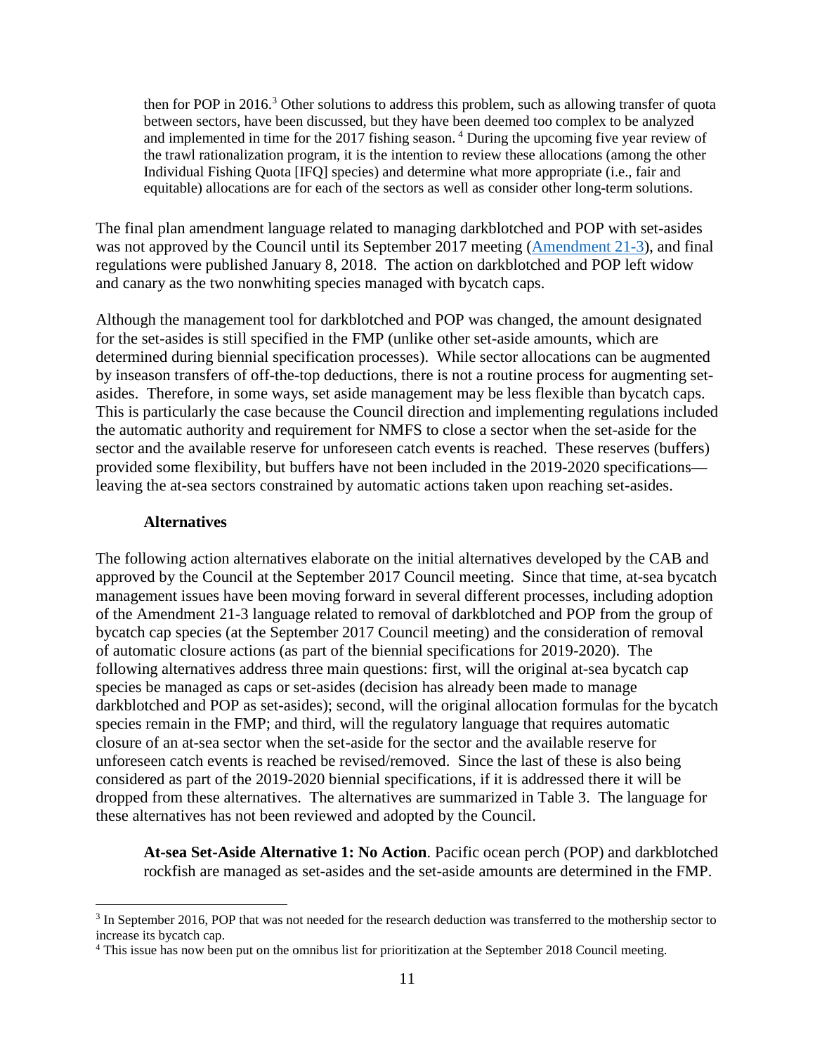then for POP in 2016.[3] Other solutions to address this problem, such as allowing transfer of quota between sectors, have been discussed, but they have been deemed too complex to be analyzed and implemented in time for the 2017 fishing season. [4] During the upcoming five year review of the trawl rationalization program, it is the intention to review these allocations (among the other Individual Fishing Quota [IFQ] species) and determine what more appropriate (i.e., fair and equitable) allocations are for each of the sectors as well as consider other long-term solutions.

The final plan amendment language related to managing darkblotched and POP with set-asides was not approved by the Council until its September 2017 meeting (Amendment 21-3), and final regulations were published January 8, 2018. The action on darkblotched and POP left widow and canary as the two nonwhiting species managed with bycatch caps.

Although the management tool for darkblotched and POP was changed, the amount designated for the set-asides is still specified in the FMP (unlike other set-aside amounts, which are determined during biennial specification processes). While sector allocations can be augmented by inseason transfers of off-the-top deductions, there is not a routine process for augmenting set-asides. Therefore, in some ways, set aside management may be less flexible than bycatch caps. This is particularly the case because the Council direction and implementing regulations included the automatic authority and requirement for NMFS to close a sector when the set-aside for the sector and the available reserve for unforeseen catch events is reached. These reserves (buffers) provided some flexibility, but buffers have not been included in the 2019-2020 specifications—leaving the at-sea sectors constrained by automatic actions taken upon reaching set-asides.

### Alternatives

The following action alternatives elaborate on the initial alternatives developed by the CAB and approved by the Council at the September 2017 Council meeting. Since that time, at-sea bycatch management issues have been moving forward in several different processes, including adoption of the Amendment 21-3 language related to removal of darkblotched and POP from the group of bycatch cap species (at the September 2017 Council meeting) and the consideration of removal of automatic closure actions (as part of the biennial specifications for 2019-2020). The following alternatives address three main questions: first, will the original at-sea bycatch cap species be managed as caps or set-asides (decision has already been made to manage darkblotched and POP as set-asides); second, will the original allocation formulas for the bycatch species remain in the FMP; and third, will the regulatory language that requires automatic closure of an at-sea sector when the set-aside for the sector and the available reserve for unforeseen catch events is reached be revised/removed. Since the last of these is also being considered as part of the 2019-2020 biennial specifications, if it is addressed there it will be dropped from these alternatives. The alternatives are summarized in Table 3. The language for these alternatives has not been reviewed and adopted by the Council.

**At-sea Set-Aside Alternative 1: No Action**. Pacific ocean perch (POP) and darkblotched rockfish are managed as set-asides and the set-aside amounts are determined in the FMP.

[3] In September 2016, POP that was not needed for the research deduction was transferred to the mothership sector to increase its bycatch cap.

[4] This issue has now been put on the omnibus list for prioritization at the September 2018 Council meeting.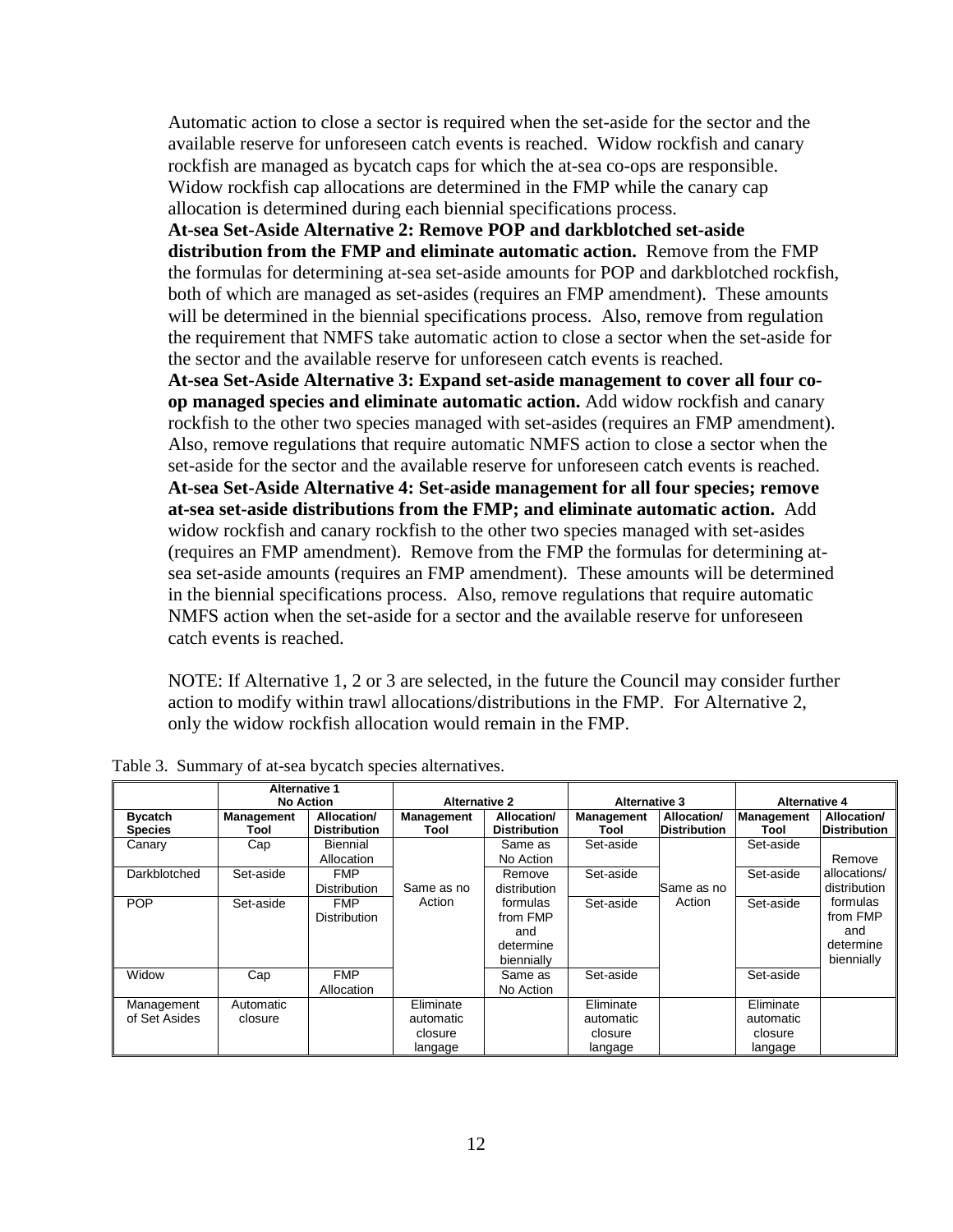Automatic action to close a sector is required when the set-aside for the sector and the available reserve for unforeseen catch events is reached. Widow rockfish and canary rockfish are managed as bycatch caps for which the at-sea co-ops are responsible. Widow rockfish cap allocations are determined in the FMP while the canary cap allocation is determined during each biennial specifications process.

**At-sea Set-Aside Alternative 2: Remove POP and darkblotched set-aside distribution from the FMP and eliminate automatic action.** Remove from the FMP the formulas for determining at-sea set-aside amounts for POP and darkblotched rockfish, both of which are managed as set-asides (requires an FMP amendment). These amounts will be determined in the biennial specifications process. Also, remove from regulation the requirement that NMFS take automatic action to close a sector when the set-aside for the sector and the available reserve for unforeseen catch events is reached.

**At-sea Set-Aside Alternative 3: Expand set-aside management to cover all four co-op managed species and eliminate automatic action.** Add widow rockfish and canary rockfish to the other two species managed with set-asides (requires an FMP amendment). Also, remove regulations that require automatic NMFS action to close a sector when the set-aside for the sector and the available reserve for unforeseen catch events is reached.

**At-sea Set-Aside Alternative 4: Set-aside management for all four species; remove at-sea set-aside distributions from the FMP; and eliminate automatic action.** Add widow rockfish and canary rockfish to the other two species managed with set-asides (requires an FMP amendment). Remove from the FMP the formulas for determining at-sea set-aside amounts (requires an FMP amendment). These amounts will be determined in the biennial specifications process. Also, remove regulations that require automatic NMFS action when the set-aside for a sector and the available reserve for unforeseen catch events is reached.

NOTE: If Alternative 1, 2 or 3 are selected, in the future the Council may consider further action to modify within trawl allocations/distributions in the FMP. For Alternative 2, only the widow rockfish allocation would remain in the FMP.

Table 3. Summary of at-sea bycatch species alternatives.

| | Alternative 1 No Action | | Alternative 2 | | Alternative 3 | | Alternative 4 | |
|---|---|---|---|---|---|---|---|---|
| **Bycatch Species** | **Management Tool** | **Allocation/ Distribution** | **Management Tool** | **Allocation/ Distribution** | **Management Tool** | **Allocation/ Distribution** | **Management Tool** | **Allocation/ Distribution** |
| Canary | Cap | Biennial Allocation | Same as no Action | Same as No Action | Set-aside | Same as no Action | Set-aside | Remove allocations/ distribution formulas from FMP and determine biennially |
| Darkblotched | Set-aside | FMP Distribution | | Remove distribution formulas from FMP and determine biennially | Set-aside | | Set-aside | |
| POP | Set-aside | FMP Distribution | | | Set-aside | | Set-aside | |
| Widow | Cap | FMP Allocation | | Same as No Action | Set-aside | | Set-aside | |
| Management of Set Asides | Automatic closure | | Eliminate automatic closure langage | | Eliminate automatic closure langage | | Eliminate automatic closure langage | |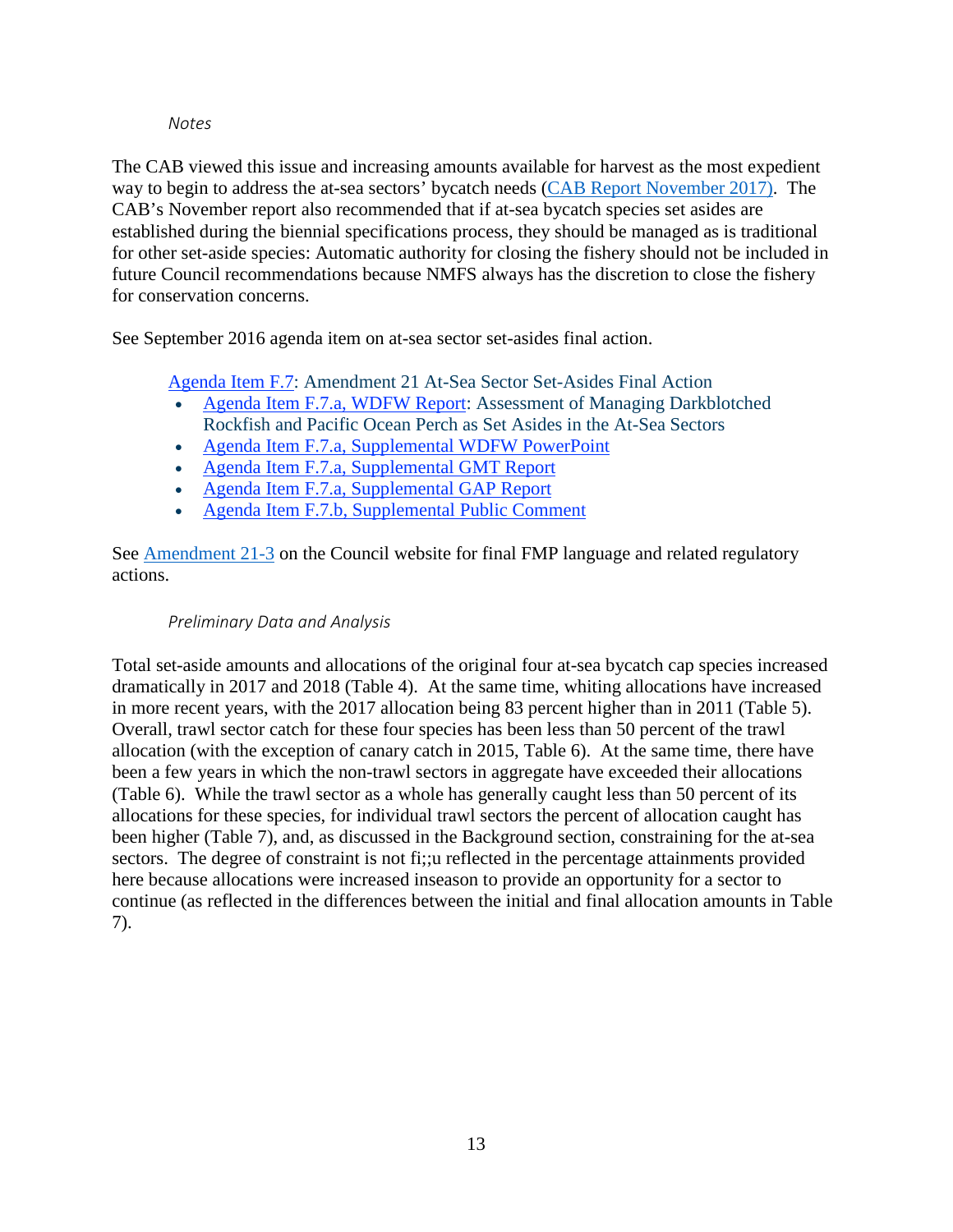*Notes*

The CAB viewed this issue and increasing amounts available for harvest as the most expedient way to begin to address the at-sea sectors' bycatch needs (CAB Report November 2017). The CAB's November report also recommended that if at-sea bycatch species set asides are established during the biennial specifications process, they should be managed as is traditional for other set-aside species: Automatic authority for closing the fishery should not be included in future Council recommendations because NMFS always has the discretion to close the fishery for conservation concerns.

See September 2016 agenda item on at-sea sector set-asides final action.

Agenda Item F.7: Amendment 21 At-Sea Sector Set-Asides Final Action

- Agenda Item F.7.a, WDFW Report: Assessment of Managing Darkblotched Rockfish and Pacific Ocean Perch as Set Asides in the At-Sea Sectors
- Agenda Item F.7.a, Supplemental WDFW PowerPoint
- Agenda Item F.7.a, Supplemental GMT Report
- Agenda Item F.7.a, Supplemental GAP Report
- Agenda Item F.7.b, Supplemental Public Comment

See Amendment 21-3 on the Council website for final FMP language and related regulatory actions.

*Preliminary Data and Analysis*

Total set-aside amounts and allocations of the original four at-sea bycatch cap species increased dramatically in 2017 and 2018 (Table 4). At the same time, whiting allocations have increased in more recent years, with the 2017 allocation being 83 percent higher than in 2011 (Table 5). Overall, trawl sector catch for these four species has been less than 50 percent of the trawl allocation (with the exception of canary catch in 2015, Table 6). At the same time, there have been a few years in which the non-trawl sectors in aggregate have exceeded their allocations (Table 6). While the trawl sector as a whole has generally caught less than 50 percent of its allocations for these species, for individual trawl sectors the percent of allocation caught has been higher (Table 7), and, as discussed in the Background section, constraining for the at-sea sectors. The degree of constraint is not fi;;u reflected in the percentage attainments provided here because allocations were increased inseason to provide an opportunity for a sector to continue (as reflected in the differences between the initial and final allocation amounts in Table 7).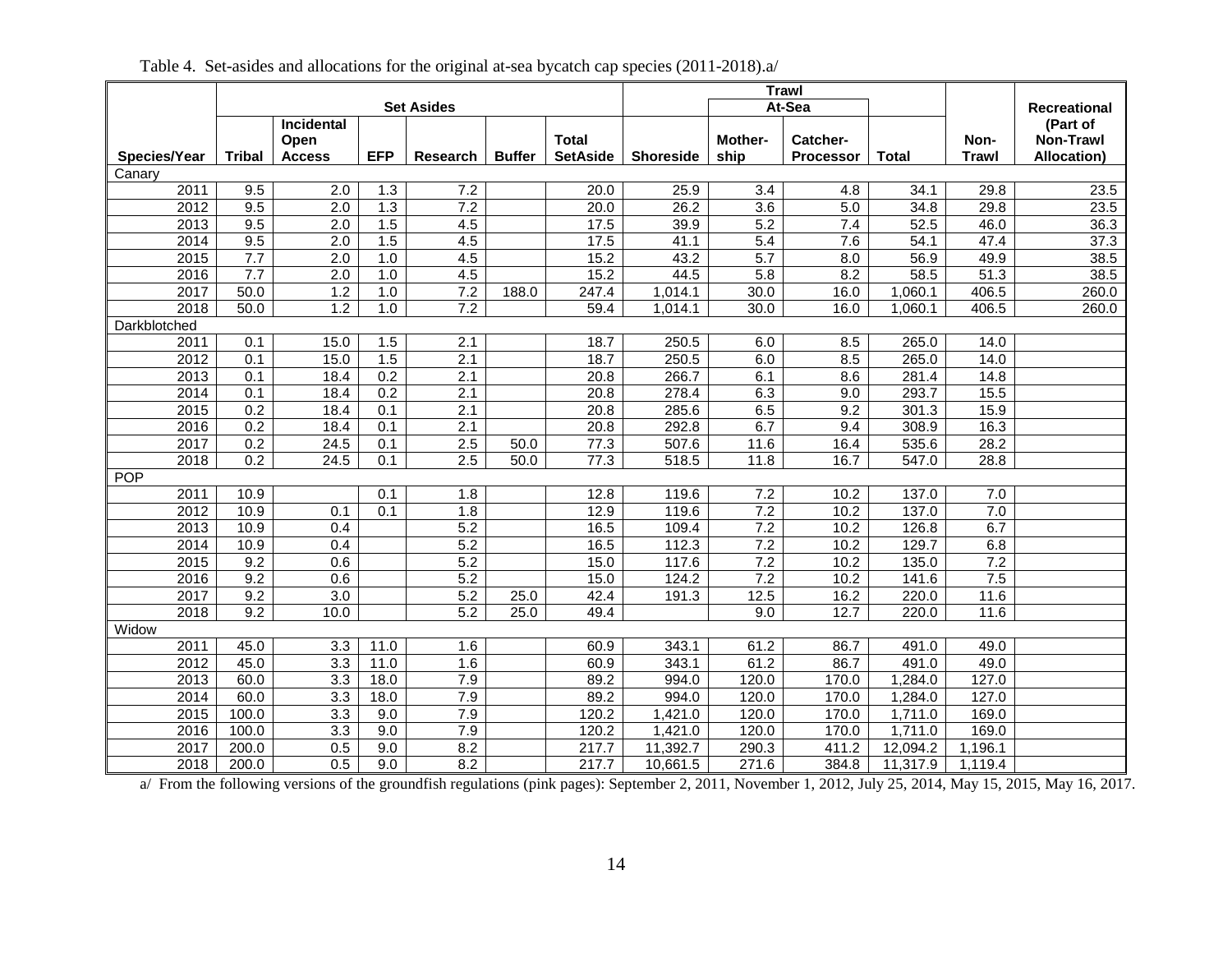Table 4. Set-asides and allocations for the original at-sea bycatch cap species (2011-2018).a/

| | Set Asides | | | | | | Trawl | | | | | Recreational |
|---|---|---|---|---|---|---|---|---|---|---|---|---|
| | | | | | | | | At-Sea | | | | |
| Species/Year | Tribal | Incidental Open Access | EFP | Research | Buffer | Total SetAside | Shoreside | Mother-ship | Catcher-Processor | Total | Non-Trawl | (Part of Non-Trawl Allocation) |
| Canary | | | | | | | | | | | | |
| 2011 | 9.5 | 2.0 | 1.3 | 7.2 | | 20.0 | 25.9 | 3.4 | 4.8 | 34.1 | 29.8 | 23.5 |
| 2012 | 9.5 | 2.0 | 1.3 | 7.2 | | 20.0 | 26.2 | 3.6 | 5.0 | 34.8 | 29.8 | 23.5 |
| 2013 | 9.5 | 2.0 | 1.5 | 4.5 | | 17.5 | 39.9 | 5.2 | 7.4 | 52.5 | 46.0 | 36.3 |
| 2014 | 9.5 | 2.0 | 1.5 | 4.5 | | 17.5 | 41.1 | 5.4 | 7.6 | 54.1 | 47.4 | 37.3 |
| 2015 | 7.7 | 2.0 | 1.0 | 4.5 | | 15.2 | 43.2 | 5.7 | 8.0 | 56.9 | 49.9 | 38.5 |
| 2016 | 7.7 | 2.0 | 1.0 | 4.5 | | 15.2 | 44.5 | 5.8 | 8.2 | 58.5 | 51.3 | 38.5 |
| 2017 | 50.0 | 1.2 | 1.0 | 7.2 | 188.0 | 247.4 | 1,014.1 | 30.0 | 16.0 | 1,060.1 | 406.5 | 260.0 |
| 2018 | 50.0 | 1.2 | 1.0 | 7.2 | | 59.4 | 1,014.1 | 30.0 | 16.0 | 1,060.1 | 406.5 | 260.0 |
| Darkblotched | | | | | | | | | | | | |
| 2011 | 0.1 | 15.0 | 1.5 | 2.1 | | 18.7 | 250.5 | 6.0 | 8.5 | 265.0 | 14.0 | |
| 2012 | 0.1 | 15.0 | 1.5 | 2.1 | | 18.7 | 250.5 | 6.0 | 8.5 | 265.0 | 14.0 | |
| 2013 | 0.1 | 18.4 | 0.2 | 2.1 | | 20.8 | 266.7 | 6.1 | 8.6 | 281.4 | 14.8 | |
| 2014 | 0.1 | 18.4 | 0.2 | 2.1 | | 20.8 | 278.4 | 6.3 | 9.0 | 293.7 | 15.5 | |
| 2015 | 0.2 | 18.4 | 0.1 | 2.1 | | 20.8 | 285.6 | 6.5 | 9.2 | 301.3 | 15.9 | |
| 2016 | 0.2 | 18.4 | 0.1 | 2.1 | | 20.8 | 292.8 | 6.7 | 9.4 | 308.9 | 16.3 | |
| 2017 | 0.2 | 24.5 | 0.1 | 2.5 | 50.0 | 77.3 | 507.6 | 11.6 | 16.4 | 535.6 | 28.2 | |
| 2018 | 0.2 | 24.5 | 0.1 | 2.5 | 50.0 | 77.3 | 518.5 | 11.8 | 16.7 | 547.0 | 28.8 | |
| POP | | | | | | | | | | | | |
| 2011 | 10.9 | | 0.1 | 1.8 | | 12.8 | 119.6 | 7.2 | 10.2 | 137.0 | 7.0 | |
| 2012 | 10.9 | 0.1 | 0.1 | 1.8 | | 12.9 | 119.6 | 7.2 | 10.2 | 137.0 | 7.0 | |
| 2013 | 10.9 | 0.4 | | 5.2 | | 16.5 | 109.4 | 7.2 | 10.2 | 126.8 | 6.7 | |
| 2014 | 10.9 | 0.4 | | 5.2 | | 16.5 | 112.3 | 7.2 | 10.2 | 129.7 | 6.8 | |
| 2015 | 9.2 | 0.6 | | 5.2 | | 15.0 | 117.6 | 7.2 | 10.2 | 135.0 | 7.2 | |
| 2016 | 9.2 | 0.6 | | 5.2 | | 15.0 | 124.2 | 7.2 | 10.2 | 141.6 | 7.5 | |
| 2017 | 9.2 | 3.0 | | 5.2 | 25.0 | 42.4 | 191.3 | 12.5 | 16.2 | 220.0 | 11.6 | |
| 2018 | 9.2 | 10.0 | | 5.2 | 25.0 | 49.4 | | 9.0 | 12.7 | 220.0 | 11.6 | |
| Widow | | | | | | | | | | | | |
| 2011 | 45.0 | 3.3 | 11.0 | 1.6 | | 60.9 | 343.1 | 61.2 | 86.7 | 491.0 | 49.0 | |
| 2012 | 45.0 | 3.3 | 11.0 | 1.6 | | 60.9 | 343.1 | 61.2 | 86.7 | 491.0 | 49.0 | |
| 2013 | 60.0 | 3.3 | 18.0 | 7.9 | | 89.2 | 994.0 | 120.0 | 170.0 | 1,284.0 | 127.0 | |
| 2014 | 60.0 | 3.3 | 18.0 | 7.9 | | 89.2 | 994.0 | 120.0 | 170.0 | 1,284.0 | 127.0 | |
| 2015 | 100.0 | 3.3 | 9.0 | 7.9 | | 120.2 | 1,421.0 | 120.0 | 170.0 | 1,711.0 | 169.0 | |
| 2016 | 100.0 | 3.3 | 9.0 | 7.9 | | 120.2 | 1,421.0 | 120.0 | 170.0 | 1,711.0 | 169.0 | |
| 2017 | 200.0 | 0.5 | 9.0 | 8.2 | | 217.7 | 11,392.7 | 290.3 | 411.2 | 12,094.2 | 1,196.1 | |
| 2018 | 200.0 | 0.5 | 9.0 | 8.2 | | 217.7 | 10,661.5 | 271.6 | 384.8 | 11,317.9 | 1,119.4 | |

a/ From the following versions of the groundfish regulations (pink pages): September 2, 2011, November 1, 2012, July 25, 2014, May 15, 2015, May 16, 2017.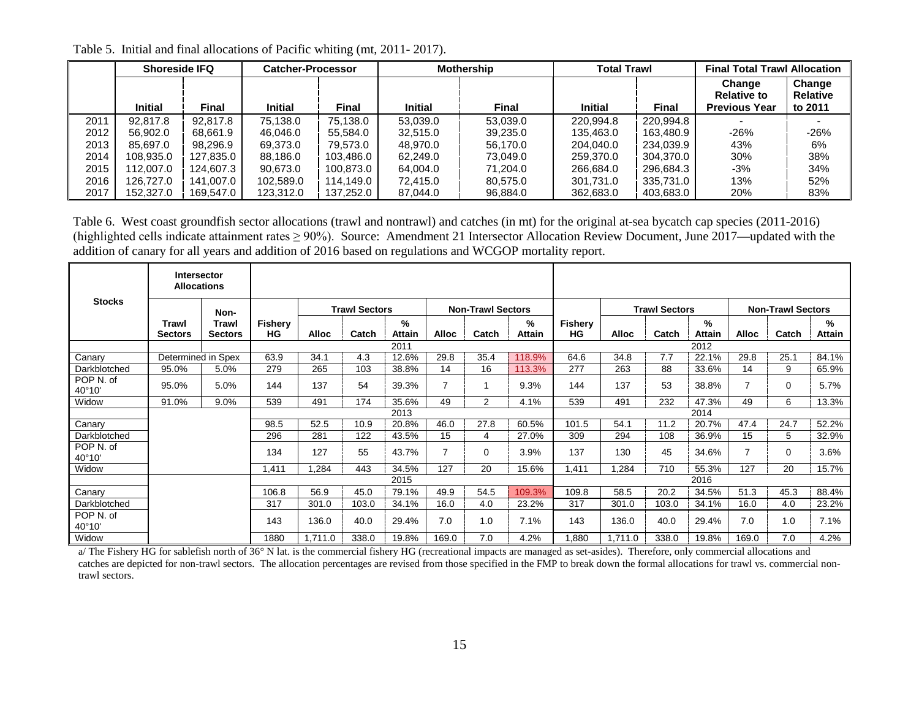Table 5. Initial and final allocations of Pacific whiting (mt, 2011- 2017).

| | Shoreside IFQ | | Catcher-Processor | | Mothership | | Total Trawl | | Final Total Trawl Allocation | |
|---|---|---|---|---|---|---|---|---|---|---|
| | Initial | Final | Initial | Final | Initial | Final | Initial | Final | Change Relative to Previous Year | Change Relative to 2011 |
| 2011 | 92,817.8 | 92,817.8 | 75,138.0 | 75,138.0 | 53,039.0 | 53,039.0 | 220,994.8 | 220,994.8 | - | - |
| 2012 | 56,902.0 | 68,661.9 | 46,046.0 | 55,584.0 | 32,515.0 | 39,235.0 | 135,463.0 | 163,480.9 | -26% | -26% |
| 2013 | 85,697.0 | 98,296.9 | 69,373.0 | 79,573.0 | 48,970.0 | 56,170.0 | 204,040.0 | 234,039.9 | 43% | 6% |
| 2014 | 108,935.0 | 127,835.0 | 88,186.0 | 103,486.0 | 62,249.0 | 73,049.0 | 259,370.0 | 304,370.0 | 30% | 38% |
| 2015 | 112,007.0 | 124,607.3 | 90,673.0 | 100,873.0 | 64,004.0 | 71,204.0 | 266,684.0 | 296,684.3 | -3% | 34% |
| 2016 | 126,727.0 | 141,007.0 | 102,589.0 | 114,149.0 | 72,415.0 | 80,575.0 | 301,731.0 | 335,731.0 | 13% | 52% |
| 2017 | 152,327.0 | 169,547.0 | 123,312.0 | 137,252.0 | 87,044.0 | 96,884.0 | 362,683.0 | 403,683.0 | 20% | 83% |

Table 6. West coast groundfish sector allocations (trawl and nontrawl) and catches (in mt) for the original at-sea bycatch cap species (2011-2016) (highlighted cells indicate attainment rates ≥ 90%). Source: Amendment 21 Intersector Allocation Review Document, June 2017—updated with the addition of canary for all years and addition of 2016 based on regulations and WCGOP mortality report.

| Stocks | Intersector Allocations | | | Trawl Sectors | | | Non-Trawl Sectors | | | | Trawl Sectors | | | Non-Trawl Sectors | | |
|---|---|---|---|---|---|---|---|---|---|---|---|---|---|---|---|---|
| | Trawl Sectors | Non-Trawl Sectors | Fishery HG | Alloc | Catch | % Attain | Alloc | Catch | % Attain | Fishery HG | Alloc | Catch | % Attain | Alloc | Catch | % Attain |
| | | | 2011 | | | | | | | 2012 | | | | | | |
| Canary | Determined in Spex | | 63.9 | 34.1 | 4.3 | 12.6% | 29.8 | 35.4 | 118.9% | 64.6 | 34.8 | 7.7 | 22.1% | 29.8 | 25.1 | 84.1% |
| Darkblotched | 95.0% | 5.0% | 279 | 265 | 103 | 38.8% | 14 | 16 | 113.3% | 277 | 263 | 88 | 33.6% | 14 | 9 | 65.9% |
| POP N. of 40°10' | 95.0% | 5.0% | 144 | 137 | 54 | 39.3% | 7 | 1 | 9.3% | 144 | 137 | 53 | 38.8% | 7 | 0 | 5.7% |
| Widow | 91.0% | 9.0% | 539 | 491 | 174 | 35.6% | 49 | 2 | 4.1% | 539 | 491 | 232 | 47.3% | 49 | 6 | 13.3% |
| | | | 2013 | | | | | | | 2014 | | | | | | |
| Canary | | | 98.5 | 52.5 | 10.9 | 20.8% | 46.0 | 27.8 | 60.5% | 101.5 | 54.1 | 11.2 | 20.7% | 47.4 | 24.7 | 52.2% |
| Darkblotched | | | 296 | 281 | 122 | 43.5% | 15 | 4 | 27.0% | 309 | 294 | 108 | 36.9% | 15 | 5 | 32.9% |
| POP N. of 40°10' | | | 134 | 127 | 55 | 43.7% | 7 | 0 | 3.9% | 137 | 130 | 45 | 34.6% | 7 | 0 | 3.6% |
| Widow | | | 1,411 | 1,284 | 443 | 34.5% | 127 | 20 | 15.6% | 1,411 | 1,284 | 710 | 55.3% | 127 | 20 | 15.7% |
| | | | 2015 | | | | | | | 2016 | | | | | | |
| Canary | | | 106.8 | 56.9 | 45.0 | 79.1% | 49.9 | 54.5 | 109.3% | 109.8 | 58.5 | 20.2 | 34.5% | 51.3 | 45.3 | 88.4% |
| Darkblotched | | | 317 | 301.0 | 103.0 | 34.1% | 16.0 | 4.0 | 23.2% | 317 | 301.0 | 103.0 | 34.1% | 16.0 | 4.0 | 23.2% |
| POP N. of 40°10' | | | 143 | 136.0 | 40.0 | 29.4% | 7.0 | 1.0 | 7.1% | 143 | 136.0 | 40.0 | 29.4% | 7.0 | 1.0 | 7.1% |
| Widow | | | 1880 | 1,711.0 | 338.0 | 19.8% | 169.0 | 7.0 | 4.2% | 1,880 | 1,711.0 | 338.0 | 19.8% | 169.0 | 7.0 | 4.2% |

a/ The Fishery HG for sablefish north of 36° N lat. is the commercial fishery HG (recreational impacts are managed as set-asides). Therefore, only commercial allocations and catches are depicted for non-trawl sectors. The allocation percentages are revised from those specified in the FMP to break down the formal allocations for trawl vs. commercial non-trawl sectors.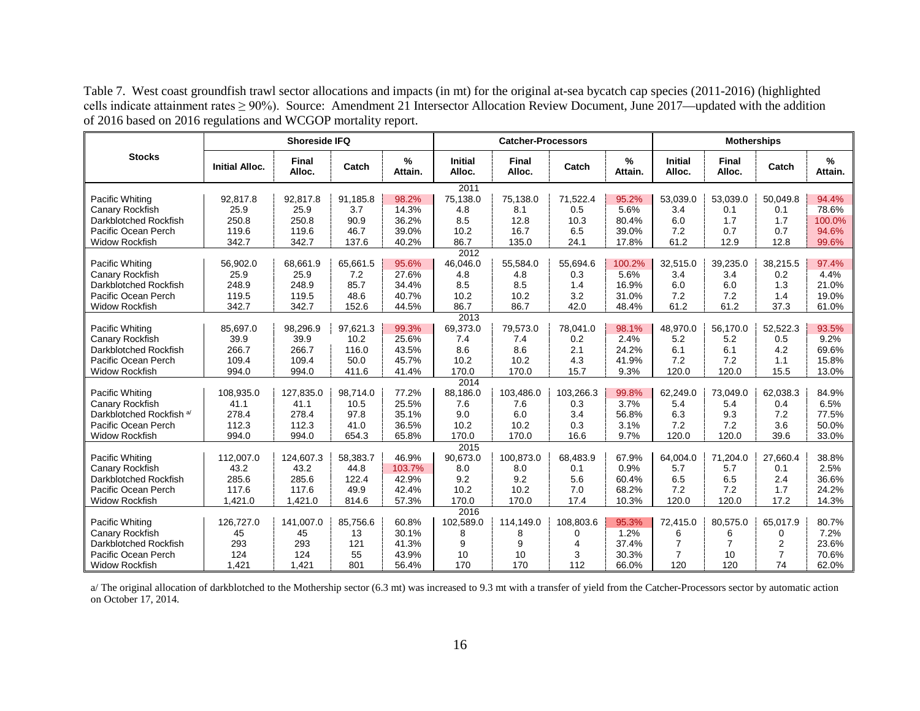Table 7. West coast groundfish trawl sector allocations and impacts (in mt) for the original at-sea bycatch cap species (2011-2016) (highlighted cells indicate attainment rates ≥ 90%). Source: Amendment 21 Intersector Allocation Review Document, June 2017—updated with the addition of 2016 based on 2016 regulations and WCGOP mortality report.

| Stocks | Shoreside IFQ | | | | Catcher-Processors | | | | Motherships | | | |
|---|---|---|---|---|---|---|---|---|---|---|---|---|
| | Initial Alloc. | Final Alloc. | Catch | % Attain. | Initial Alloc. | Final Alloc. | Catch | % Attain. | Initial Alloc. | Final Alloc. | Catch | % Attain. |
| **2011** | | | | | | | | | | | | |
| Pacific Whiting | 92,817.8 | 92,817.8 | 91,185.8 | 98.2% | 75,138.0 | 75,138.0 | 71,522.4 | 95.2% | 53,039.0 | 53,039.0 | 50,049.8 | 94.4% |
| Canary Rockfish | 25.9 | 25.9 | 3.7 | 14.3% | 4.8 | 8.1 | 0.5 | 5.6% | 3.4 | 0.1 | 0.1 | 78.6% |
| Darkblotched Rockfish | 250.8 | 250.8 | 90.9 | 36.2% | 8.5 | 12.8 | 10.3 | 80.4% | 6.0 | 1.7 | 1.7 | 100.0% |
| Pacific Ocean Perch | 119.6 | 119.6 | 46.7 | 39.0% | 10.2 | 16.7 | 6.5 | 39.0% | 7.2 | 0.7 | 0.7 | 94.6% |
| Widow Rockfish | 342.7 | 342.7 | 137.6 | 40.2% | 86.7 | 135.0 | 24.1 | 17.8% | 61.2 | 12.9 | 12.8 | 99.6% |
| **2012** | | | | | | | | | | | | |
| Pacific Whiting | 56,902.0 | 68,661.9 | 65,661.5 | 95.6% | 46,046.0 | 55,584.0 | 55,694.6 | 100.2% | 32,515.0 | 39,235.0 | 38,215.5 | 97.4% |
| Canary Rockfish | 25.9 | 25.9 | 7.2 | 27.6% | 4.8 | 4.8 | 0.3 | 5.6% | 3.4 | 3.4 | 0.2 | 4.4% |
| Darkblotched Rockfish | 248.9 | 248.9 | 85.7 | 34.4% | 8.5 | 8.5 | 1.4 | 16.9% | 6.0 | 6.0 | 1.3 | 21.0% |
| Pacific Ocean Perch | 119.5 | 119.5 | 48.6 | 40.7% | 10.2 | 10.2 | 3.2 | 31.0% | 7.2 | 7.2 | 1.4 | 19.0% |
| Widow Rockfish | 342.7 | 342.7 | 152.6 | 44.5% | 86.7 | 86.7 | 42.0 | 48.4% | 61.2 | 61.2 | 37.3 | 61.0% |
| **2013** | | | | | | | | | | | | |
| Pacific Whiting | 85,697.0 | 98,296.9 | 97,621.3 | 99.3% | 69,373.0 | 79,573.0 | 78,041.0 | 98.1% | 48,970.0 | 56,170.0 | 52,522.3 | 93.5% |
| Canary Rockfish | 39.9 | 39.9 | 10.2 | 25.6% | 7.4 | 7.4 | 0.2 | 2.4% | 5.2 | 5.2 | 0.5 | 9.2% |
| Darkblotched Rockfish | 266.7 | 266.7 | 116.0 | 43.5% | 8.6 | 8.6 | 2.1 | 24.2% | 6.1 | 6.1 | 4.2 | 69.6% |
| Pacific Ocean Perch | 109.4 | 109.4 | 50.0 | 45.7% | 10.2 | 10.2 | 4.3 | 41.9% | 7.2 | 7.2 | 1.1 | 15.8% |
| Widow Rockfish | 994.0 | 994.0 | 411.6 | 41.4% | 170.0 | 170.0 | 15.7 | 9.3% | 120.0 | 120.0 | 15.5 | 13.0% |
| **2014** | | | | | | | | | | | | |
| Pacific Whiting | 108,935.0 | 127,835.0 | 98,714.0 | 77.2% | 88,186.0 | 103,486.0 | 103,266.3 | 99.8% | 62,249.0 | 73,049.0 | 62,038.3 | 84.9% |
| Canary Rockfish | 41.1 | 41.1 | 10.5 | 25.5% | 7.6 | 7.6 | 0.3 | 3.7% | 5.4 | 5.4 | 0.4 | 6.5% |
| Darkblotched Rockfish [a/] | 278.4 | 278.4 | 97.8 | 35.1% | 9.0 | 6.0 | 3.4 | 56.8% | 6.3 | 9.3 | 7.2 | 77.5% |
| Pacific Ocean Perch | 112.3 | 112.3 | 41.0 | 36.5% | 10.2 | 10.2 | 0.3 | 3.1% | 7.2 | 7.2 | 3.6 | 50.0% |
| Widow Rockfish | 994.0 | 994.0 | 654.3 | 65.8% | 170.0 | 170.0 | 16.6 | 9.7% | 120.0 | 120.0 | 39.6 | 33.0% |
| **2015** | | | | | | | | | | | | |
| Pacific Whiting | 112,007.0 | 124,607.3 | 58,383.7 | 46.9% | 90,673.0 | 100,873.0 | 68,483.9 | 67.9% | 64,004.0 | 71,204.0 | 27,660.4 | 38.8% |
| Canary Rockfish | 43.2 | 43.2 | 44.8 | 103.7% | 8.0 | 8.0 | 0.1 | 0.9% | 5.7 | 5.7 | 0.1 | 2.5% |
| Darkblotched Rockfish | 285.6 | 285.6 | 122.4 | 42.9% | 9.2 | 9.2 | 5.6 | 60.4% | 6.5 | 6.5 | 2.4 | 36.6% |
| Pacific Ocean Perch | 117.6 | 117.6 | 49.9 | 42.4% | 10.2 | 10.2 | 7.0 | 68.2% | 7.2 | 7.2 | 1.7 | 24.2% |
| Widow Rockfish | 1,421.0 | 1,421.0 | 814.6 | 57.3% | 170.0 | 170.0 | 17.4 | 10.3% | 120.0 | 120.0 | 17.2 | 14.3% |
| **2016** | | | | | | | | | | | | |
| Pacific Whiting | 126,727.0 | 141,007.0 | 85,756.6 | 60.8% | 102,589.0 | 114,149.0 | 108,803.6 | 95.3% | 72,415.0 | 80,575.0 | 65,017.9 | 80.7% |
| Canary Rockfish | 45 | 45 | 13 | 30.1% | 8 | 8 | 0 | 1.2% | 6 | 6 | 0 | 7.2% |
| Darkblotched Rockfish | 293 | 293 | 121 | 41.3% | 9 | 9 | 4 | 37.4% | 7 | 7 | 2 | 23.6% |
| Pacific Ocean Perch | 124 | 124 | 55 | 43.9% | 10 | 10 | 3 | 30.3% | 7 | 10 | 7 | 70.6% |
| Widow Rockfish | 1,421 | 1,421 | 801 | 56.4% | 170 | 170 | 112 | 66.0% | 120 | 120 | 74 | 62.0% |

a/ The original allocation of darkblotched to the Mothership sector (6.3 mt) was increased to 9.3 mt with a transfer of yield from the Catcher-Processors sector by automatic action on October 17, 2014.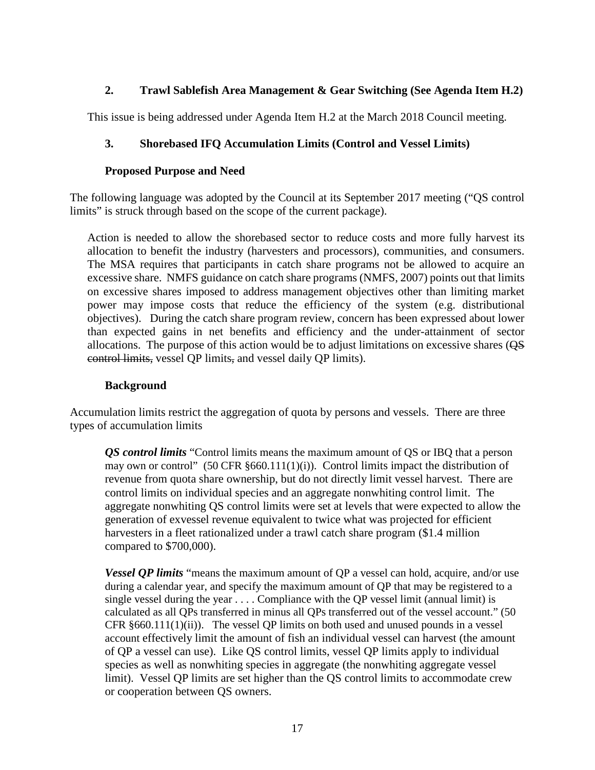### 2. Trawl Sablefish Area Management & Gear Switching (See Agenda Item H.2)

This issue is being addressed under Agenda Item H.2 at the March 2018 Council meeting.

### 3. Shorebased IFQ Accumulation Limits (Control and Vessel Limits)

#### Proposed Purpose and Need

The following language was adopted by the Council at its September 2017 meeting ("QS control limits" is struck through based on the scope of the current package).

> Action is needed to allow the shorebased sector to reduce costs and more fully harvest its allocation to benefit the industry (harvesters and processors), communities, and consumers. The MSA requires that participants in catch share programs not be allowed to acquire an excessive share. NMFS guidance on catch share programs (NMFS, 2007) points out that limits on excessive shares imposed to address management objectives other than limiting market power may impose costs that reduce the efficiency of the system (e.g. distributional objectives). During the catch share program review, concern has been expressed about lower than expected gains in net benefits and efficiency and the under-attainment of sector allocations. The purpose of this action would be to adjust limitations on excessive shares (~~QS control limits,~~ vessel QP limits~~,~~ and vessel daily QP limits).

#### Background

Accumulation limits restrict the aggregation of quota by persons and vessels. There are three types of accumulation limits

> ***QS control limits*** "Control limits means the maximum amount of QS or IBQ that a person may own or control" (50 CFR §660.111(1)(i)). Control limits impact the distribution of revenue from quota share ownership, but do not directly limit vessel harvest. There are control limits on individual species and an aggregate nonwhiting control limit. The aggregate nonwhiting QS control limits were set at levels that were expected to allow the generation of exvessel revenue equivalent to twice what was projected for efficient harvesters in a fleet rationalized under a trawl catch share program ($1.4 million compared to $700,000).

> ***Vessel QP limits*** "means the maximum amount of QP a vessel can hold, acquire, and/or use during a calendar year, and specify the maximum amount of QP that may be registered to a single vessel during the year . . . . Compliance with the QP vessel limit (annual limit) is calculated as all QPs transferred in minus all QPs transferred out of the vessel account." (50 CFR §660.111(1)(ii)). The vessel QP limits on both used and unused pounds in a vessel account effectively limit the amount of fish an individual vessel can harvest (the amount of QP a vessel can use). Like QS control limits, vessel QP limits apply to individual species as well as nonwhiting species in aggregate (the nonwhiting aggregate vessel limit). Vessel QP limits are set higher than the QS control limits to accommodate crew or cooperation between QS owners.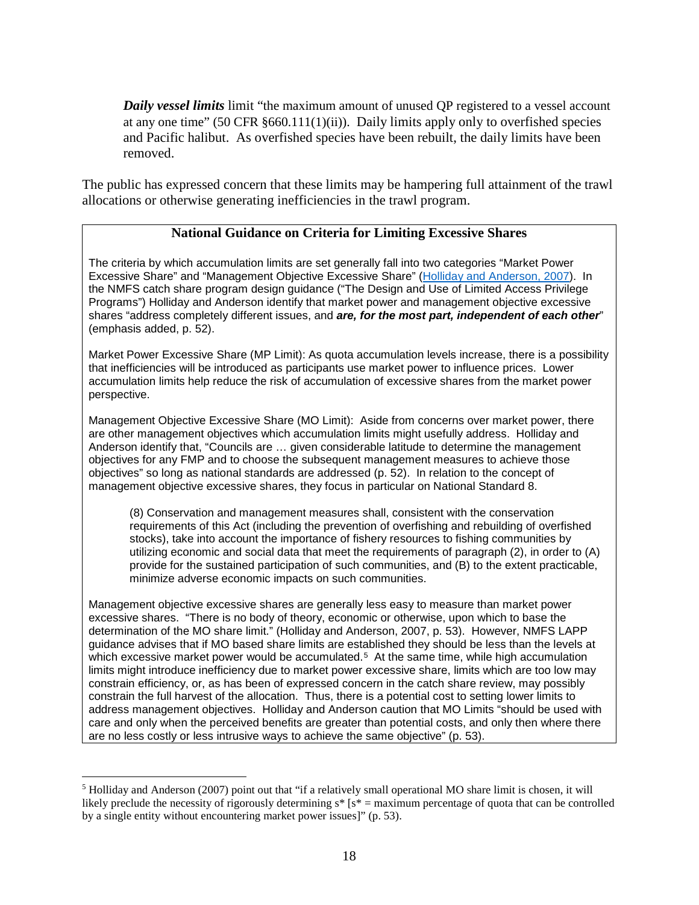> ***Daily vessel limits*** limit "the maximum amount of unused QP registered to a vessel account at any one time" (50 CFR §660.111(1)(ii)). Daily limits apply only to overfished species and Pacific halibut. As overfished species have been rebuilt, the daily limits have been removed.

The public has expressed concern that these limits may be hampering full attainment of the trawl allocations or otherwise generating inefficiencies in the trawl program.

### National Guidance on Criteria for Limiting Excessive Shares

The criteria by which accumulation limits are set generally fall into two categories "Market Power Excessive Share" and "Management Objective Excessive Share" (Holliday and Anderson, 2007). In the NMFS catch share program design guidance ("The Design and Use of Limited Access Privilege Programs") Holliday and Anderson identify that market power and management objective excessive shares "address completely different issues, and ***are, for the most part, independent of each other***" (emphasis added, p. 52).

Market Power Excessive Share (MP Limit): As quota accumulation levels increase, there is a possibility that inefficiencies will be introduced as participants use market power to influence prices. Lower accumulation limits help reduce the risk of accumulation of excessive shares from the market power perspective.

Management Objective Excessive Share (MO Limit): Aside from concerns over market power, there are other management objectives which accumulation limits might usefully address. Holliday and Anderson identify that, "Councils are … given considerable latitude to determine the management objectives for any FMP and to choose the subsequent management measures to achieve those objectives" so long as national standards are addressed (p. 52). In relation to the concept of management objective excessive shares, they focus in particular on National Standard 8.

> (8) Conservation and management measures shall, consistent with the conservation requirements of this Act (including the prevention of overfishing and rebuilding of overfished stocks), take into account the importance of fishery resources to fishing communities by utilizing economic and social data that meet the requirements of paragraph (2), in order to (A) provide for the sustained participation of such communities, and (B) to the extent practicable, minimize adverse economic impacts on such communities.

Management objective excessive shares are generally less easy to measure than market power excessive shares. "There is no body of theory, economic or otherwise, upon which to base the determination of the MO share limit." (Holliday and Anderson, 2007, p. 53). However, NMFS LAPP guidance advises that if MO based share limits are established they should be less than the levels at which excessive market power would be accumulated.[5] At the same time, while high accumulation limits might introduce inefficiency due to market power excessive share, limits which are too low may constrain efficiency, or, as has been of expressed concern in the catch share review, may possibly constrain the full harvest of the allocation. Thus, there is a potential cost to setting lower limits to address management objectives. Holliday and Anderson caution that MO Limits "should be used with care and only when the perceived benefits are greater than potential costs, and only then where there are no less costly or less intrusive ways to achieve the same objective" (p. 53).

---

[5] Holliday and Anderson (2007) point out that "if a relatively small operational MO share limit is chosen, it will likely preclude the necessity of rigorously determining $s^*$ [$s^*$ = maximum percentage of quota that can be controlled by a single entity without encountering market power issues]" (p. 53).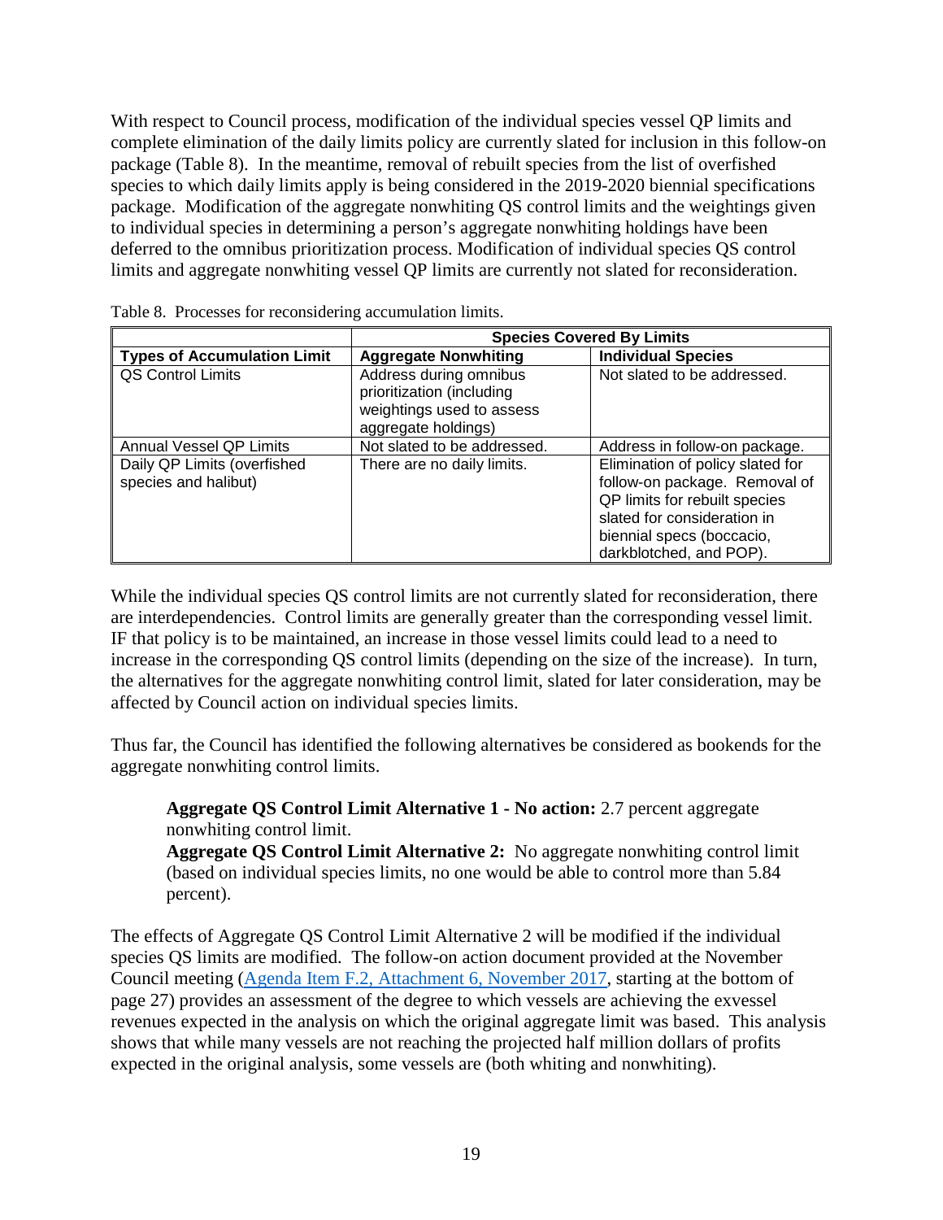With respect to Council process, modification of the individual species vessel QP limits and complete elimination of the daily limits policy are currently slated for inclusion in this follow-on package (Table 8). In the meantime, removal of rebuilt species from the list of overfished species to which daily limits apply is being considered in the 2019-2020 biennial specifications package. Modification of the aggregate nonwhiting QS control limits and the weightings given to individual species in determining a person's aggregate nonwhiting holdings have been deferred to the omnibus prioritization process. Modification of individual species QS control limits and aggregate nonwhiting vessel QP limits are currently not slated for reconsideration.

Table 8. Processes for reconsidering accumulation limits.

| | **Species Covered By Limits** | |
|---|---|---|
| **Types of Accumulation Limit** | **Aggregate Nonwhiting** | **Individual Species** |
| QS Control Limits | Address during omnibus prioritization (including weightings used to assess aggregate holdings) | Not slated to be addressed. |
| Annual Vessel QP Limits | Not slated to be addressed. | Address in follow-on package. |
| Daily QP Limits (overfished species and halibut) | There are no daily limits. | Elimination of policy slated for follow-on package. Removal of QP limits for rebuilt species slated for consideration in biennial specs (boccacio, darkblotched, and POP). |

While the individual species QS control limits are not currently slated for reconsideration, there are interdependencies. Control limits are generally greater than the corresponding vessel limit. IF that policy is to be maintained, an increase in those vessel limits could lead to a need to increase in the corresponding QS control limits (depending on the size of the increase). In turn, the alternatives for the aggregate nonwhiting control limit, slated for later consideration, may be affected by Council action on individual species limits.

Thus far, the Council has identified the following alternatives be considered as bookends for the aggregate nonwhiting control limits.

> **Aggregate QS Control Limit Alternative 1 - No action:** 2.7 percent aggregate nonwhiting control limit.
> **Aggregate QS Control Limit Alternative 2:** No aggregate nonwhiting control limit (based on individual species limits, no one would be able to control more than 5.84 percent).

The effects of Aggregate QS Control Limit Alternative 2 will be modified if the individual species QS limits are modified. The follow-on action document provided at the November Council meeting (Agenda Item F.2, Attachment 6, November 2017, starting at the bottom of page 27) provides an assessment of the degree to which vessels are achieving the exvessel revenues expected in the analysis on which the original aggregate limit was based. This analysis shows that while many vessels are not reaching the projected half million dollars of profits expected in the original analysis, some vessels are (both whiting and nonwhiting).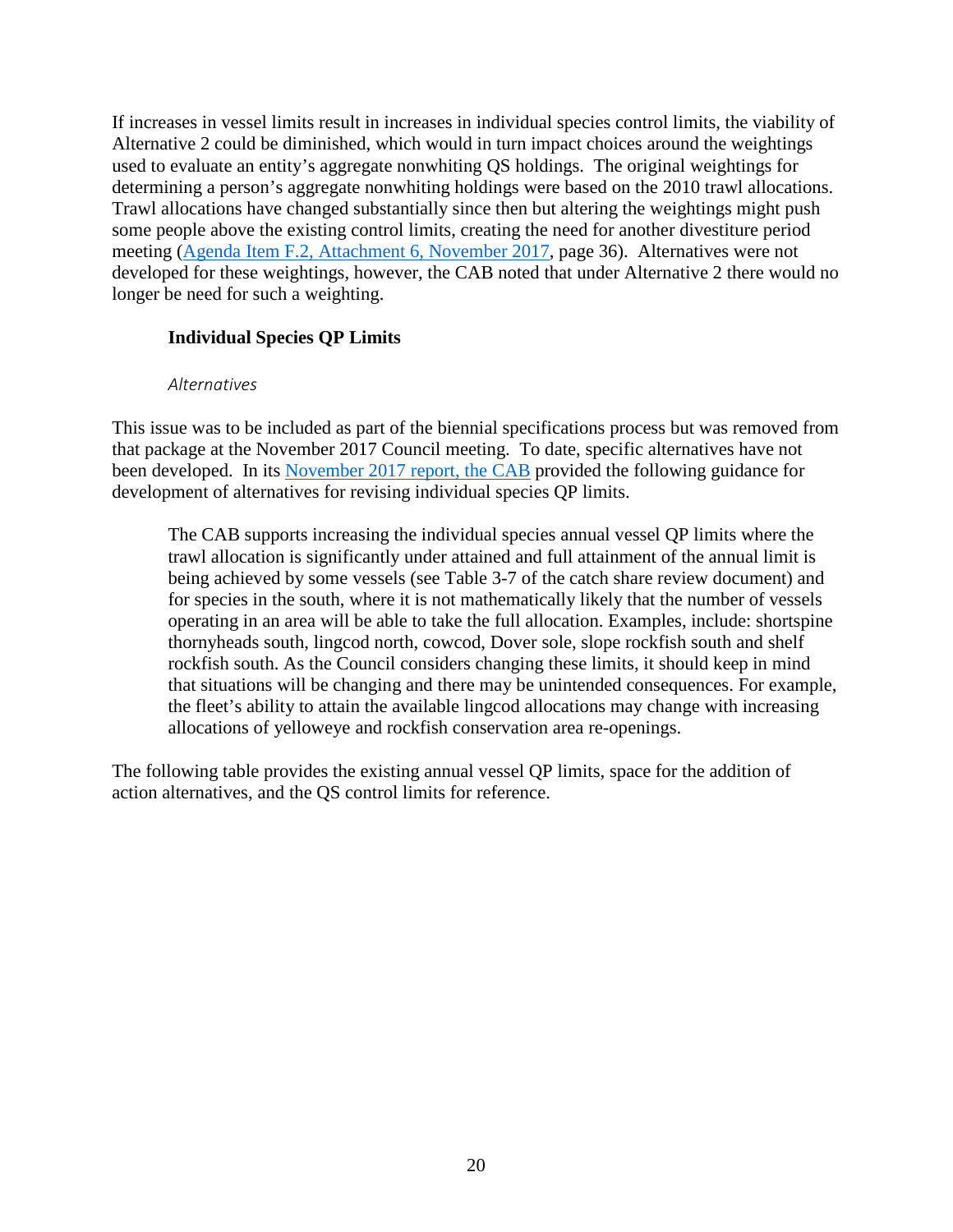If increases in vessel limits result in increases in individual species control limits, the viability of Alternative 2 could be diminished, which would in turn impact choices around the weightings used to evaluate an entity's aggregate nonwhiting QS holdings. The original weightings for determining a person's aggregate nonwhiting holdings were based on the 2010 trawl allocations. Trawl allocations have changed substantially since then but altering the weightings might push some people above the existing control limits, creating the need for another divestiture period meeting (Agenda Item F.2, Attachment 6, November 2017, page 36). Alternatives were not developed for these weightings, however, the CAB noted that under Alternative 2 there would no longer be need for such a weighting.

### Individual Species QP Limits

*Alternatives*

This issue was to be included as part of the biennial specifications process but was removed from that package at the November 2017 Council meeting. To date, specific alternatives have not been developed. In its November 2017 report, the CAB provided the following guidance for development of alternatives for revising individual species QP limits.

> The CAB supports increasing the individual species annual vessel QP limits where the trawl allocation is significantly under attained and full attainment of the annual limit is being achieved by some vessels (see Table 3-7 of the catch share review document) and for species in the south, where it is not mathematically likely that the number of vessels operating in an area will be able to take the full allocation. Examples, include: shortspine thornyheads south, lingcod north, cowcod, Dover sole, slope rockfish south and shelf rockfish south. As the Council considers changing these limits, it should keep in mind that situations will be changing and there may be unintended consequences. For example, the fleet's ability to attain the available lingcod allocations may change with increasing allocations of yelloweye and rockfish conservation area re-openings.

The following table provides the existing annual vessel QP limits, space for the addition of action alternatives, and the QS control limits for reference.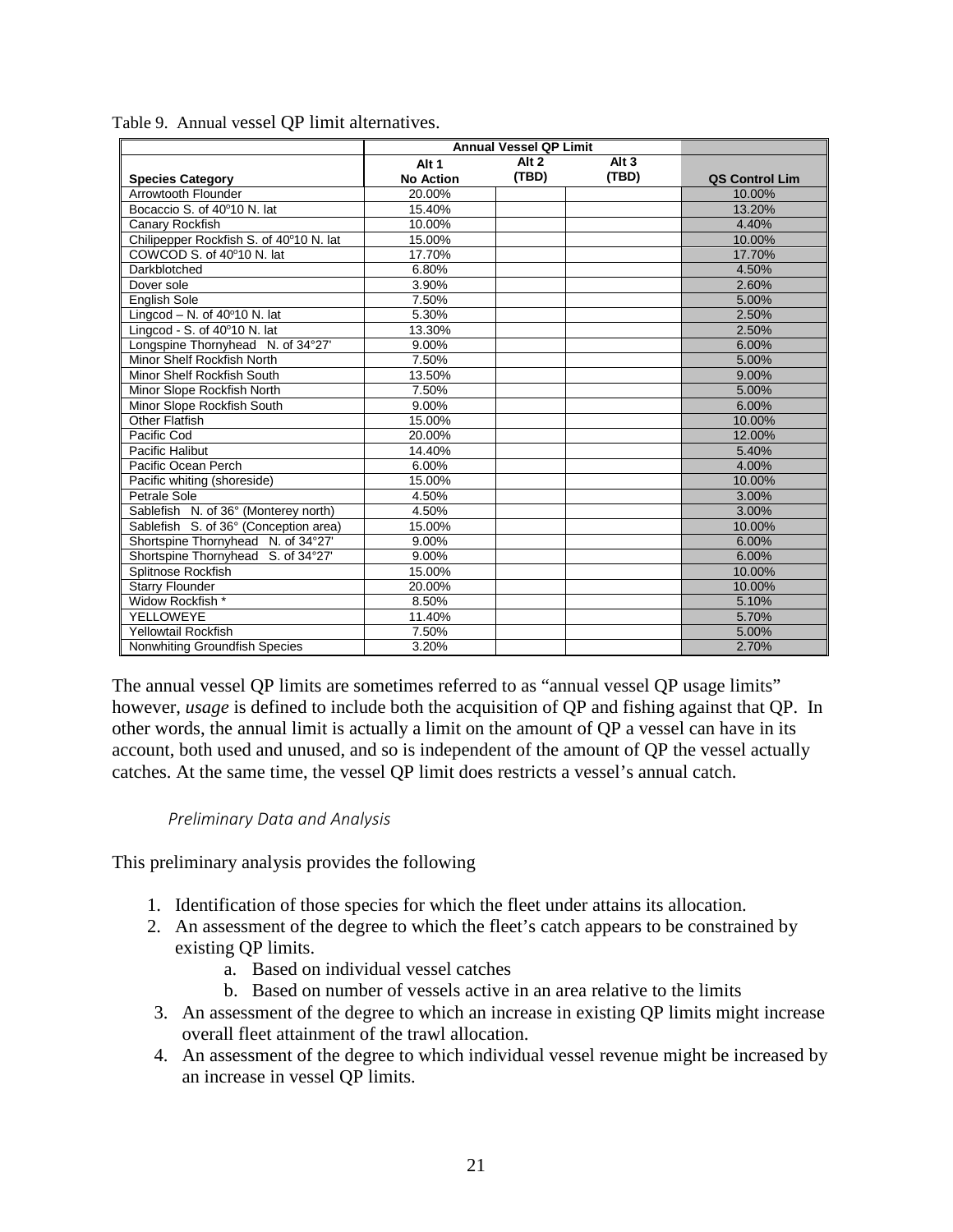Table 9. Annual vessel QP limit alternatives.

| | Annual Vessel QP Limit | | | |
|---|---|---|---|---|
| **Species Category** | **Alt 1 No Action** | **Alt 2 (TBD)** | **Alt 3 (TBD)** | **QS Control Lim** |
| Arrowtooth Flounder | 20.00% | | | 10.00% |
| Bocaccio S. of 40º10 N. lat | 15.40% | | | 13.20% |
| Canary Rockfish | 10.00% | | | 4.40% |
| Chilipepper Rockfish S. of 40º10 N. lat | 15.00% | | | 10.00% |
| COWCOD S. of 40º10 N. lat | 17.70% | | | 17.70% |
| Darkblotched | 6.80% | | | 4.50% |
| Dover sole | 3.90% | | | 2.60% |
| English Sole | 7.50% | | | 5.00% |
| Lingcod – N. of 40º10 N. lat | 5.30% | | | 2.50% |
| Lingcod - S. of 40º10 N. lat | 13.30% | | | 2.50% |
| Longspine Thornyhead N. of 34°27' | 9.00% | | | 6.00% |
| Minor Shelf Rockfish North | 7.50% | | | 5.00% |
| Minor Shelf Rockfish South | 13.50% | | | 9.00% |
| Minor Slope Rockfish North | 7.50% | | | 5.00% |
| Minor Slope Rockfish South | 9.00% | | | 6.00% |
| Other Flatfish | 15.00% | | | 10.00% |
| Pacific Cod | 20.00% | | | 12.00% |
| Pacific Halibut | 14.40% | | | 5.40% |
| Pacific Ocean Perch | 6.00% | | | 4.00% |
| Pacific whiting (shoreside) | 15.00% | | | 10.00% |
| Petrale Sole | 4.50% | | | 3.00% |
| Sablefish N. of 36° (Monterey north) | 4.50% | | | 3.00% |
| Sablefish S. of 36° (Conception area) | 15.00% | | | 10.00% |
| Shortspine Thornyhead N. of 34°27' | 9.00% | | | 6.00% |
| Shortspine Thornyhead S. of 34°27' | 9.00% | | | 6.00% |
| Splitnose Rockfish | 15.00% | | | 10.00% |
| Starry Flounder | 20.00% | | | 10.00% |
| Widow Rockfish * | 8.50% | | | 5.10% |
| YELLOWEYE | 11.40% | | | 5.70% |
| Yellowtail Rockfish | 7.50% | | | 5.00% |
| Nonwhiting Groundfish Species | 3.20% | | | 2.70% |

The annual vessel QP limits are sometimes referred to as "annual vessel QP usage limits" however, *usage* is defined to include both the acquisition of QP and fishing against that QP. In other words, the annual limit is actually a limit on the amount of QP a vessel can have in its account, both used and unused, and so is independent of the amount of QP the vessel actually catches. At the same time, the vessel QP limit does restricts a vessel's annual catch.

#### *Preliminary Data and Analysis*

This preliminary analysis provides the following

1. Identification of those species for which the fleet under attains its allocation.
2. An assessment of the degree to which the fleet's catch appears to be constrained by existing QP limits.
    a. Based on individual vessel catches
    b. Based on number of vessels active in an area relative to the limits
3. An assessment of the degree to which an increase in existing QP limits might increase overall fleet attainment of the trawl allocation.
4. An assessment of the degree to which individual vessel revenue might be increased by an increase in vessel QP limits.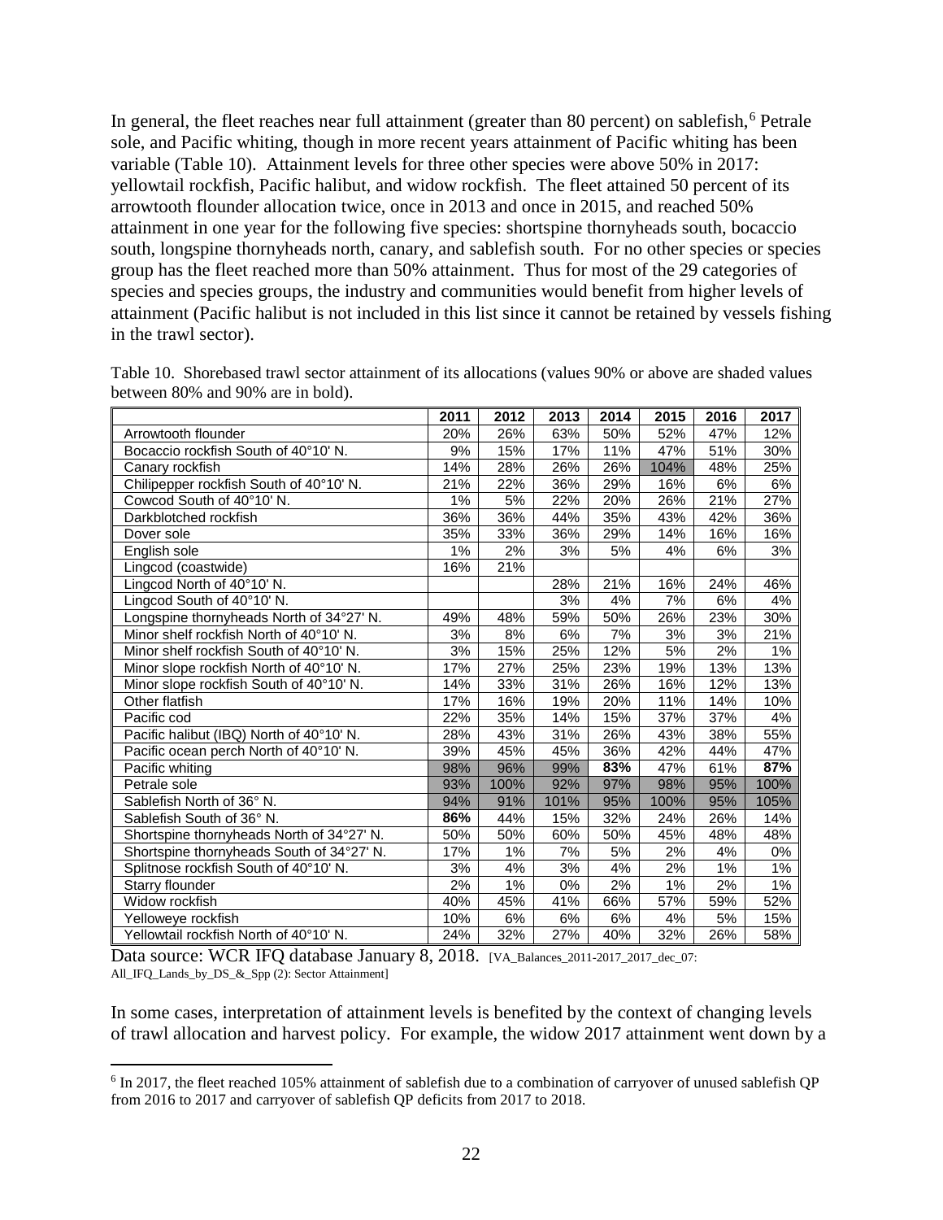In general, the fleet reaches near full attainment (greater than 80 percent) on sablefish,[6] Petrale sole, and Pacific whiting, though in more recent years attainment of Pacific whiting has been variable (Table 10). Attainment levels for three other species were above 50% in 2017: yellowtail rockfish, Pacific halibut, and widow rockfish. The fleet attained 50 percent of its arrowtooth flounder allocation twice, once in 2013 and once in 2015, and reached 50% attainment in one year for the following five species: shortspine thornyheads south, bocaccio south, longspine thornyheads north, canary, and sablefish south. For no other species or species group has the fleet reached more than 50% attainment. Thus for most of the 29 categories of species and species groups, the industry and communities would benefit from higher levels of attainment (Pacific halibut is not included in this list since it cannot be retained by vessels fishing in the trawl sector).

Table 10. Shorebased trawl sector attainment of its allocations (values 90% or above are shaded values between 80% and 90% are in bold).

| | 2011 | 2012 | 2013 | 2014 | 2015 | 2016 | 2017 |
|---|---|---|---|---|---|---|---|
| Arrowtooth flounder | 20% | 26% | 63% | 50% | 52% | 47% | 12% |
| Bocaccio rockfish South of 40°10' N. | 9% | 15% | 17% | 11% | 47% | 51% | 30% |
| Canary rockfish | 14% | 28% | 26% | 26% | 104% | 48% | 25% |
| Chilipepper rockfish South of 40°10' N. | 21% | 22% | 36% | 29% | 16% | 6% | 6% |
| Cowcod South of 40°10' N. | 1% | 5% | 22% | 20% | 26% | 21% | 27% |
| Darkblotched rockfish | 36% | 36% | 44% | 35% | 43% | 42% | 36% |
| Dover sole | 35% | 33% | 36% | 29% | 14% | 16% | 16% |
| English sole | 1% | 2% | 3% | 5% | 4% | 6% | 3% |
| Lingcod (coastwide) | 16% | 21% | | | | | |
| Lingcod North of 40°10' N. | | | 28% | 21% | 16% | 24% | 46% |
| Lingcod South of 40°10' N. | | | 3% | 4% | 7% | 6% | 4% |
| Longspine thornyheads North of 34°27' N. | 49% | 48% | 59% | 50% | 26% | 23% | 30% |
| Minor shelf rockfish North of 40°10' N. | 3% | 8% | 6% | 7% | 3% | 3% | 21% |
| Minor shelf rockfish South of 40°10' N. | 3% | 15% | 25% | 12% | 5% | 2% | 1% |
| Minor slope rockfish North of 40°10' N. | 17% | 27% | 25% | 23% | 19% | 13% | 13% |
| Minor slope rockfish South of 40°10' N. | 14% | 33% | 31% | 26% | 16% | 12% | 13% |
| Other flatfish | 17% | 16% | 19% | 20% | 11% | 14% | 10% |
| Pacific cod | 22% | 35% | 14% | 15% | 37% | 37% | 4% |
| Pacific halibut (IBQ) North of 40°10' N. | 28% | 43% | 31% | 26% | 43% | 38% | 55% |
| Pacific ocean perch North of 40°10' N. | 39% | 45% | 45% | 36% | 42% | 44% | 47% |
| Pacific whiting | 98% | 96% | 99% | **83%** | 47% | 61% | **87%** |
| Petrale sole | 93% | 100% | 92% | 97% | 98% | 95% | 100% |
| Sablefish North of 36° N. | 94% | 91% | 101% | 95% | 100% | 95% | 105% |
| Sablefish South of 36° N. | **86%** | 44% | 15% | 32% | 24% | 26% | 14% |
| Shortspine thornyheads North of 34°27' N. | 50% | 50% | 60% | 50% | 45% | 48% | 48% |
| Shortspine thornyheads South of 34°27' N. | 17% | 1% | 7% | 5% | 2% | 4% | 0% |
| Splitnose rockfish South of 40°10' N. | 3% | 4% | 3% | 4% | 2% | 1% | 1% |
| Starry flounder | 2% | 1% | 0% | 2% | 1% | 2% | 1% |
| Widow rockfish | 40% | 45% | 41% | 66% | 57% | 59% | 52% |
| Yelloweye rockfish | 10% | 6% | 6% | 6% | 4% | 5% | 15% |
| Yellowtail rockfish North of 40°10' N. | 24% | 32% | 27% | 40% | 32% | 26% | 58% |

Data source: WCR IFQ database January 8, 2018. [VA_Balances_2011-2017_2017_dec_07: All_IFQ_Lands_by_DS_&_Spp (2): Sector Attainment]

In some cases, interpretation of attainment levels is benefited by the context of changing levels of trawl allocation and harvest policy. For example, the widow 2017 attainment went down by a

[6] In 2017, the fleet reached 105% attainment of sablefish due to a combination of carryover of unused sablefish QP from 2016 to 2017 and carryover of sablefish QP deficits from 2017 to 2018.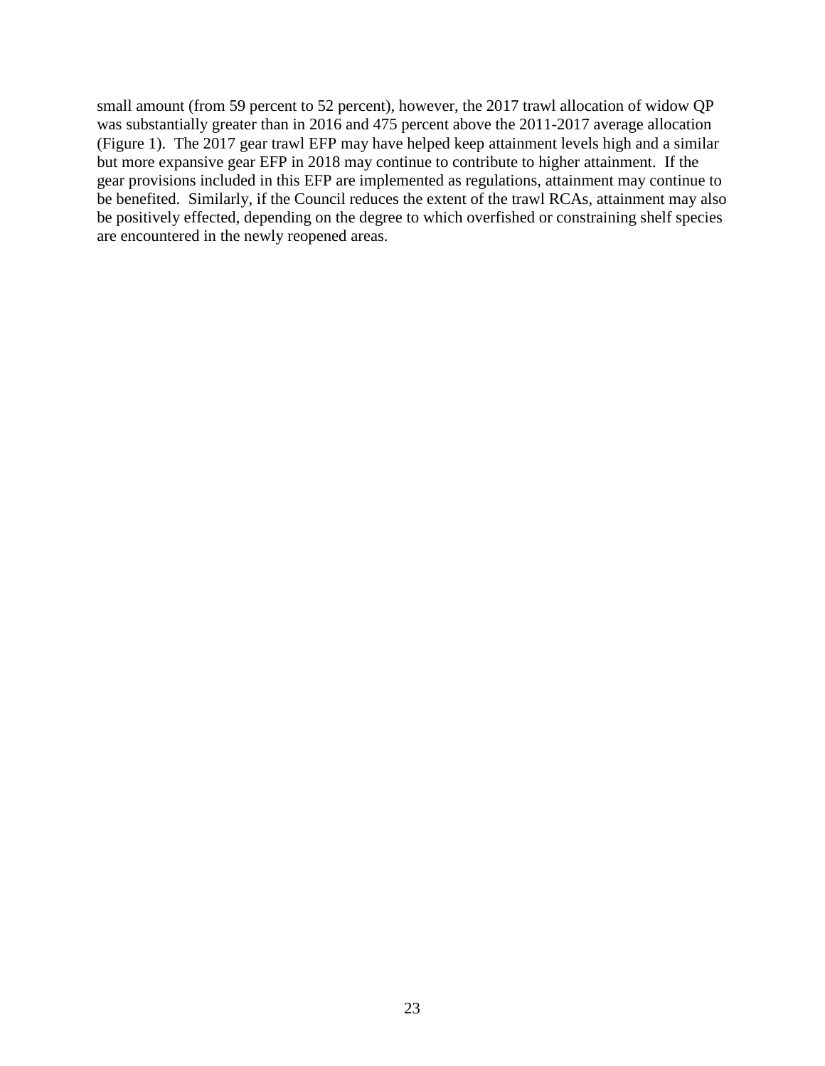small amount (from 59 percent to 52 percent), however, the 2017 trawl allocation of widow QP was substantially greater than in 2016 and 475 percent above the 2011-2017 average allocation (Figure 1). The 2017 gear trawl EFP may have helped keep attainment levels high and a similar but more expansive gear EFP in 2018 may continue to contribute to higher attainment. If the gear provisions included in this EFP are implemented as regulations, attainment may continue to be benefited. Similarly, if the Council reduces the extent of the trawl RCAs, attainment may also be positively effected, depending on the degree to which overfished or constraining shelf species are encountered in the newly reopened areas.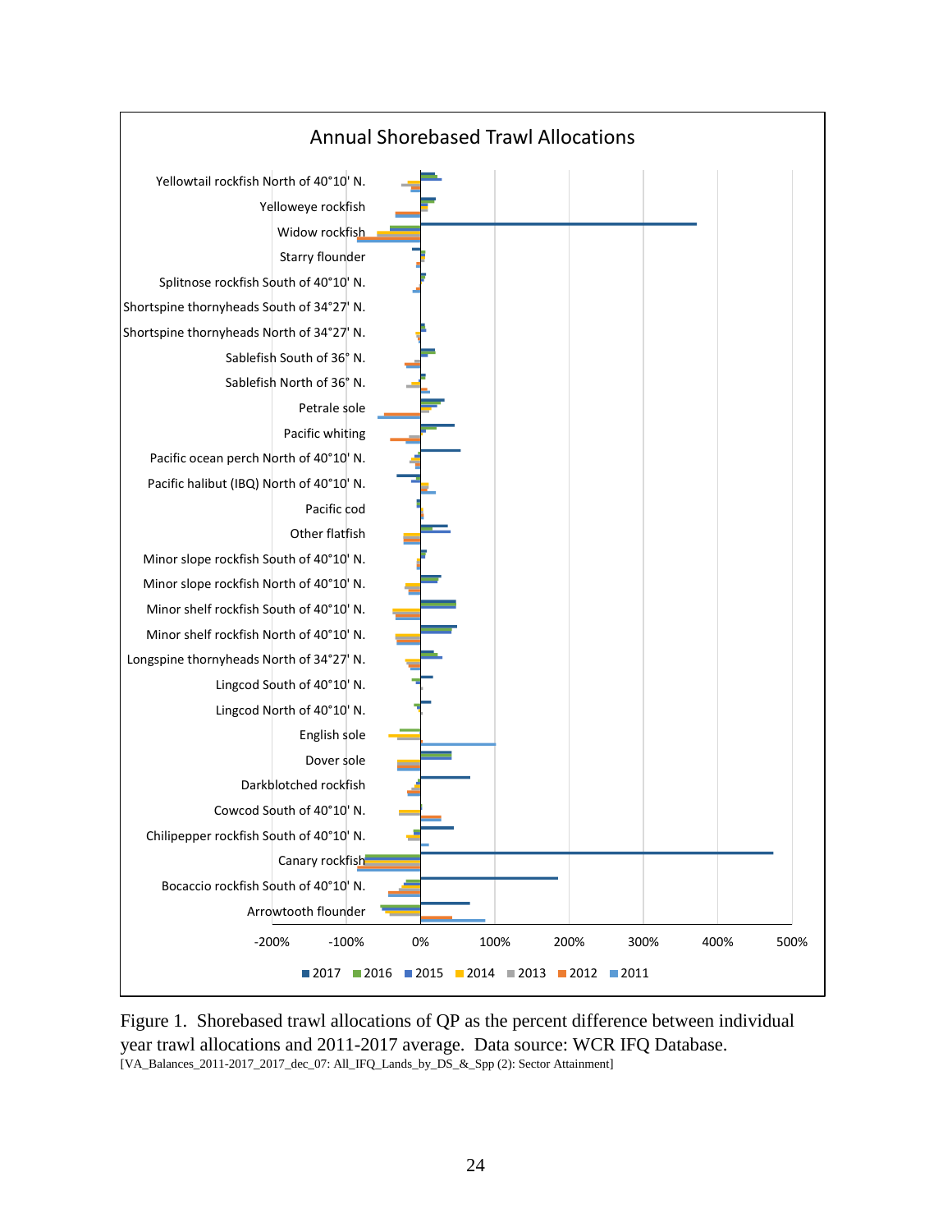**Annual Shorebased Trawl Allocations**

Yellowtail rockfish North of 40°10' N.
Yelloweye rockfish
Widow rockfish
Starry flounder
Splitnose rockfish South of 40°10' N.
Shortspine thornyheads South of 34°27' N.
Shortspine thornyheads North of 34°27' N.
Sablefish South of 36° N.
Sablefish North of 36° N.
Petrale sole
Pacific whiting
Pacific ocean perch North of 40°10' N.
Pacific halibut (IBQ) North of 40°10' N.
Pacific cod
Other flatfish
Minor slope rockfish South of 40°10' N.
Minor slope rockfish North of 40°10' N.
Minor shelf rockfish South of 40°10' N.
Minor shelf rockfish North of 40°10' N.
Longspine thornyheads North of 34°27' N.
Lingcod South of 40°10' N.
Lingcod North of 40°10' N.
English sole
Dover sole
Darkblotched rockfish
Cowcod South of 40°10' N.
Chilipepper rockfish South of 40°10' N.
Canary rockfish
Bocaccio rockfish South of 40°10' N.
Arrowtooth flounder

-200% -100% 0% 100% 200% 300% 400% 500%

2017 2016 2015 2014 2013 2012 2011

Figure 1. Shorebased trawl allocations of QP as the percent difference between individual year trawl allocations and 2011-2017 average. Data source: WCR IFQ Database.
[VA_Balances_2011-2017_2017_dec_07: All_IFQ_Lands_by_DS_&_Spp (2): Sector Attainment]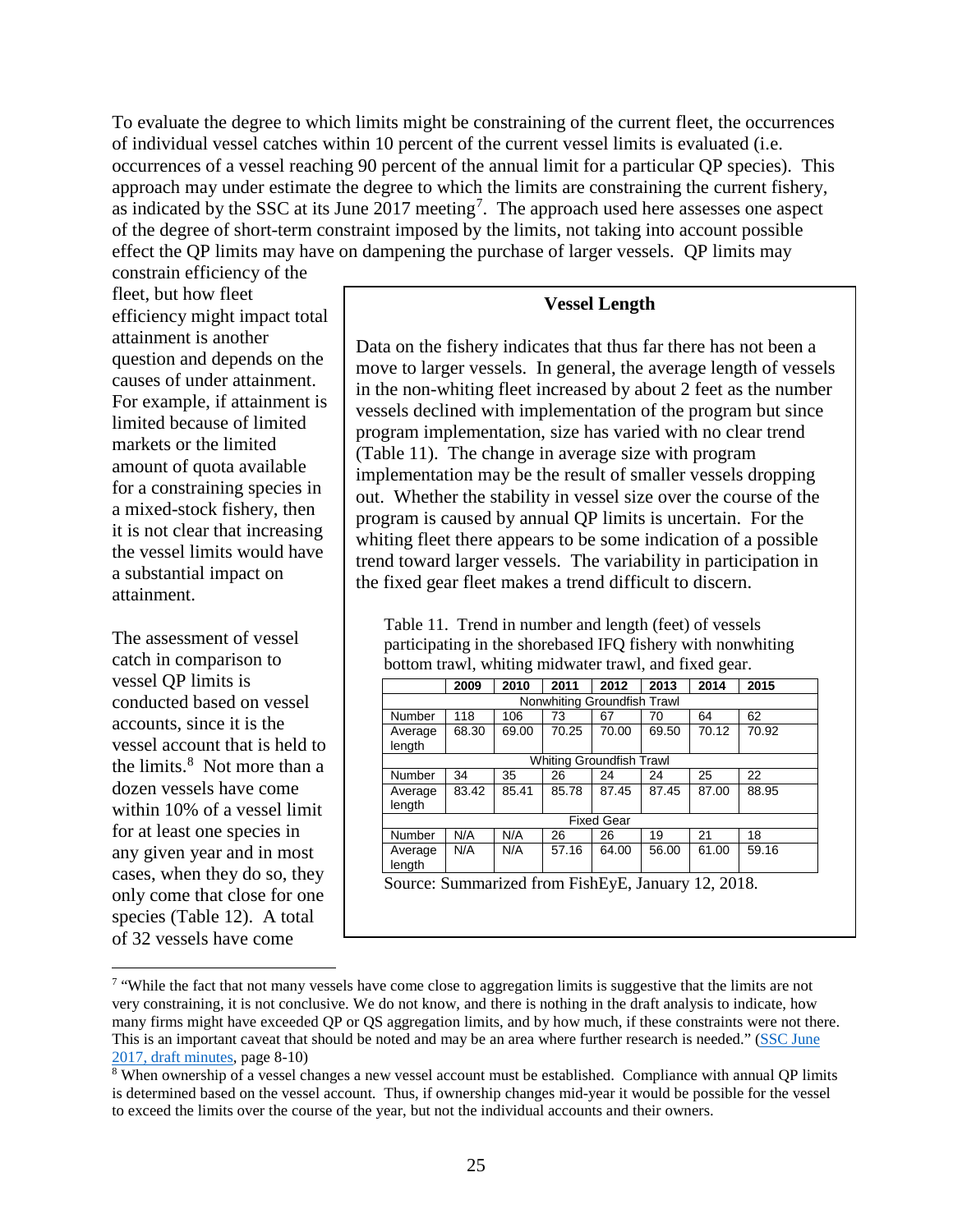To evaluate the degree to which limits might be constraining of the current fleet, the occurrences of individual vessel catches within 10 percent of the current vessel limits is evaluated (i.e. occurrences of a vessel reaching 90 percent of the annual limit for a particular QP species). This approach may under estimate the degree to which the limits are constraining the current fishery, as indicated by the SSC at its June 2017 meeting[7]. The approach used here assesses one aspect of the degree of short-term constraint imposed by the limits, not taking into account possible effect the QP limits may have on dampening the purchase of larger vessels. QP limits may constrain efficiency of the fleet, but how fleet efficiency might impact total attainment is another question and depends on the causes of under attainment. For example, if attainment is limited because of limited markets or the limited amount of quota available for a constraining species in a mixed-stock fishery, then it is not clear that increasing the vessel limits would have a substantial impact on attainment.

> **Vessel Length**
>
> Data on the fishery indicates that thus far there has not been a move to larger vessels. In general, the average length of vessels in the non-whiting fleet increased by about 2 feet as the number vessels declined with implementation of the program but since program implementation, size has varied with no clear trend (Table 11). The change in average size with program implementation may be the result of smaller vessels dropping out. Whether the stability in vessel size over the course of the program is caused by annual QP limits is uncertain. For the whiting fleet there appears to be some indication of a possible trend toward larger vessels. The variability in participation in the fixed gear fleet makes a trend difficult to discern.
>
> Table 11. Trend in number and length (feet) of vessels participating in the shorebased IFQ fishery with nonwhiting bottom trawl, whiting midwater trawl, and fixed gear.
>
> | | 2009 | 2010 | 2011 | 2012 | 2013 | 2014 | 2015 |
> |---|---|---|---|---|---|---|---|
> | Nonwhiting Groundfish Trawl | | | | | | | |
> | Number | 118 | 106 | 73 | 67 | 70 | 64 | 62 |
> | Average length | 68.30 | 69.00 | 70.25 | 70.00 | 69.50 | 70.12 | 70.92 |
> | Whiting Groundfish Trawl | | | | | | | |
> | Number | 34 | 35 | 26 | 24 | 24 | 25 | 22 |
> | Average length | 83.42 | 85.41 | 85.78 | 87.45 | 87.45 | 87.00 | 88.95 |
> | Fixed Gear | | | | | | | |
> | Number | N/A | N/A | 26 | 26 | 19 | 21 | 18 |
> | Average length | N/A | N/A | 57.16 | 64.00 | 56.00 | 61.00 | 59.16 |
>
> Source: Summarized from FishEyE, January 12, 2018.

The assessment of vessel catch in comparison to vessel QP limits is conducted based on vessel accounts, since it is the vessel account that is held to the limits.[8] Not more than a dozen vessels have come within 10% of a vessel limit for at least one species in any given year and in most cases, when they do so, they only come that close for one species (Table 12). A total of 32 vessels have come

[7] "While the fact that not many vessels have come close to aggregation limits is suggestive that the limits are not very constraining, it is not conclusive. We do not know, and there is nothing in the draft analysis to indicate, how many firms might have exceeded QP or QS aggregation limits, and by how much, if these constraints were not there. This is an important caveat that should be noted and may be an area where further research is needed." (SSC June 2017, draft minutes, page 8-10)

[8] When ownership of a vessel changes a new vessel account must be established. Compliance with annual QP limits is determined based on the vessel account. Thus, if ownership changes mid-year it would be possible for the vessel to exceed the limits over the course of the year, but not the individual accounts and their owners.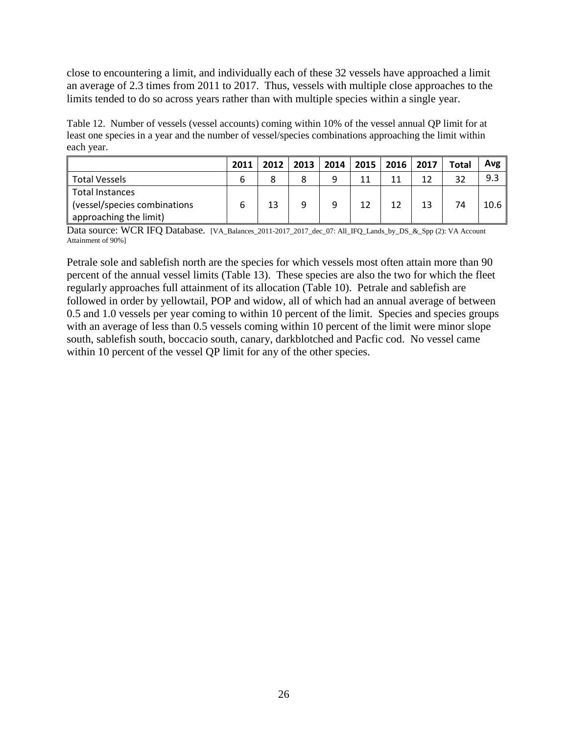close to encountering a limit, and individually each of these 32 vessels have approached a limit an average of 2.3 times from 2011 to 2017. Thus, vessels with multiple close approaches to the limits tended to do so across years rather than with multiple species within a single year.

Table 12. Number of vessels (vessel accounts) coming within 10% of the vessel annual QP limit for at least one species in a year and the number of vessel/species combinations approaching the limit within each year.

| | 2011 | 2012 | 2013 | 2014 | 2015 | 2016 | 2017 | Total | Avg |
|---|---|---|---|---|---|---|---|---|---|
| Total Vessels | 6 | 8 | 8 | 9 | 11 | 11 | 12 | 32 | 9.3 |
| Total Instances (vessel/species combinations approaching the limit) | 6 | 13 | 9 | 9 | 12 | 12 | 13 | 74 | 10.6 |

Data source: WCR IFQ Database. [VA_Balances_2011-2017_2017_dec_07: All_IFQ_Lands_by_DS_&_Spp (2): VA Account Attainment of 90%]

Petrale sole and sablefish north are the species for which vessels most often attain more than 90 percent of the annual vessel limits (Table 13). These species are also the two for which the fleet regularly approaches full attainment of its allocation (Table 10). Petrale and sablefish are followed in order by yellowtail, POP and widow, all of which had an annual average of between 0.5 and 1.0 vessels per year coming to within 10 percent of the limit. Species and species groups with an average of less than 0.5 vessels coming within 10 percent of the limit were minor slope south, sablefish south, boccacio south, canary, darkblotched and Pacfic cod. No vessel came within 10 percent of the vessel QP limit for any of the other species.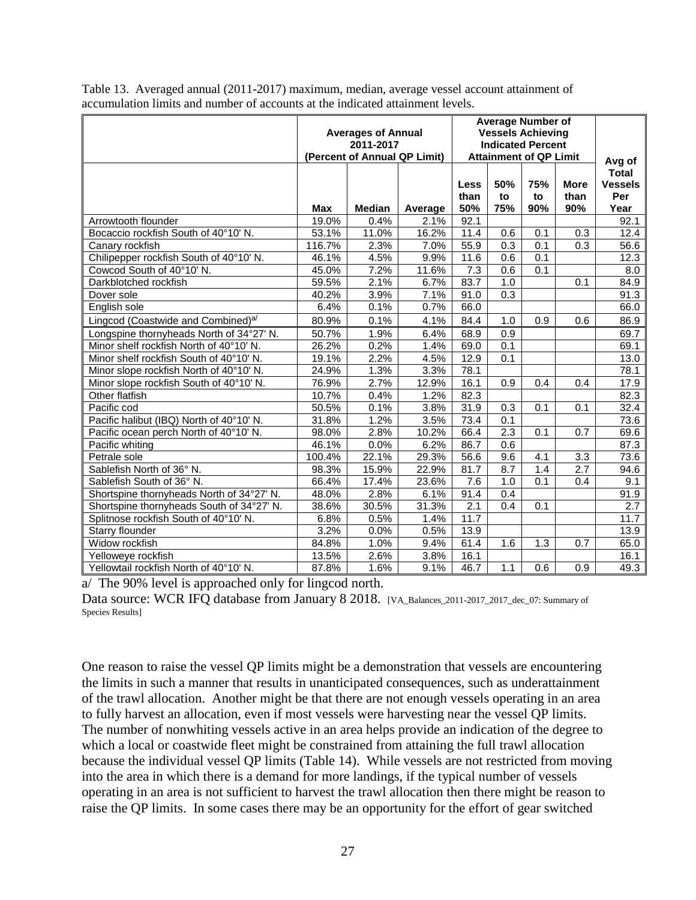Table 13. Averaged annual (2011-2017) maximum, median, average vessel account attainment of accumulation limits and number of accounts at the indicated attainment levels.

| | Averages of Annual 2011-2017 (Percent of Annual QP Limit) | | | Average Number of Vessels Achieving Indicated Percent Attainment of QP Limit | | | | Avg of |
|---|---|---|---|---|---|---|---|---|
| | Max | Median | Average | Less than 50% | 50% to 75% | 75% to 90% | More than 90% | Total Vessels Per Year |
| Arrowtooth flounder | 19.0% | 0.4% | 2.1% | 92.1 | | | | 92.1 |
| Bocaccio rockfish South of 40°10' N. | 53.1% | 11.0% | 16.2% | 11.4 | 0.6 | 0.1 | 0.3 | 12.4 |
| Canary rockfish | 116.7% | 2.3% | 7.0% | 55.9 | 0.3 | 0.1 | 0.3 | 56.6 |
| Chilipepper rockfish South of 40°10' N. | 46.1% | 4.5% | 9.9% | 11.6 | 0.6 | 0.1 | | 12.3 |
| Cowcod South of 40°10' N. | 45.0% | 7.2% | 11.6% | 7.3 | 0.6 | 0.1 | | 8.0 |
| Darkblotched rockfish | 59.5% | 2.1% | 6.7% | 83.7 | 1.0 | | 0.1 | 84.9 |
| Dover sole | 40.2% | 3.9% | 7.1% | 91.0 | 0.3 | | | 91.3 |
| English sole | 6.4% | 0.1% | 0.7% | 66.0 | | | | 66.0 |
| Lingcod (Coastwide and Combined)[a/] | 80.9% | 0.1% | 4.1% | 84.4 | 1.0 | 0.9 | 0.6 | 86.9 |
| Longspine thornyheads North of 34°27' N. | 50.7% | 1.9% | 6.4% | 68.9 | 0.9 | | | 69.7 |
| Minor shelf rockfish North of 40°10' N. | 26.2% | 0.2% | 1.4% | 69.0 | 0.1 | | | 69.1 |
| Minor shelf rockfish South of 40°10' N. | 19.1% | 2.2% | 4.5% | 12.9 | 0.1 | | | 13.0 |
| Minor slope rockfish North of 40°10' N. | 24.9% | 1.3% | 3.3% | 78.1 | | | | 78.1 |
| Minor slope rockfish South of 40°10' N. | 76.9% | 2.7% | 12.9% | 16.1 | 0.9 | 0.4 | 0.4 | 17.9 |
| Other flatfish | 10.7% | 0.4% | 1.2% | 82.3 | | | | 82.3 |
| Pacific cod | 50.5% | 0.1% | 3.8% | 31.9 | 0.3 | 0.1 | 0.1 | 32.4 |
| Pacific halibut (IBQ) North of 40°10' N. | 31.8% | 1.2% | 3.5% | 73.4 | 0.1 | | | 73.6 |
| Pacific ocean perch North of 40°10' N. | 98.0% | 2.8% | 10.2% | 66.4 | 2.3 | 0.1 | 0.7 | 69.6 |
| Pacific whiting | 46.1% | 0.0% | 6.2% | 86.7 | 0.6 | | | 87.3 |
| Petrale sole | 100.4% | 22.1% | 29.3% | 56.6 | 9.6 | 4.1 | 3.3 | 73.6 |
| Sablefish North of 36° N. | 98.3% | 15.9% | 22.9% | 81.7 | 8.7 | 1.4 | 2.7 | 94.6 |
| Sablefish South of 36° N. | 66.4% | 17.4% | 23.6% | 7.6 | 1.0 | 0.1 | 0.4 | 9.1 |
| Shortspine thornyheads North of 34°27' N. | 48.0% | 2.8% | 6.1% | 91.4 | 0.4 | | | 91.9 |
| Shortspine thornyheads South of 34°27' N. | 38.6% | 30.5% | 31.3% | 2.1 | 0.4 | 0.1 | | 2.7 |
| Splitnose rockfish South of 40°10' N. | 6.8% | 0.5% | 1.4% | 11.7 | | | | 11.7 |
| Starry flounder | 3.2% | 0.0% | 0.5% | 13.9 | | | | 13.9 |
| Widow rockfish | 84.8% | 1.0% | 9.4% | 61.4 | 1.6 | 1.3 | 0.7 | 65.0 |
| Yelloweye rockfish | 13.5% | 2.6% | 3.8% | 16.1 | | | | 16.1 |
| Yellowtail rockfish North of 40°10' N. | 87.8% | 1.6% | 9.1% | 46.7 | 1.1 | 0.6 | 0.9 | 49.3 |

a/ The 90% level is approached only for lingcod north.

Data source: WCR IFQ database from January 8 2018. [VA_Balances_2011-2017_2017_dec_07: Summary of Species Results]

One reason to raise the vessel QP limits might be a demonstration that vessels are encountering the limits in such a manner that results in unanticipated consequences, such as underattainment of the trawl allocation. Another might be that there are not enough vessels operating in an area to fully harvest an allocation, even if most vessels were harvesting near the vessel QP limits. The number of nonwhiting vessels active in an area helps provide an indication of the degree to which a local or coastwide fleet might be constrained from attaining the full trawl allocation because the individual vessel QP limits (Table 14). While vessels are not restricted from moving into the area in which there is a demand for more landings, if the typical number of vessels operating in an area is not sufficient to harvest the trawl allocation then there might be reason to raise the QP limits. In some cases there may be an opportunity for the effort of gear switched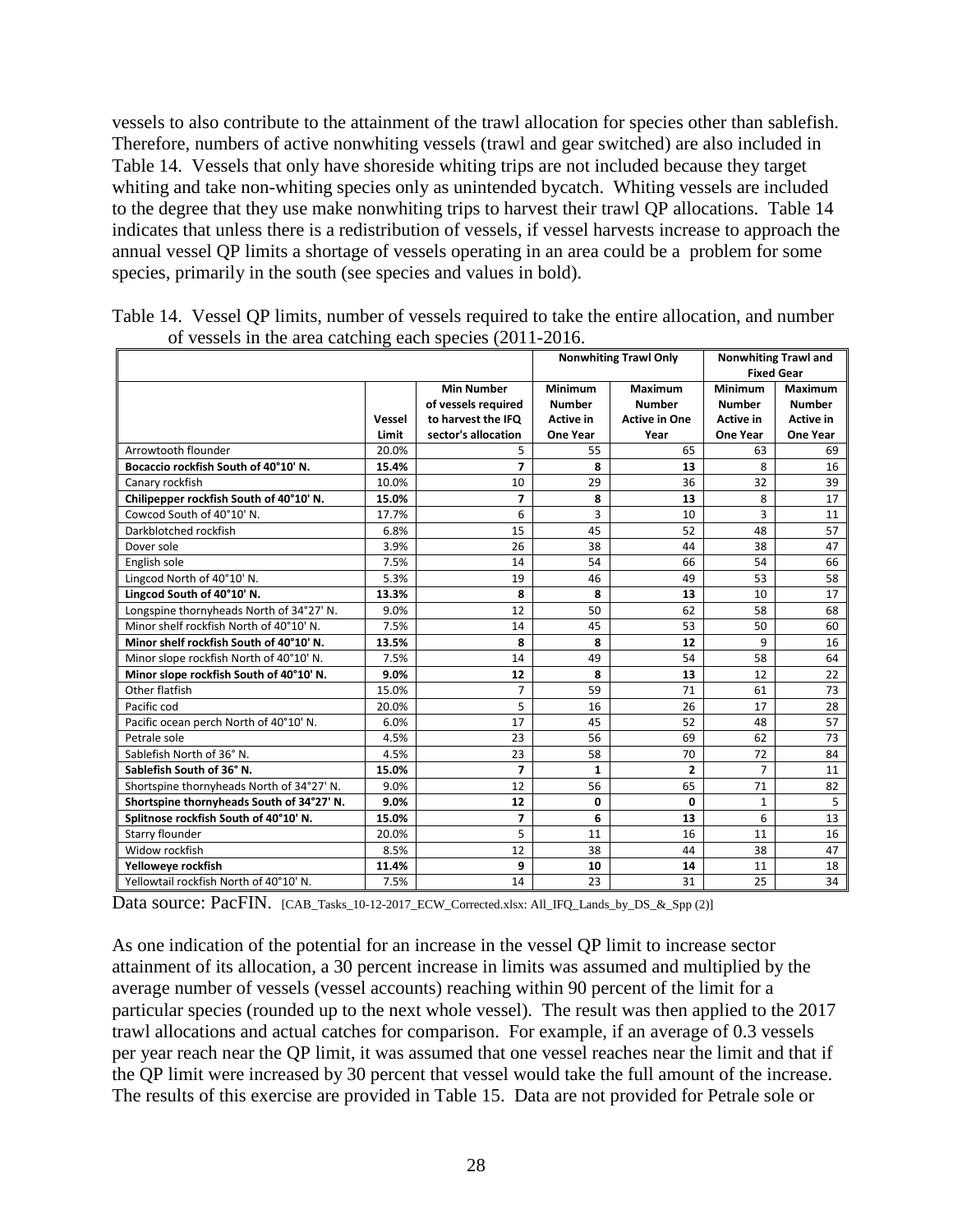vessels to also contribute to the attainment of the trawl allocation for species other than sablefish. Therefore, numbers of active nonwhiting vessels (trawl and gear switched) are also included in Table 14. Vessels that only have shoreside whiting trips are not included because they target whiting and take non-whiting species only as unintended bycatch. Whiting vessels are included to the degree that they use make nonwhiting trips to harvest their trawl QP allocations. Table 14 indicates that unless there is a redistribution of vessels, if vessel harvests increase to approach the annual vessel QP limits a shortage of vessels operating in an area could be a problem for some species, primarily in the south (see species and values in bold).

Table 14. Vessel QP limits, number of vessels required to take the entire allocation, and number of vessels in the area catching each species (2011-2016.

| | | | Nonwhiting Trawl Only | | Nonwhiting Trawl and Fixed Gear | |
|---|---|---|---|---|---|---|
| | Vessel Limit | Min Number of vessels required to harvest the IFQ sector's allocation | Minimum Number Active in One Year | Maximum Number Active in One Year | Minimum Number Active in One Year | Maximum Number Active in One Year |
| Arrowtooth flounder | 20.0% | 5 | 55 | 65 | 63 | 69 |
| **Bocaccio rockfish South of 40°10' N.** | **15.4%** | **7** | **8** | **13** | 8 | 16 |
| Canary rockfish | 10.0% | 10 | 29 | 36 | 32 | 39 |
| **Chilipepper rockfish South of 40°10' N.** | **15.0%** | **7** | **8** | **13** | 8 | 17 |
| Cowcod South of 40°10' N. | 17.7% | 6 | 3 | 10 | 3 | 11 |
| Darkblotched rockfish | 6.8% | 15 | 45 | 52 | 48 | 57 |
| Dover sole | 3.9% | 26 | 38 | 44 | 38 | 47 |
| English sole | 7.5% | 14 | 54 | 66 | 54 | 66 |
| Lingcod North of 40°10' N. | 5.3% | 19 | 46 | 49 | 53 | 58 |
| **Lingcod South of 40°10' N.** | **13.3%** | **8** | **8** | **13** | 10 | 17 |
| Longspine thornyheads North of 34°27' N. | 9.0% | 12 | 50 | 62 | 58 | 68 |
| Minor shelf rockfish North of 40°10' N. | 7.5% | 14 | 45 | 53 | 50 | 60 |
| **Minor shelf rockfish South of 40°10' N.** | **13.5%** | **8** | **8** | **12** | 9 | 16 |
| Minor slope rockfish North of 40°10' N. | 7.5% | 14 | 49 | 54 | 58 | 64 |
| **Minor slope rockfish South of 40°10' N.** | **9.0%** | **12** | **8** | **13** | 12 | 22 |
| Other flatfish | 15.0% | 7 | 59 | 71 | 61 | 73 |
| Pacific cod | 20.0% | 5 | 16 | 26 | 17 | 28 |
| Pacific ocean perch North of 40°10' N. | 6.0% | 17 | 45 | 52 | 48 | 57 |
| Petrale sole | 4.5% | 23 | 56 | 69 | 62 | 73 |
| Sablefish North of 36° N. | 4.5% | 23 | 58 | 70 | 72 | 84 |
| **Sablefish South of 36° N.** | **15.0%** | **7** | **1** | **2** | 7 | 11 |
| Shortspine thornyheads North of 34°27' N. | 9.0% | 12 | 56 | 65 | 71 | 82 |
| **Shortspine thornyheads South of 34°27' N.** | **9.0%** | **12** | **0** | **0** | 1 | 5 |
| **Splitnose rockfish South of 40°10' N.** | **15.0%** | **7** | **6** | **13** | 6 | 13 |
| Starry flounder | 20.0% | 5 | 11 | 16 | 11 | 16 |
| Widow rockfish | 8.5% | 12 | 38 | 44 | 38 | 47 |
| **Yelloweye rockfish** | **11.4%** | **9** | **10** | **14** | 11 | 18 |
| Yellowtail rockfish North of 40°10' N. | 7.5% | 14 | 23 | 31 | 25 | 34 |

Data source: PacFIN. [CAB_Tasks_10-12-2017_ECW_Corrected.xlsx: All_IFQ_Lands_by_DS_&_Spp (2)]

As one indication of the potential for an increase in the vessel QP limit to increase sector attainment of its allocation, a 30 percent increase in limits was assumed and multiplied by the average number of vessels (vessel accounts) reaching within 90 percent of the limit for a particular species (rounded up to the next whole vessel). The result was then applied to the 2017 trawl allocations and actual catches for comparison. For example, if an average of 0.3 vessels per year reach near the QP limit, it was assumed that one vessel reaches near the limit and that if the QP limit were increased by 30 percent that vessel would take the full amount of the increase. The results of this exercise are provided in Table 15. Data are not provided for Petrale sole or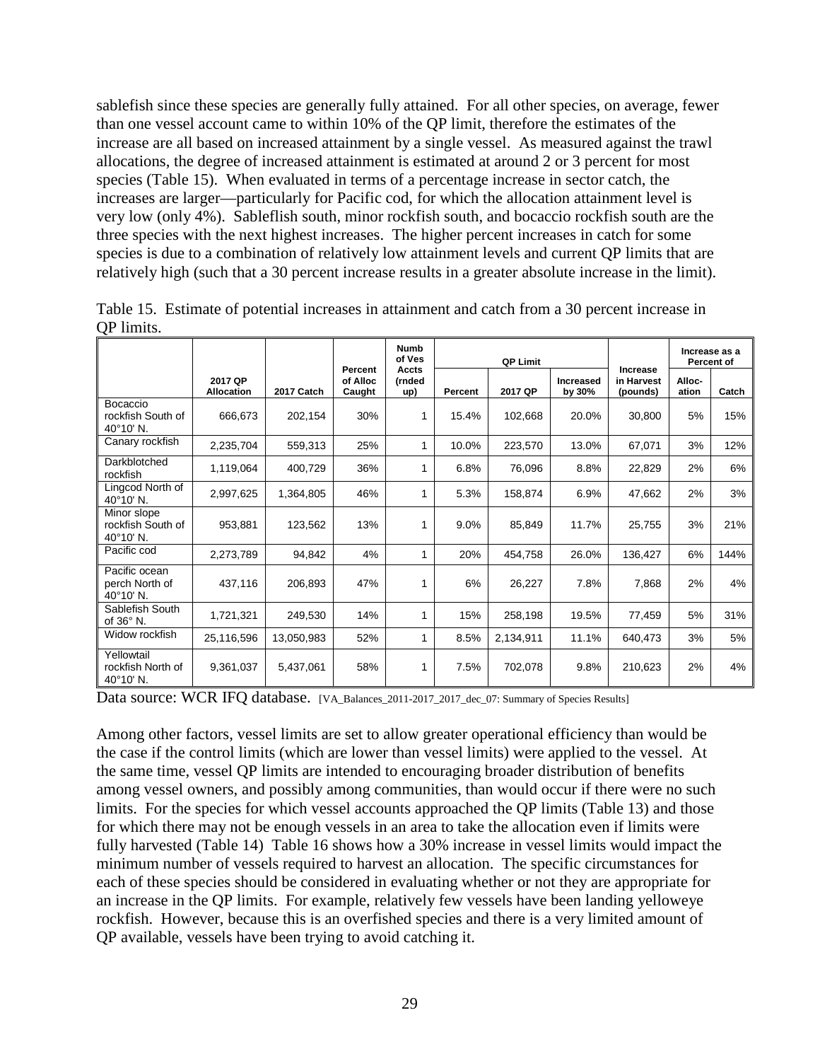sablefish since these species are generally fully attained. For all other species, on average, fewer than one vessel account came to within 10% of the QP limit, therefore the estimates of the increase are all based on increased attainment by a single vessel. As measured against the trawl allocations, the degree of increased attainment is estimated at around 2 or 3 percent for most species (Table 15). When evaluated in terms of a percentage increase in sector catch, the increases are larger—particularly for Pacific cod, for which the allocation attainment level is very low (only 4%). Sableflish south, minor rockfish south, and bocaccio rockfish south are the three species with the next highest increases. The higher percent increases in catch for some species is due to a combination of relatively low attainment levels and current QP limits that are relatively high (such that a 30 percent increase results in a greater absolute increase in the limit).

Table 15. Estimate of potential increases in attainment and catch from a 30 percent increase in QP limits.

| | 2017 QP Allocation | 2017 Catch | Percent of Alloc Caught | Numb of Ves Accts (rnded up) | QP Limit | | | Increase in Harvest (pounds) | Increase as a Percent of | |
|---|---|---|---|---|---|---|---|---|---|---|
| | | | | | Percent | 2017 QP | Increased by 30% | | Alloc-ation | Catch |
| Bocaccio rockfish South of 40°10' N. | 666,673 | 202,154 | 30% | 1 | 15.4% | 102,668 | 20.0% | 30,800 | 5% | 15% |
| Canary rockfish | 2,235,704 | 559,313 | 25% | 1 | 10.0% | 223,570 | 13.0% | 67,071 | 3% | 12% |
| Darkblotched rockfish | 1,119,064 | 400,729 | 36% | 1 | 6.8% | 76,096 | 8.8% | 22,829 | 2% | 6% |
| Lingcod North of 40°10' N. | 2,997,625 | 1,364,805 | 46% | 1 | 5.3% | 158,874 | 6.9% | 47,662 | 2% | 3% |
| Minor slope rockfish South of 40°10' N. | 953,881 | 123,562 | 13% | 1 | 9.0% | 85,849 | 11.7% | 25,755 | 3% | 21% |
| Pacific cod | 2,273,789 | 94,842 | 4% | 1 | 20% | 454,758 | 26.0% | 136,427 | 6% | 144% |
| Pacific ocean perch North of 40°10' N. | 437,116 | 206,893 | 47% | 1 | 6% | 26,227 | 7.8% | 7,868 | 2% | 4% |
| Sablefish South of 36° N. | 1,721,321 | 249,530 | 14% | 1 | 15% | 258,198 | 19.5% | 77,459 | 5% | 31% |
| Widow rockfish | 25,116,596 | 13,050,983 | 52% | 1 | 8.5% | 2,134,911 | 11.1% | 640,473 | 3% | 5% |
| Yellowtail rockfish North of 40°10' N. | 9,361,037 | 5,437,061 | 58% | 1 | 7.5% | 702,078 | 9.8% | 210,623 | 2% | 4% |

Data source: WCR IFQ database. [VA_Balances_2011-2017_2017_dec_07: Summary of Species Results]

Among other factors, vessel limits are set to allow greater operational efficiency than would be the case if the control limits (which are lower than vessel limits) were applied to the vessel. At the same time, vessel QP limits are intended to encouraging broader distribution of benefits among vessel owners, and possibly among communities, than would occur if there were no such limits. For the species for which vessel accounts approached the QP limits (Table 13) and those for which there may not be enough vessels in an area to take the allocation even if limits were fully harvested (Table 14) Table 16 shows how a 30% increase in vessel limits would impact the minimum number of vessels required to harvest an allocation. The specific circumstances for each of these species should be considered in evaluating whether or not they are appropriate for an increase in the QP limits. For example, relatively few vessels have been landing yelloweye rockfish. However, because this is an overfished species and there is a very limited amount of QP available, vessels have been trying to avoid catching it.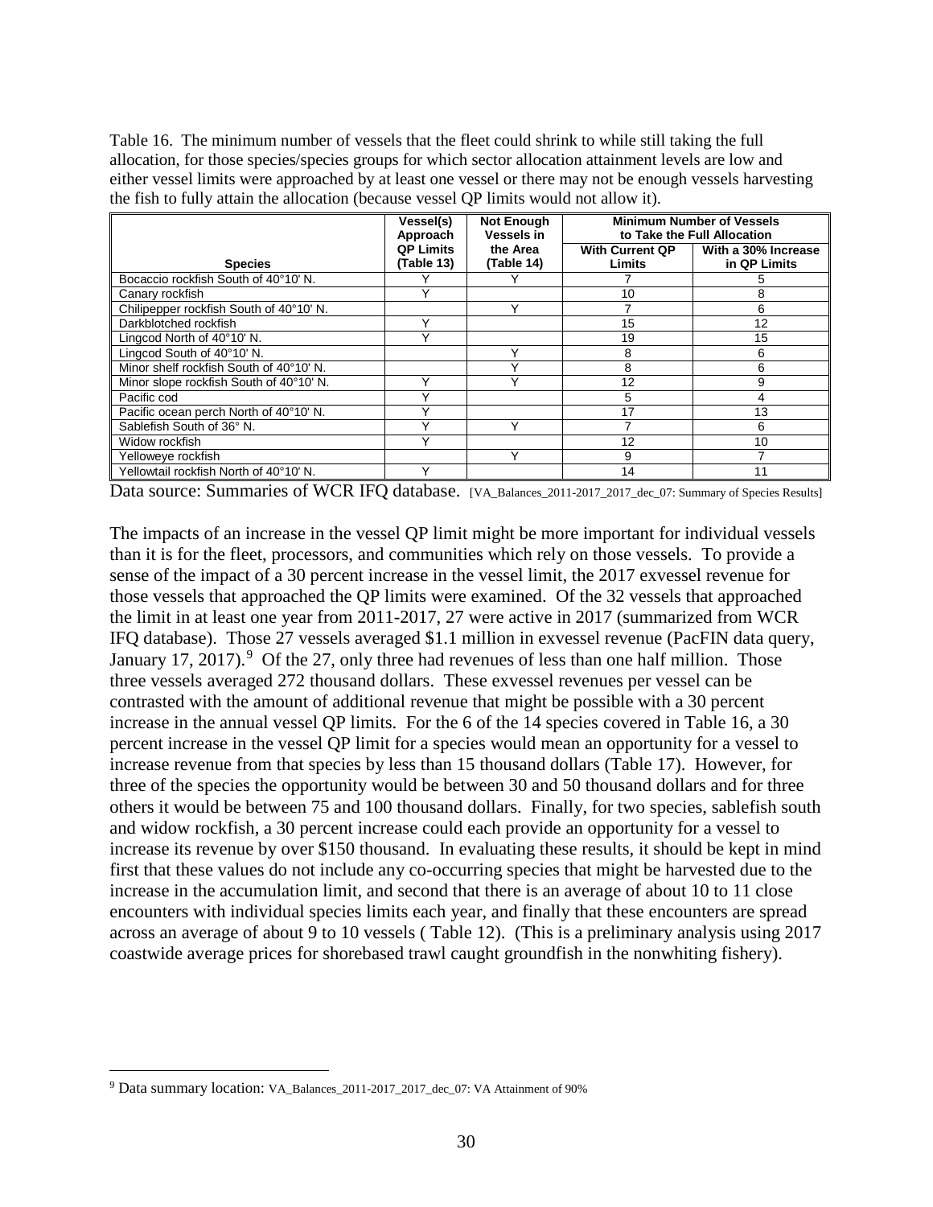Table 16. The minimum number of vessels that the fleet could shrink to while still taking the full allocation, for those species/species groups for which sector allocation attainment levels are low and either vessel limits were approached by at least one vessel or there may not be enough vessels harvesting the fish to fully attain the allocation (because vessel QP limits would not allow it).

| Species | Vessel(s) Approach QP Limits (Table 13) | Not Enough Vessels in the Area (Table 14) | Minimum Number of Vessels to Take the Full Allocation | |
|---|---|---|---|---|
| | | | With Current QP Limits | With a 30% Increase in QP Limits |
| Bocaccio rockfish South of 40°10' N. | Y | Y | 7 | 5 |
| Canary rockfish | Y | | 10 | 8 |
| Chilipepper rockfish South of 40°10' N. | | Y | 7 | 6 |
| Darkblotched rockfish | Y | | 15 | 12 |
| Lingcod North of 40°10' N. | Y | | 19 | 15 |
| Lingcod South of 40°10' N. | | Y | 8 | 6 |
| Minor shelf rockfish South of 40°10' N. | | Y | 8 | 6 |
| Minor slope rockfish South of 40°10' N. | Y | Y | 12 | 9 |
| Pacific cod | Y | | 5 | 4 |
| Pacific ocean perch North of 40°10' N. | Y | | 17 | 13 |
| Sablefish South of 36° N. | Y | Y | 7 | 6 |
| Widow rockfish | Y | | 12 | 10 |
| Yelloweye rockfish | | Y | 9 | 7 |
| Yellowtail rockfish North of 40°10' N. | Y | | 14 | 11 |

Data source: Summaries of WCR IFQ database. [VA_Balances_2011-2017_2017_dec_07: Summary of Species Results]

The impacts of an increase in the vessel QP limit might be more important for individual vessels than it is for the fleet, processors, and communities which rely on those vessels. To provide a sense of the impact of a 30 percent increase in the vessel limit, the 2017 exvessel revenue for those vessels that approached the QP limits were examined. Of the 32 vessels that approached the limit in at least one year from 2011-2017, 27 were active in 2017 (summarized from WCR IFQ database). Those 27 vessels averaged \$1.1 million in exvessel revenue (PacFIN data query, January 17, 2017).[9] Of the 27, only three had revenues of less than one half million. Those three vessels averaged 272 thousand dollars. These exvessel revenues per vessel can be contrasted with the amount of additional revenue that might be possible with a 30 percent increase in the annual vessel QP limits. For the 6 of the 14 species covered in Table 16, a 30 percent increase in the vessel QP limit for a species would mean an opportunity for a vessel to increase revenue from that species by less than 15 thousand dollars (Table 17). However, for three of the species the opportunity would be between 30 and 50 thousand dollars and for three others it would be between 75 and 100 thousand dollars. Finally, for two species, sablefish south and widow rockfish, a 30 percent increase could each provide an opportunity for a vessel to increase its revenue by over \$150 thousand. In evaluating these results, it should be kept in mind first that these values do not include any co-occurring species that might be harvested due to the increase in the accumulation limit, and second that there is an average of about 10 to 11 close encounters with individual species limits each year, and finally that these encounters are spread across an average of about 9 to 10 vessels ( Table 12). (This is a preliminary analysis using 2017 coastwide average prices for shorebased trawl caught groundfish in the nonwhiting fishery).

[9] Data summary location: VA_Balances_2011-2017_2017_dec_07: VA Attainment of 90%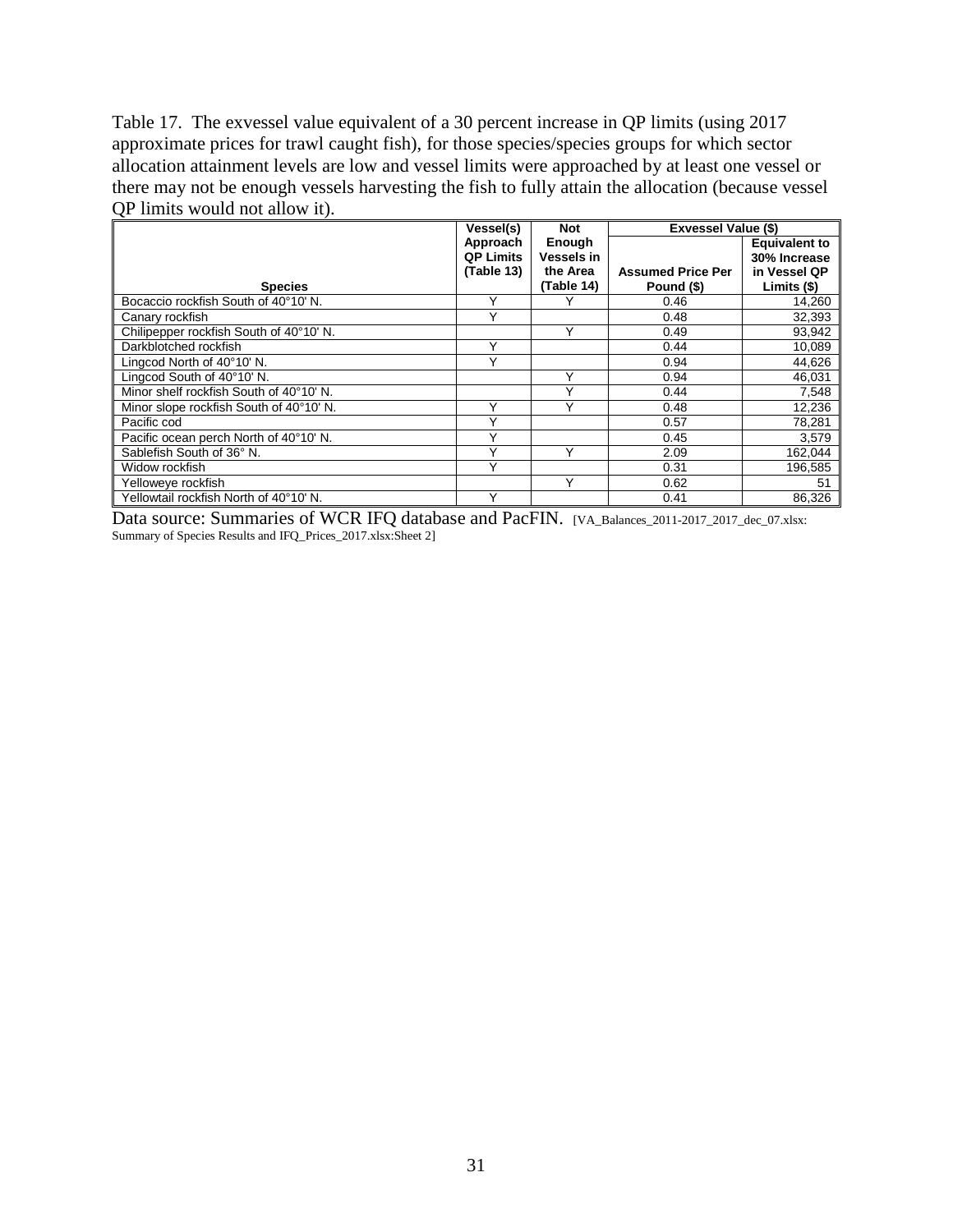Table 17. The exvessel value equivalent of a 30 percent increase in QP limits (using 2017 approximate prices for trawl caught fish), for those species/species groups for which sector allocation attainment levels are low and vessel limits were approached by at least one vessel or there may not be enough vessels harvesting the fish to fully attain the allocation (because vessel QP limits would not allow it).

| Species | Vessel(s) Approach QP Limits (Table 13) | Not Enough Vessels in the Area (Table 14) | Exvessel Value ($) | |
|---|---|---|---|---|
| | | | Assumed Price Per Pound ($) | Equivalent to 30% Increase in Vessel QP Limits ($) |
| Bocaccio rockfish South of 40°10' N. | Y | Y | 0.46 | 14,260 |
| Canary rockfish | Y | | 0.48 | 32,393 |
| Chilipepper rockfish South of 40°10' N. | | Y | 0.49 | 93,942 |
| Darkblotched rockfish | Y | | 0.44 | 10,089 |
| Lingcod North of 40°10' N. | Y | | 0.94 | 44,626 |
| Lingcod South of 40°10' N. | | Y | 0.94 | 46,031 |
| Minor shelf rockfish South of 40°10' N. | | Y | 0.44 | 7,548 |
| Minor slope rockfish South of 40°10' N. | Y | Y | 0.48 | 12,236 |
| Pacific cod | Y | | 0.57 | 78,281 |
| Pacific ocean perch North of 40°10' N. | Y | | 0.45 | 3,579 |
| Sablefish South of 36° N. | Y | Y | 2.09 | 162,044 |
| Widow rockfish | Y | | 0.31 | 196,585 |
| Yelloweye rockfish | | Y | 0.62 | 51 |
| Yellowtail rockfish North of 40°10' N. | Y | | 0.41 | 86,326 |

Data source: Summaries of WCR IFQ database and PacFIN. [VA_Balances_2011-2017_2017_dec_07.xlsx: Summary of Species Results and IFQ_Prices_2017.xlsx:Sheet 2]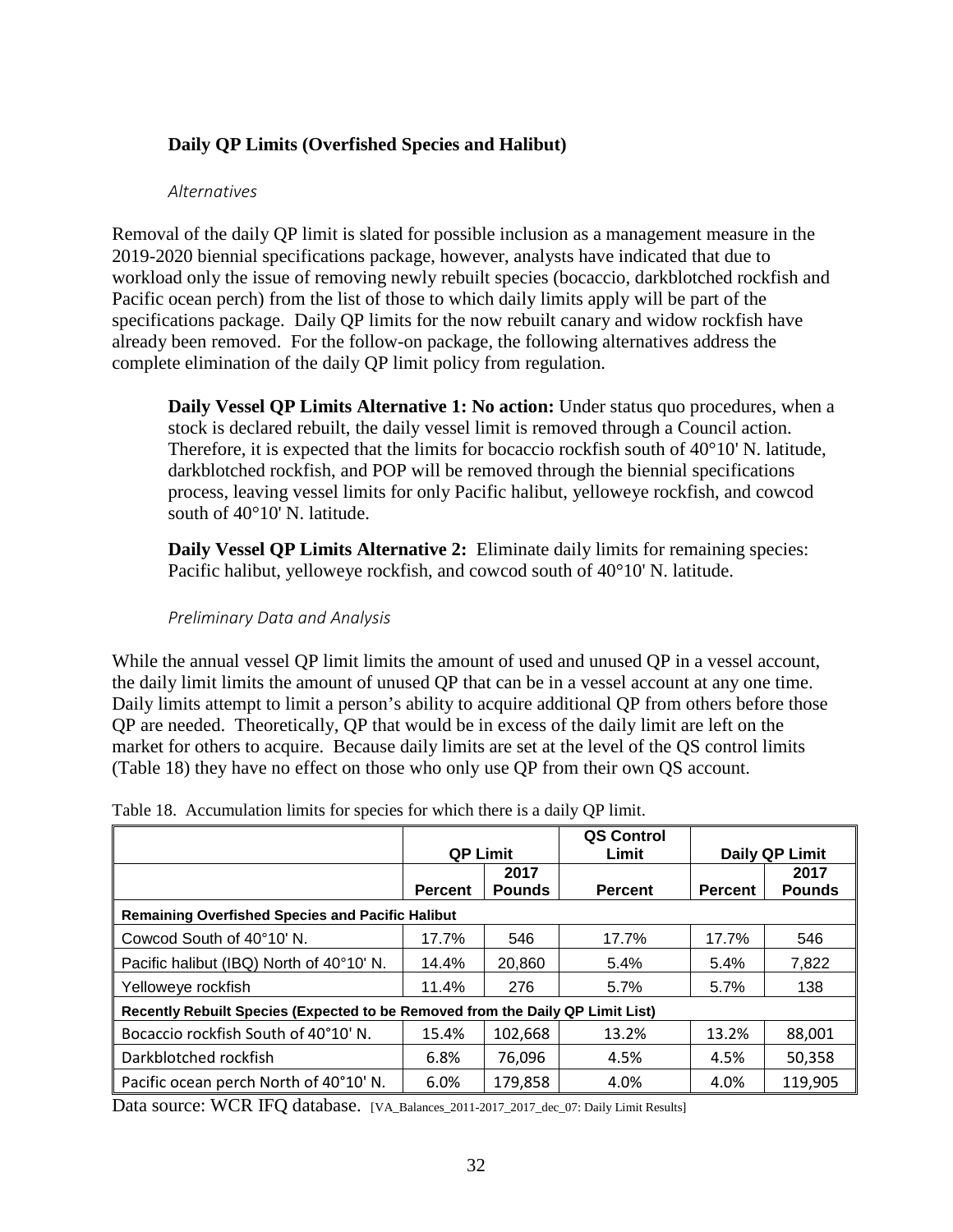### Daily QP Limits (Overfished Species and Halibut)

*Alternatives*

Removal of the daily QP limit is slated for possible inclusion as a management measure in the 2019-2020 biennial specifications package, however, analysts have indicated that due to workload only the issue of removing newly rebuilt species (bocaccio, darkblotched rockfish and Pacific ocean perch) from the list of those to which daily limits apply will be part of the specifications package. Daily QP limits for the now rebuilt canary and widow rockfish have already been removed. For the follow-on package, the following alternatives address the complete elimination of the daily QP limit policy from regulation.

**Daily Vessel QP Limits Alternative 1: No action:** Under status quo procedures, when a stock is declared rebuilt, the daily vessel limit is removed through a Council action. Therefore, it is expected that the limits for bocaccio rockfish south of 40°10' N. latitude, darkblotched rockfish, and POP will be removed through the biennial specifications process, leaving vessel limits for only Pacific halibut, yelloweye rockfish, and cowcod south of 40°10' N. latitude.

**Daily Vessel QP Limits Alternative 2:** Eliminate daily limits for remaining species: Pacific halibut, yelloweye rockfish, and cowcod south of 40°10' N. latitude.

*Preliminary Data and Analysis*

While the annual vessel QP limit limits the amount of used and unused QP in a vessel account, the daily limit limits the amount of unused QP that can be in a vessel account at any one time. Daily limits attempt to limit a person's ability to acquire additional QP from others before those QP are needed. Theoretically, QP that would be in excess of the daily limit are left on the market for others to acquire. Because daily limits are set at the level of the QS control limits (Table 18) they have no effect on those who only use QP from their own QS account.

Table 18. Accumulation limits for species for which there is a daily QP limit.

| | QP Limit | | QS Control Limit | Daily QP Limit | |
|---|---|---|---|---|---|
| | Percent | 2017 Pounds | Percent | Percent | 2017 Pounds |
| **Remaining Overfished Species and Pacific Halibut** | | | | | |
| Cowcod South of 40°10' N. | 17.7% | 546 | 17.7% | 17.7% | 546 |
| Pacific halibut (IBQ) North of 40°10' N. | 14.4% | 20,860 | 5.4% | 5.4% | 7,822 |
| Yelloweye rockfish | 11.4% | 276 | 5.7% | 5.7% | 138 |
| **Recently Rebuilt Species (Expected to be Removed from the Daily QP Limit List)** | | | | | |
| Bocaccio rockfish South of 40°10' N. | 15.4% | 102,668 | 13.2% | 13.2% | 88,001 |
| Darkblotched rockfish | 6.8% | 76,096 | 4.5% | 4.5% | 50,358 |
| Pacific ocean perch North of 40°10' N. | 6.0% | 179,858 | 4.0% | 4.0% | 119,905 |

Data source: WCR IFQ database. [VA_Balances_2011-2017_2017_dec_07: Daily Limit Results]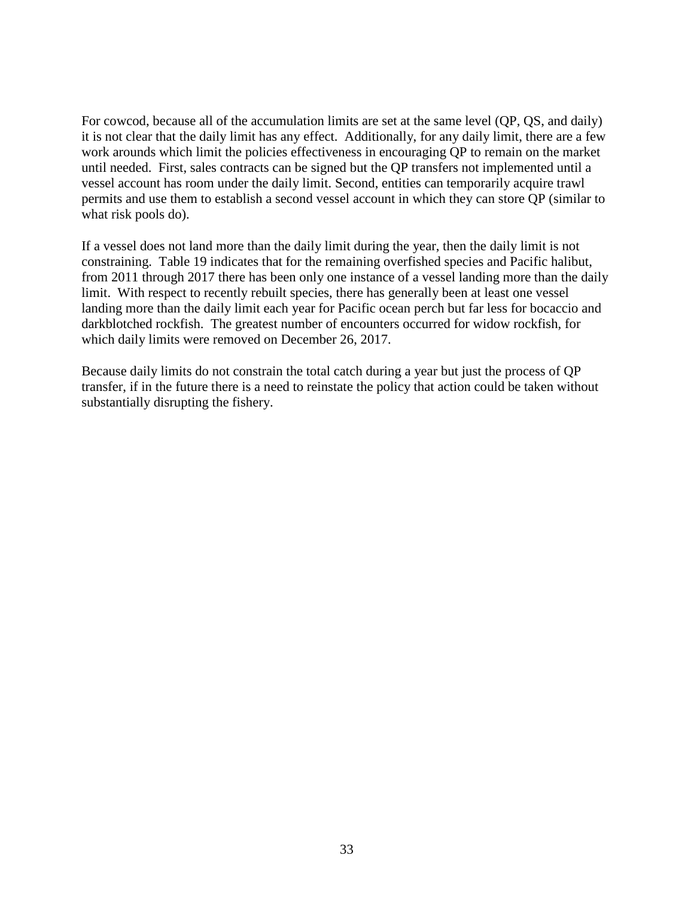For cowcod, because all of the accumulation limits are set at the same level (QP, QS, and daily) it is not clear that the daily limit has any effect. Additionally, for any daily limit, there are a few work arounds which limit the policies effectiveness in encouraging QP to remain on the market until needed. First, sales contracts can be signed but the QP transfers not implemented until a vessel account has room under the daily limit. Second, entities can temporarily acquire trawl permits and use them to establish a second vessel account in which they can store QP (similar to what risk pools do).

If a vessel does not land more than the daily limit during the year, then the daily limit is not constraining. Table 19 indicates that for the remaining overfished species and Pacific halibut, from 2011 through 2017 there has been only one instance of a vessel landing more than the daily limit. With respect to recently rebuilt species, there has generally been at least one vessel landing more than the daily limit each year for Pacific ocean perch but far less for bocaccio and darkblotched rockfish. The greatest number of encounters occurred for widow rockfish, for which daily limits were removed on December 26, 2017.

Because daily limits do not constrain the total catch during a year but just the process of QP transfer, if in the future there is a need to reinstate the policy that action could be taken without substantially disrupting the fishery.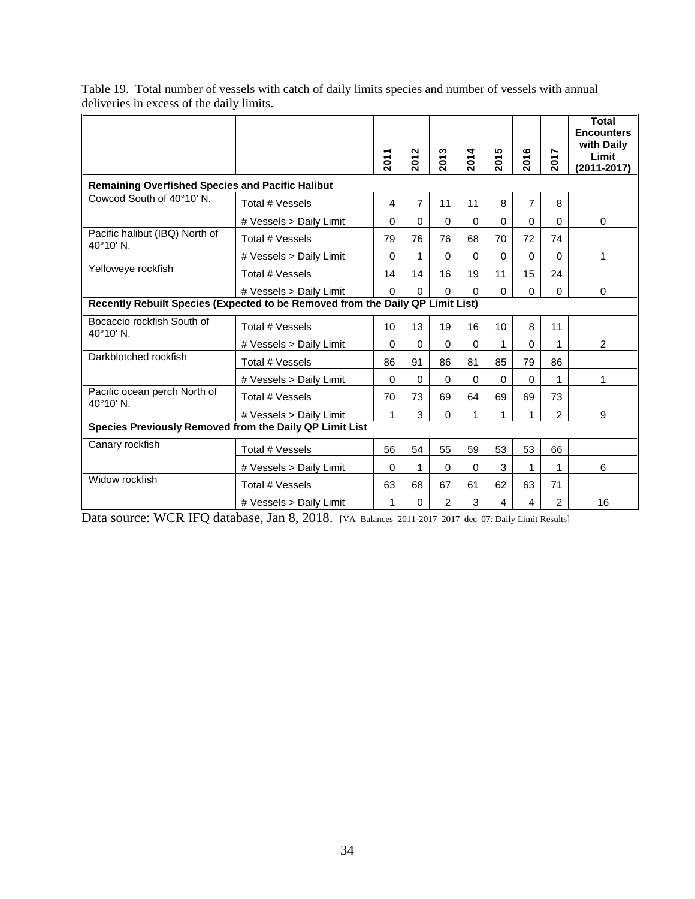Table 19. Total number of vessels with catch of daily limits species and number of vessels with annual deliveries in excess of the daily limits.

| | | 2011 | 2012 | 2013 | 2014 | 2015 | 2016 | 2017 | Total Encounters with Daily Limit (2011-2017) |
|---|---|---|---|---|---|---|---|---|---|
| **Remaining Overfished Species and Pacific Halibut** | | | | | | | | | |
| Cowcod South of 40°10' N. | Total # Vessels | 4 | 7 | 11 | 11 | 8 | 7 | 8 | |
| | # Vessels > Daily Limit | 0 | 0 | 0 | 0 | 0 | 0 | 0 | 0 |
| Pacific halibut (IBQ) North of 40°10' N. | Total # Vessels | 79 | 76 | 76 | 68 | 70 | 72 | 74 | |
| | # Vessels > Daily Limit | 0 | 1 | 0 | 0 | 0 | 0 | 0 | 1 |
| Yelloweye rockfish | Total # Vessels | 14 | 14 | 16 | 19 | 11 | 15 | 24 | |
| | # Vessels > Daily Limit | 0 | 0 | 0 | 0 | 0 | 0 | 0 | 0 |
| **Recently Rebuilt Species (Expected to be Removed from the Daily QP Limit List)** | | | | | | | | | |
| Bocaccio rockfish South of 40°10' N. | Total # Vessels | 10 | 13 | 19 | 16 | 10 | 8 | 11 | |
| | # Vessels > Daily Limit | 0 | 0 | 0 | 0 | 1 | 0 | 1 | 2 |
| Darkblotched rockfish | Total # Vessels | 86 | 91 | 86 | 81 | 85 | 79 | 86 | |
| | # Vessels > Daily Limit | 0 | 0 | 0 | 0 | 0 | 0 | 1 | 1 |
| Pacific ocean perch North of 40°10' N. | Total # Vessels | 70 | 73 | 69 | 64 | 69 | 69 | 73 | |
| | # Vessels > Daily Limit | 1 | 3 | 0 | 1 | 1 | 1 | 2 | 9 |
| **Species Previously Removed from the Daily QP Limit List** | | | | | | | | | |
| Canary rockfish | Total # Vessels | 56 | 54 | 55 | 59 | 53 | 53 | 66 | |
| | # Vessels > Daily Limit | 0 | 1 | 0 | 0 | 3 | 1 | 1 | 6 |
| Widow rockfish | Total # Vessels | 63 | 68 | 67 | 61 | 62 | 63 | 71 | |
| | # Vessels > Daily Limit | 1 | 0 | 2 | 3 | 4 | 4 | 2 | 16 |

Data source: WCR IFQ database, Jan 8, 2018. [VA_Balances_2011-2017_2017_dec_07: Daily Limit Results]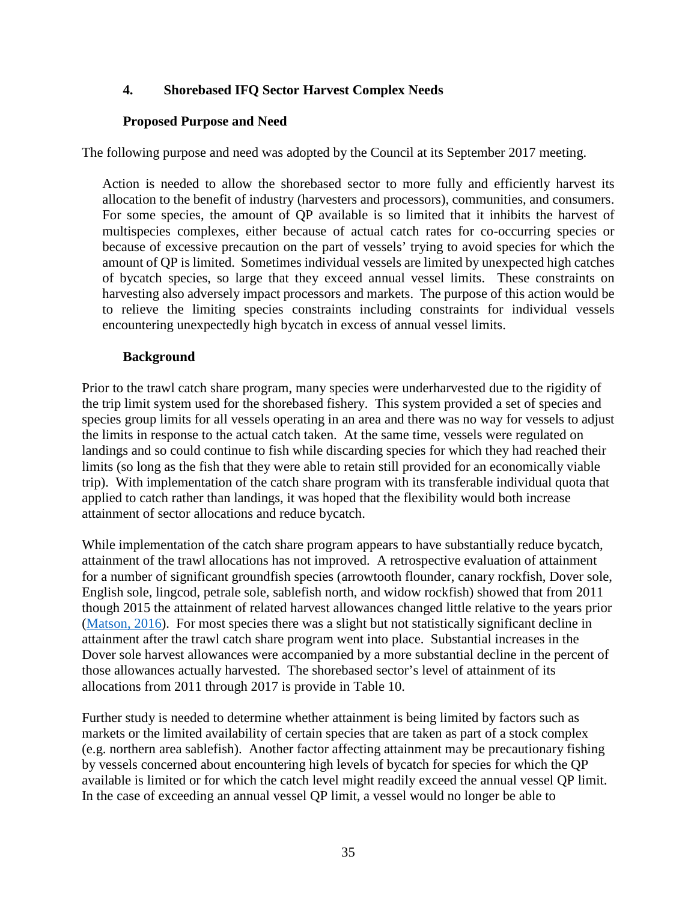## 4. Shorebased IFQ Sector Harvest Complex Needs

### Proposed Purpose and Need

The following purpose and need was adopted by the Council at its September 2017 meeting.

> Action is needed to allow the shorebased sector to more fully and efficiently harvest its allocation to the benefit of industry (harvesters and processors), communities, and consumers. For some species, the amount of QP available is so limited that it inhibits the harvest of multispecies complexes, either because of actual catch rates for co-occurring species or because of excessive precaution on the part of vessels' trying to avoid species for which the amount of QP is limited. Sometimes individual vessels are limited by unexpected high catches of bycatch species, so large that they exceed annual vessel limits. These constraints on harvesting also adversely impact processors and markets. The purpose of this action would be to relieve the limiting species constraints including constraints for individual vessels encountering unexpectedly high bycatch in excess of annual vessel limits.

### Background

Prior to the trawl catch share program, many species were underharvested due to the rigidity of the trip limit system used for the shorebased fishery. This system provided a set of species and species group limits for all vessels operating in an area and there was no way for vessels to adjust the limits in response to the actual catch taken. At the same time, vessels were regulated on landings and so could continue to fish while discarding species for which they had reached their limits (so long as the fish that they were able to retain still provided for an economically viable trip). With implementation of the catch share program with its transferable individual quota that applied to catch rather than landings, it was hoped that the flexibility would both increase attainment of sector allocations and reduce bycatch.

While implementation of the catch share program appears to have substantially reduce bycatch, attainment of the trawl allocations has not improved. A retrospective evaluation of attainment for a number of significant groundfish species (arrowtooth flounder, canary rockfish, Dover sole, English sole, lingcod, petrale sole, sablefish north, and widow rockfish) showed that from 2011 though 2015 the attainment of related harvest allowances changed little relative to the years prior (Matson, 2016). For most species there was a slight but not statistically significant decline in attainment after the trawl catch share program went into place. Substantial increases in the Dover sole harvest allowances were accompanied by a more substantial decline in the percent of those allowances actually harvested. The shorebased sector's level of attainment of its allocations from 2011 through 2017 is provide in Table 10.

Further study is needed to determine whether attainment is being limited by factors such as markets or the limited availability of certain species that are taken as part of a stock complex (e.g. northern area sablefish). Another factor affecting attainment may be precautionary fishing by vessels concerned about encountering high levels of bycatch for species for which the QP available is limited or for which the catch level might readily exceed the annual vessel QP limit. In the case of exceeding an annual vessel QP limit, a vessel would no longer be able to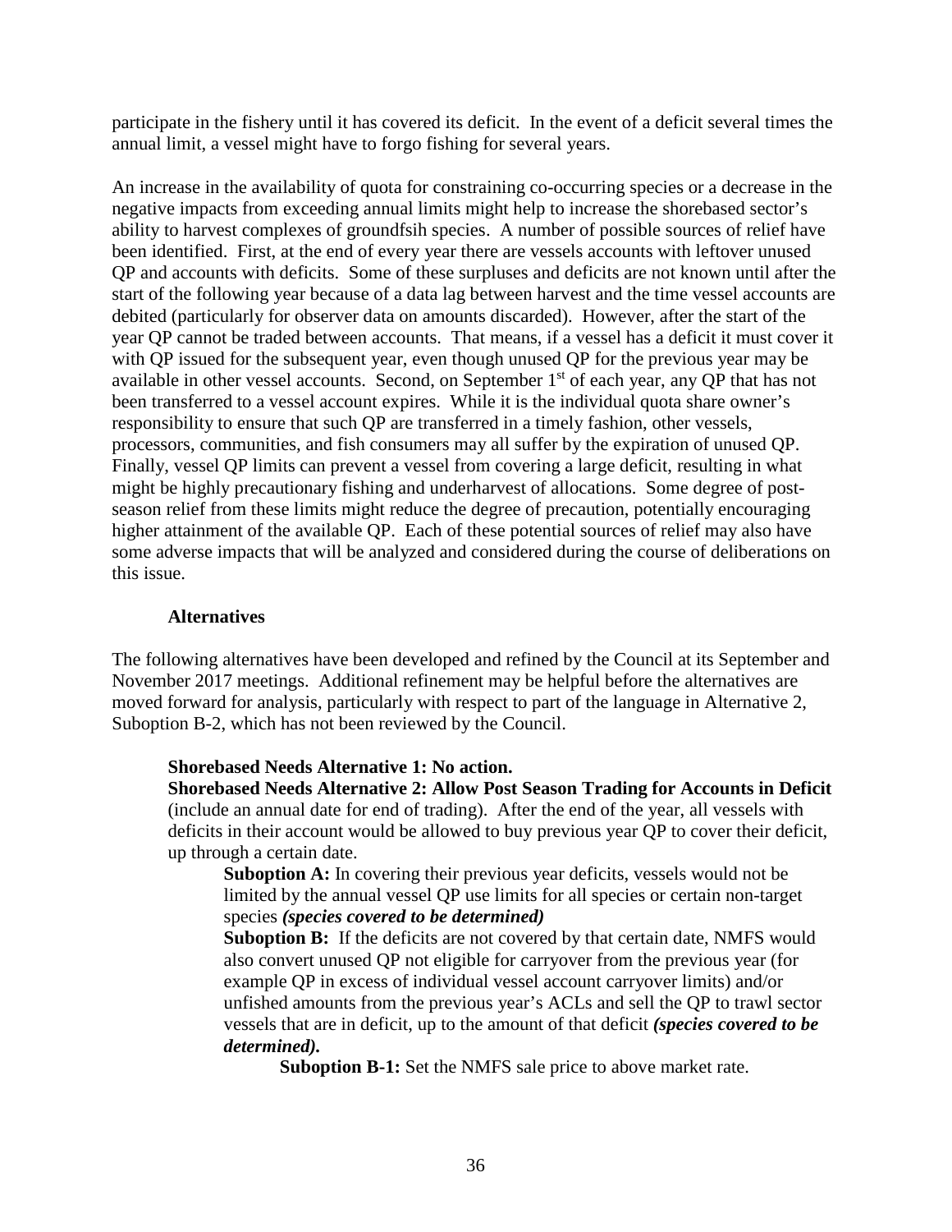participate in the fishery until it has covered its deficit. In the event of a deficit several times the annual limit, a vessel might have to forgo fishing for several years.

An increase in the availability of quota for constraining co-occurring species or a decrease in the negative impacts from exceeding annual limits might help to increase the shorebased sector's ability to harvest complexes of groundfsih species. A number of possible sources of relief have been identified. First, at the end of every year there are vessels accounts with leftover unused QP and accounts with deficits. Some of these surpluses and deficits are not known until after the start of the following year because of a data lag between harvest and the time vessel accounts are debited (particularly for observer data on amounts discarded). However, after the start of the year QP cannot be traded between accounts. That means, if a vessel has a deficit it must cover it with QP issued for the subsequent year, even though unused QP for the previous year may be available in other vessel accounts. Second, on September 1st of each year, any QP that has not been transferred to a vessel account expires. While it is the individual quota share owner's responsibility to ensure that such QP are transferred in a timely fashion, other vessels, processors, communities, and fish consumers may all suffer by the expiration of unused QP. Finally, vessel QP limits can prevent a vessel from covering a large deficit, resulting in what might be highly precautionary fishing and underharvest of allocations. Some degree of post-season relief from these limits might reduce the degree of precaution, potentially encouraging higher attainment of the available QP. Each of these potential sources of relief may also have some adverse impacts that will be analyzed and considered during the course of deliberations on this issue.

#### Alternatives

The following alternatives have been developed and refined by the Council at its September and November 2017 meetings. Additional refinement may be helpful before the alternatives are moved forward for analysis, particularly with respect to part of the language in Alternative 2, Suboption B-2, which has not been reviewed by the Council.

**Shorebased Needs Alternative 1: No action.**

**Shorebased Needs Alternative 2: Allow Post Season Trading for Accounts in Deficit** (include an annual date for end of trading). After the end of the year, all vessels with deficits in their account would be allowed to buy previous year QP to cover their deficit, up through a certain date.

> **Suboption A:** In covering their previous year deficits, vessels would not be limited by the annual vessel QP use limits for all species or certain non-target species ***(species covered to be determined)***
>
> **Suboption B:** If the deficits are not covered by that certain date, NMFS would also convert unused QP not eligible for carryover from the previous year (for example QP in excess of individual vessel account carryover limits) and/or unfished amounts from the previous year's ACLs and sell the QP to trawl sector vessels that are in deficit, up to the amount of that deficit ***(species covered to be determined).***
>
> > **Suboption B-1:** Set the NMFS sale price to above market rate.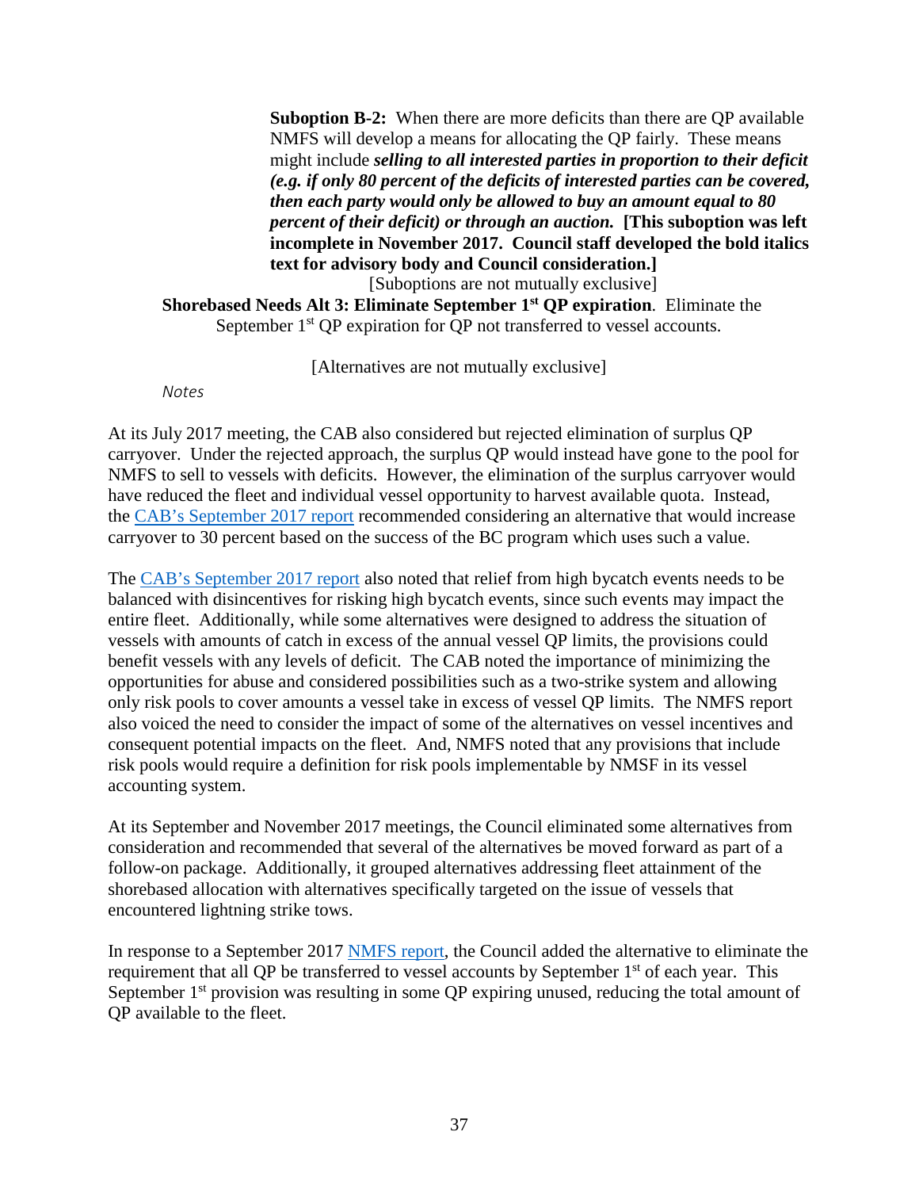**Suboption B-2:** When there are more deficits than there are QP available NMFS will develop a means for allocating the QP fairly. These means might include ***selling to all interested parties in proportion to their deficit (e.g. if only 80 percent of the deficits of interested parties can be covered, then each party would only be allowed to buy an amount equal to 80 percent of their deficit) or through an auction.*** **[This suboption was left incomplete in November 2017. Council staff developed the bold italics text for advisory body and Council consideration.]**

[Suboptions are not mutually exclusive]

**Shorebased Needs Alt 3: Eliminate September 1st QP expiration**. Eliminate the September 1st QP expiration for QP not transferred to vessel accounts.

[Alternatives are not mutually exclusive]

*Notes*

At its July 2017 meeting, the CAB also considered but rejected elimination of surplus QP carryover. Under the rejected approach, the surplus QP would instead have gone to the pool for NMFS to sell to vessels with deficits. However, the elimination of the surplus carryover would have reduced the fleet and individual vessel opportunity to harvest available quota. Instead, the CAB's September 2017 report recommended considering an alternative that would increase carryover to 30 percent based on the success of the BC program which uses such a value.

The CAB's September 2017 report also noted that relief from high bycatch events needs to be balanced with disincentives for risking high bycatch events, since such events may impact the entire fleet. Additionally, while some alternatives were designed to address the situation of vessels with amounts of catch in excess of the annual vessel QP limits, the provisions could benefit vessels with any levels of deficit. The CAB noted the importance of minimizing the opportunities for abuse and considered possibilities such as a two-strike system and allowing only risk pools to cover amounts a vessel take in excess of vessel QP limits. The NMFS report also voiced the need to consider the impact of some of the alternatives on vessel incentives and consequent potential impacts on the fleet. And, NMFS noted that any provisions that include risk pools would require a definition for risk pools implementable by NMSF in its vessel accounting system.

At its September and November 2017 meetings, the Council eliminated some alternatives from consideration and recommended that several of the alternatives be moved forward as part of a follow-on package. Additionally, it grouped alternatives addressing fleet attainment of the shorebased allocation with alternatives specifically targeted on the issue of vessels that encountered lightning strike tows.

In response to a September 2017 NMFS report, the Council added the alternative to eliminate the requirement that all QP be transferred to vessel accounts by September 1st of each year. This September 1st provision was resulting in some QP expiring unused, reducing the total amount of QP available to the fleet.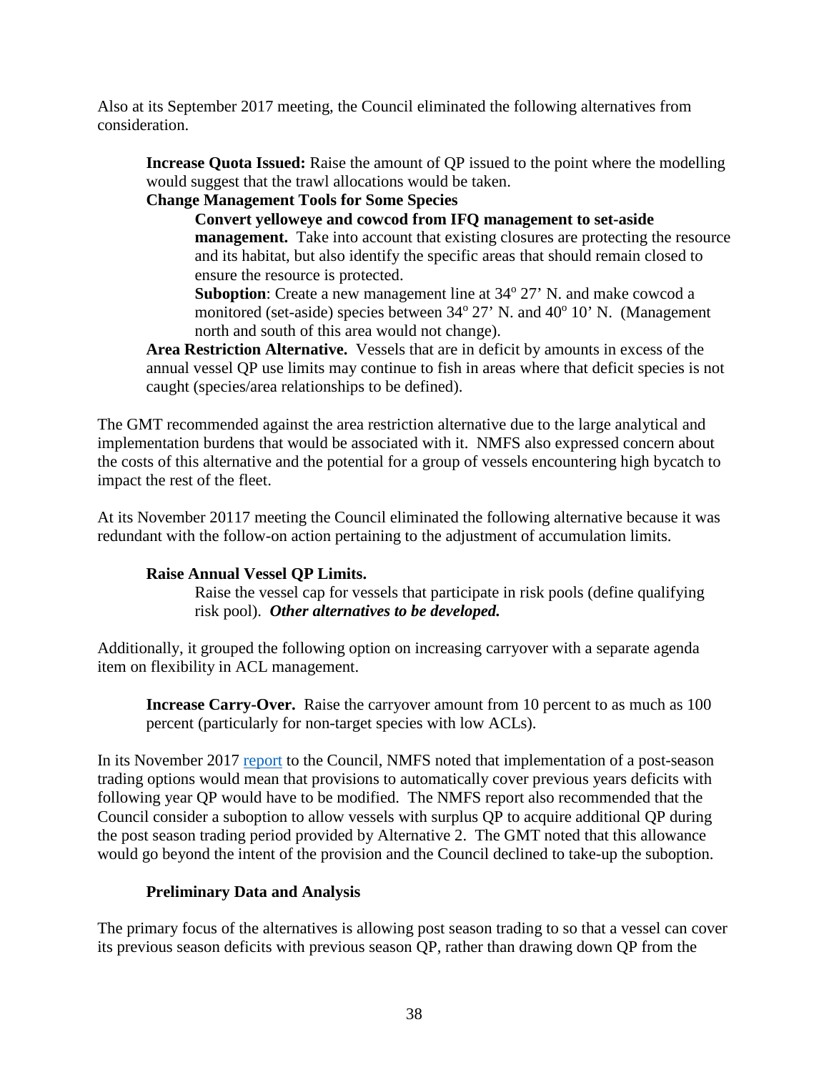Also at its September 2017 meeting, the Council eliminated the following alternatives from consideration.

> **Increase Quota Issued:** Raise the amount of QP issued to the point where the modelling would suggest that the trawl allocations would be taken.
>
> **Change Management Tools for Some Species**
>
> > **Convert yelloweye and cowcod from IFQ management to set-aside management.** Take into account that existing closures are protecting the resource and its habitat, but also identify the specific areas that should remain closed to ensure the resource is protected.
> >
> > **Suboption**: Create a new management line at 34° 27' N. and make cowcod a monitored (set-aside) species between 34° 27' N. and 40° 10' N. (Management north and south of this area would not change).
>
> **Area Restriction Alternative.** Vessels that are in deficit by amounts in excess of the annual vessel QP use limits may continue to fish in areas where that deficit species is not caught (species/area relationships to be defined).

The GMT recommended against the area restriction alternative due to the large analytical and implementation burdens that would be associated with it. NMFS also expressed concern about the costs of this alternative and the potential for a group of vessels encountering high bycatch to impact the rest of the fleet.

At its November 20117 meeting the Council eliminated the following alternative because it was redundant with the follow-on action pertaining to the adjustment of accumulation limits.

> **Raise Annual Vessel QP Limits.**
>
> > Raise the vessel cap for vessels that participate in risk pools (define qualifying risk pool). ***Other alternatives to be developed.***

Additionally, it grouped the following option on increasing carryover with a separate agenda item on flexibility in ACL management.

> **Increase Carry-Over.** Raise the carryover amount from 10 percent to as much as 100 percent (particularly for non-target species with low ACLs).

In its November 2017 report to the Council, NMFS noted that implementation of a post-season trading options would mean that provisions to automatically cover previous years deficits with following year QP would have to be modified. The NMFS report also recommended that the Council consider a suboption to allow vessels with surplus QP to acquire additional QP during the post season trading period provided by Alternative 2. The GMT noted that this allowance would go beyond the intent of the provision and the Council declined to take-up the suboption.

### Preliminary Data and Analysis

The primary focus of the alternatives is allowing post season trading to so that a vessel can cover its previous season deficits with previous season QP, rather than drawing down QP from the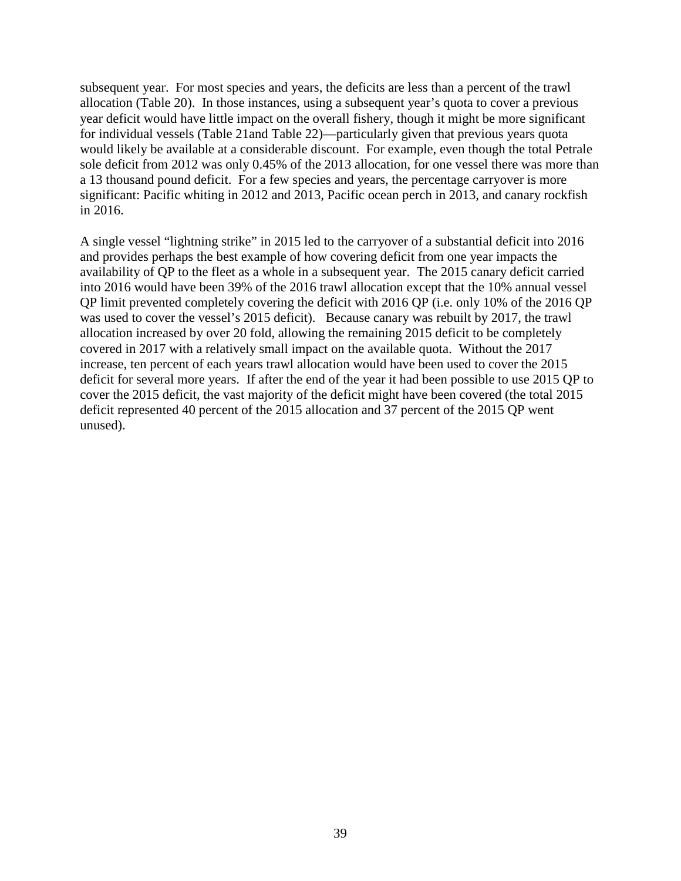subsequent year. For most species and years, the deficits are less than a percent of the trawl allocation (Table 20). In those instances, using a subsequent year's quota to cover a previous year deficit would have little impact on the overall fishery, though it might be more significant for individual vessels (Table 21and Table 22)—particularly given that previous years quota would likely be available at a considerable discount. For example, even though the total Petrale sole deficit from 2012 was only 0.45% of the 2013 allocation, for one vessel there was more than a 13 thousand pound deficit. For a few species and years, the percentage carryover is more significant: Pacific whiting in 2012 and 2013, Pacific ocean perch in 2013, and canary rockfish in 2016.

A single vessel "lightning strike" in 2015 led to the carryover of a substantial deficit into 2016 and provides perhaps the best example of how covering deficit from one year impacts the availability of QP to the fleet as a whole in a subsequent year. The 2015 canary deficit carried into 2016 would have been 39% of the 2016 trawl allocation except that the 10% annual vessel QP limit prevented completely covering the deficit with 2016 QP (i.e. only 10% of the 2016 QP was used to cover the vessel's 2015 deficit). Because canary was rebuilt by 2017, the trawl allocation increased by over 20 fold, allowing the remaining 2015 deficit to be completely covered in 2017 with a relatively small impact on the available quota. Without the 2017 increase, ten percent of each years trawl allocation would have been used to cover the 2015 deficit for several more years. If after the end of the year it had been possible to use 2015 QP to cover the 2015 deficit, the vast majority of the deficit might have been covered (the total 2015 deficit represented 40 percent of the 2015 allocation and 37 percent of the 2015 QP went unused).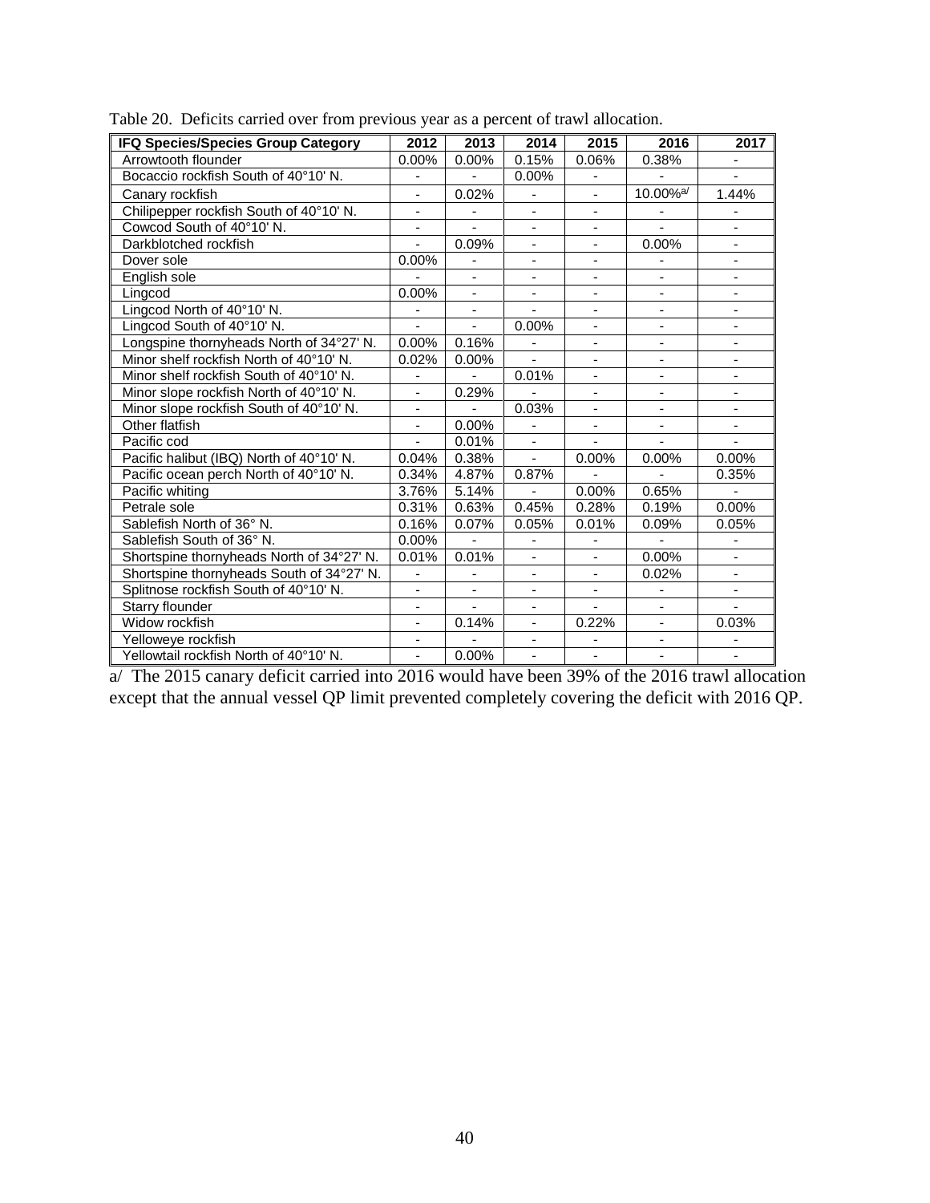Table 20. Deficits carried over from previous year as a percent of trawl allocation.

| IFQ Species/Species Group Category | 2012 | 2013 | 2014 | 2015 | 2016 | 2017 |
|---|---|---|---|---|---|---|
| Arrowtooth flounder | 0.00% | 0.00% | 0.15% | 0.06% | 0.38% | - |
| Bocaccio rockfish South of 40°10' N. | - | - | 0.00% | - | - | - |
| Canary rockfish | - | 0.02% | - | - | 10.00%[a/] | 1.44% |
| Chilipepper rockfish South of 40°10' N. | - | - | - | - | - | - |
| Cowcod South of 40°10' N. | - | - | - | - | - | - |
| Darkblotched rockfish | - | 0.09% | - | - | 0.00% | - |
| Dover sole | 0.00% | - | - | - | - | - |
| English sole | - | - | - | - | - | - |
| Lingcod | 0.00% | - | - | - | - | - |
| Lingcod North of 40°10' N. | - | - | - | - | - | - |
| Lingcod South of 40°10' N. | - | - | 0.00% | - | - | - |
| Longspine thornyheads North of 34°27' N. | 0.00% | 0.16% | - | - | - | - |
| Minor shelf rockfish North of 40°10' N. | 0.02% | 0.00% | - | - | - | - |
| Minor shelf rockfish South of 40°10' N. | - | - | 0.01% | - | - | - |
| Minor slope rockfish North of 40°10' N. | - | 0.29% | - | - | - | - |
| Minor slope rockfish South of 40°10' N. | - | - | 0.03% | - | - | - |
| Other flatfish | - | 0.00% | - | - | - | - |
| Pacific cod | - | 0.01% | - | - | - | - |
| Pacific halibut (IBQ) North of 40°10' N. | 0.04% | 0.38% | - | 0.00% | 0.00% | 0.00% |
| Pacific ocean perch North of 40°10' N. | 0.34% | 4.87% | 0.87% | - | - | 0.35% |
| Pacific whiting | 3.76% | 5.14% | - | 0.00% | 0.65% | - |
| Petrale sole | 0.31% | 0.63% | 0.45% | 0.28% | 0.19% | 0.00% |
| Sablefish North of 36° N. | 0.16% | 0.07% | 0.05% | 0.01% | 0.09% | 0.05% |
| Sablefish South of 36° N. | 0.00% | - | - | - | - | - |
| Shortspine thornyheads North of 34°27' N. | 0.01% | 0.01% | - | - | 0.00% | - |
| Shortspine thornyheads South of 34°27' N. | - | - | - | - | 0.02% | - |
| Splitnose rockfish South of 40°10' N. | - | - | - | - | - | - |
| Starry flounder | - | - | - | - | - | - |
| Widow rockfish | - | 0.14% | - | 0.22% | - | 0.03% |
| Yelloweye rockfish | - | - | - | - | - | - |
| Yellowtail rockfish North of 40°10' N. | - | 0.00% | - | - | - | - |

a/ The 2015 canary deficit carried into 2016 would have been 39% of the 2016 trawl allocation except that the annual vessel QP limit prevented completely covering the deficit with 2016 QP.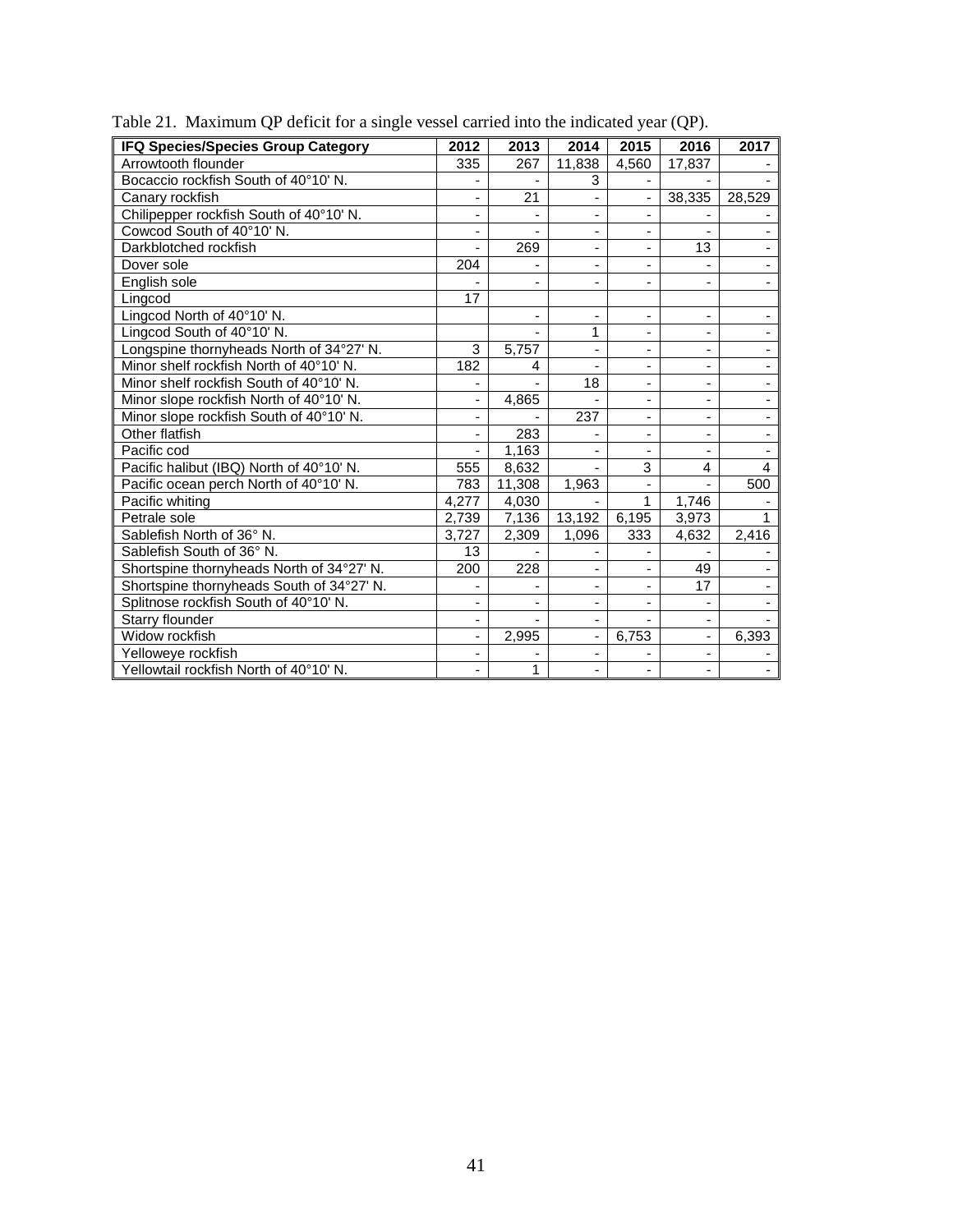Table 21. Maximum QP deficit for a single vessel carried into the indicated year (QP).

| IFQ Species/Species Group Category | 2012 | 2013 | 2014 | 2015 | 2016 | 2017 |
|---|---|---|---|---|---|---|
| Arrowtooth flounder | 335 | 267 | 11,838 | 4,560 | 17,837 | - |
| Bocaccio rockfish South of 40°10' N. | - | - | 3 | - | - | - |
| Canary rockfish | - | 21 | - | - | 38,335 | 28,529 |
| Chilipepper rockfish South of 40°10' N. | - | - | - | - | - | - |
| Cowcod South of 40°10' N. | - | - | - | - | - | - |
| Darkblotched rockfish | - | 269 | - | - | 13 | - |
| Dover sole | 204 | - | - | - | - | - |
| English sole | - | - | - | - | - | - |
| Lingcod | 17 | | | | | |
| Lingcod North of 40°10' N. | | - | - | - | - | - |
| Lingcod South of 40°10' N. | | - | 1 | - | - | - |
| Longspine thornyheads North of 34°27' N. | 3 | 5,757 | - | - | - | - |
| Minor shelf rockfish North of 40°10' N. | 182 | 4 | - | - | - | - |
| Minor shelf rockfish South of 40°10' N. | - | - | 18 | - | - | - |
| Minor slope rockfish North of 40°10' N. | - | 4,865 | - | - | - | - |
| Minor slope rockfish South of 40°10' N. | - | - | 237 | - | - | - |
| Other flatfish | - | 283 | - | - | - | - |
| Pacific cod | - | 1,163 | - | - | - | - |
| Pacific halibut (IBQ) North of 40°10' N. | 555 | 8,632 | - | 3 | 4 | 4 |
| Pacific ocean perch North of 40°10' N. | 783 | 11,308 | 1,963 | - | - | 500 |
| Pacific whiting | 4,277 | 4,030 | - | 1 | 1,746 | - |
| Petrale sole | 2,739 | 7,136 | 13,192 | 6,195 | 3,973 | 1 |
| Sablefish North of 36° N. | 3,727 | 2,309 | 1,096 | 333 | 4,632 | 2,416 |
| Sablefish South of 36° N. | 13 | - | - | - | - | - |
| Shortspine thornyheads North of 34°27' N. | 200 | 228 | - | - | 49 | - |
| Shortspine thornyheads South of 34°27' N. | - | - | - | - | 17 | - |
| Splitnose rockfish South of 40°10' N. | - | - | - | - | - | - |
| Starry flounder | - | - | - | - | - | - |
| Widow rockfish | - | 2,995 | - | 6,753 | - | 6,393 |
| Yelloweye rockfish | - | - | - | - | - | - |
| Yellowtail rockfish North of 40°10' N. | - | 1 | - | - | - | - |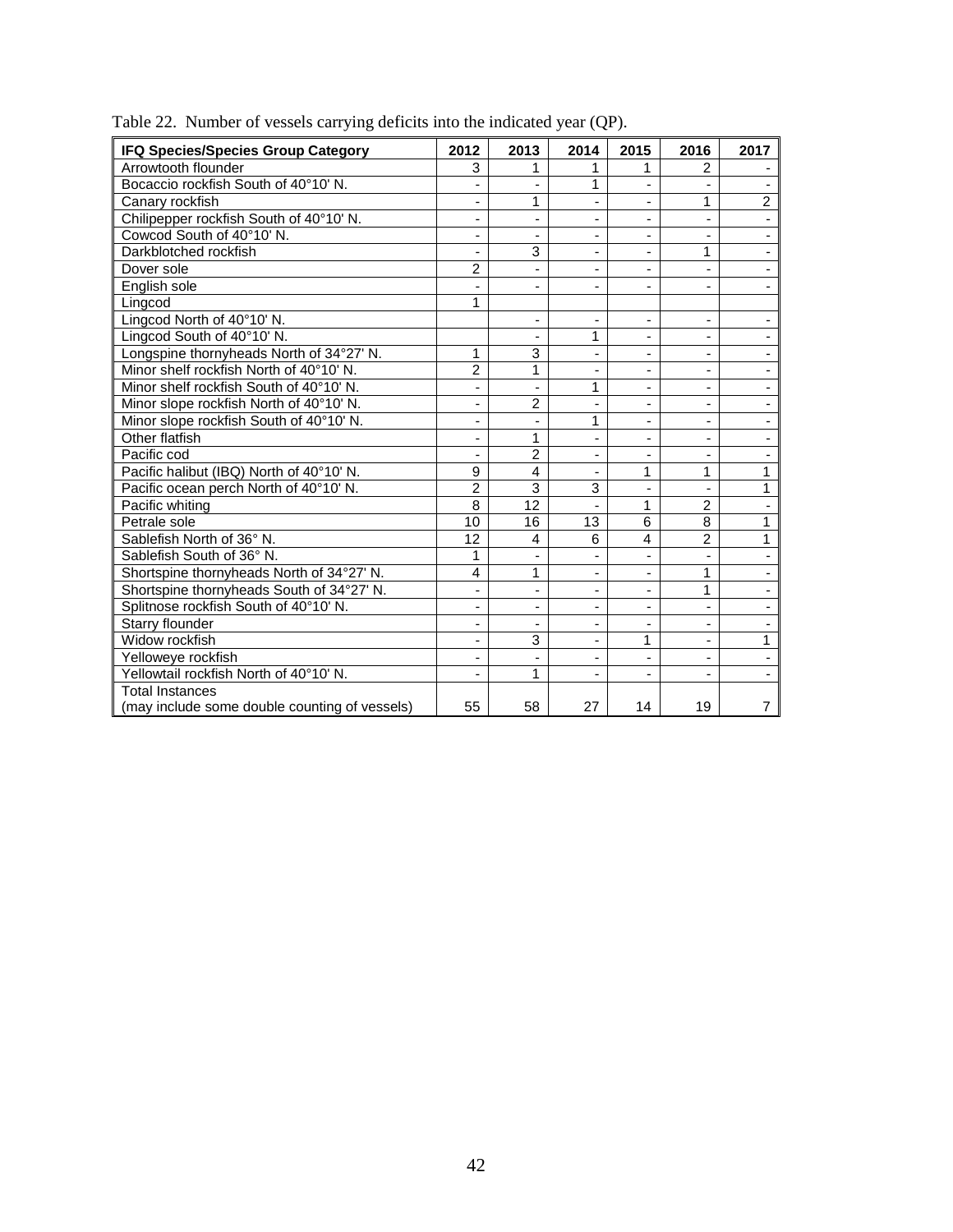Table 22. Number of vessels carrying deficits into the indicated year (QP).

| IFQ Species/Species Group Category | 2012 | 2013 | 2014 | 2015 | 2016 | 2017 |
|---|---|---|---|---|---|---|
| Arrowtooth flounder | 3 | 1 | 1 | 1 | 2 | - |
| Bocaccio rockfish South of 40°10' N. | - | - | 1 | - | - | - |
| Canary rockfish | - | 1 | - | - | 1 | 2 |
| Chilipepper rockfish South of 40°10' N. | - | - | - | - | - | - |
| Cowcod South of 40°10' N. | - | - | - | - | - | - |
| Darkblotched rockfish | - | 3 | - | - | 1 | - |
| Dover sole | 2 | - | - | - | - | - |
| English sole | - | - | - | - | - | - |
| Lingcod | 1 | | | | | |
| Lingcod North of 40°10' N. | | - | - | - | - | - |
| Lingcod South of 40°10' N. | | - | 1 | - | - | - |
| Longspine thornyheads North of 34°27' N. | 1 | 3 | - | - | - | - |
| Minor shelf rockfish North of 40°10' N. | 2 | 1 | - | - | - | - |
| Minor shelf rockfish South of 40°10' N. | - | - | 1 | - | - | - |
| Minor slope rockfish North of 40°10' N. | - | 2 | - | - | - | - |
| Minor slope rockfish South of 40°10' N. | - | - | 1 | - | - | - |
| Other flatfish | - | 1 | - | - | - | - |
| Pacific cod | - | 2 | - | - | - | - |
| Pacific halibut (IBQ) North of 40°10' N. | 9 | 4 | - | 1 | 1 | 1 |
| Pacific ocean perch North of 40°10' N. | 2 | 3 | 3 | - | - | 1 |
| Pacific whiting | 8 | 12 | - | 1 | 2 | - |
| Petrale sole | 10 | 16 | 13 | 6 | 8 | 1 |
| Sablefish North of 36° N. | 12 | 4 | 6 | 4 | 2 | 1 |
| Sablefish South of 36° N. | 1 | - | - | - | - | - |
| Shortspine thornyheads North of 34°27' N. | 4 | 1 | - | - | 1 | - |
| Shortspine thornyheads South of 34°27' N. | - | - | - | - | 1 | - |
| Splitnose rockfish South of 40°10' N. | - | - | - | - | - | - |
| Starry flounder | - | - | - | - | - | - |
| Widow rockfish | - | 3 | - | 1 | - | 1 |
| Yelloweye rockfish | - | - | - | - | - | - |
| Yellowtail rockfish North of 40°10' N. | - | 1 | - | - | - | - |
| Total Instances (may include some double counting of vessels) | 55 | 58 | 27 | 14 | 19 | 7 |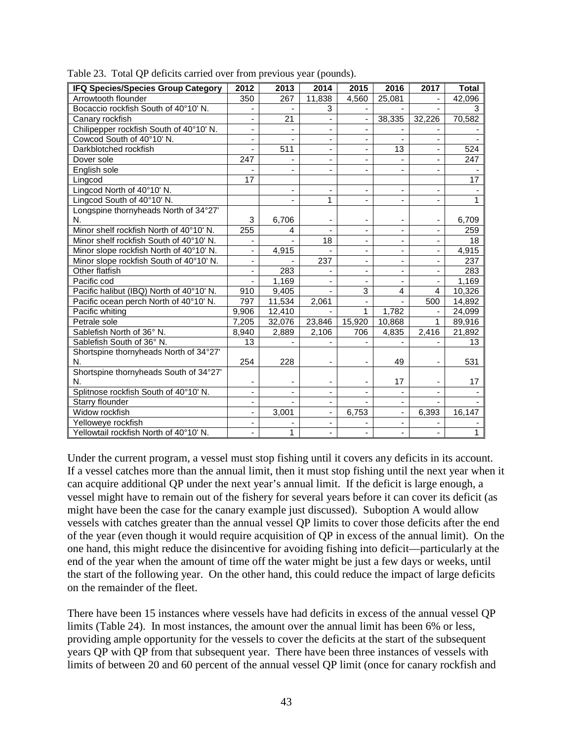Table 23. Total QP deficits carried over from previous year (pounds).

| IFQ Species/Species Group Category | 2012 | 2013 | 2014 | 2015 | 2016 | 2017 | Total |
|---|---|---|---|---|---|---|---|
| Arrowtooth flounder | 350 | 267 | 11,838 | 4,560 | 25,081 | - | 42,096 |
| Bocaccio rockfish South of 40°10' N. | - | - | 3 | - | - | - | 3 |
| Canary rockfish | - | 21 | - | - | 38,335 | 32,226 | 70,582 |
| Chilipepper rockfish South of 40°10' N. | - | - | - | - | - | - | - |
| Cowcod South of 40°10' N. | - | - | - | - | - | - | - |
| Darkblotched rockfish | - | 511 | - | - | 13 | - | 524 |
| Dover sole | 247 | - | - | - | - | - | 247 |
| English sole | - | - | - | - | - | - | - |
| Lingcod | 17 | | | | | | 17 |
| Lingcod North of 40°10' N. | | - | - | - | - | - | - |
| Lingcod South of 40°10' N. | | - | 1 | - | - | - | 1 |
| Longspine thornyheads North of 34°27' N. | 3 | 6,706 | - | - | - | - | 6,709 |
| Minor shelf rockfish North of 40°10' N. | 255 | 4 | - | - | - | - | 259 |
| Minor shelf rockfish South of 40°10' N. | - | - | 18 | - | - | - | 18 |
| Minor slope rockfish North of 40°10' N. | - | 4,915 | - | - | - | - | 4,915 |
| Minor slope rockfish South of 40°10' N. | - | - | 237 | - | - | - | 237 |
| Other flatfish | - | 283 | - | - | - | - | 283 |
| Pacific cod | - | 1,169 | - | - | - | - | 1,169 |
| Pacific halibut (IBQ) North of 40°10' N. | 910 | 9,405 | - | 3 | 4 | 4 | 10,326 |
| Pacific ocean perch North of 40°10' N. | 797 | 11,534 | 2,061 | - | - | 500 | 14,892 |
| Pacific whiting | 9,906 | 12,410 | - | 1 | 1,782 | - | 24,099 |
| Petrale sole | 7,205 | 32,076 | 23,846 | 15,920 | 10,868 | 1 | 89,916 |
| Sablefish North of 36° N. | 8,940 | 2,889 | 2,106 | 706 | 4,835 | 2,416 | 21,892 |
| Sablefish South of 36° N. | 13 | - | - | - | - | - | 13 |
| Shortspine thornyheads North of 34°27' N. | 254 | 228 | - | - | 49 | - | 531 |
| Shortspine thornyheads South of 34°27' N. | - | - | - | - | 17 | - | 17 |
| Splitnose rockfish South of 40°10' N. | - | - | - | - | - | - | - |
| Starry flounder | - | - | - | - | - | - | - |
| Widow rockfish | - | 3,001 | - | 6,753 | - | 6,393 | 16,147 |
| Yelloweye rockfish | - | - | - | - | - | - | - |
| Yellowtail rockfish North of 40°10' N. | - | 1 | - | - | - | - | 1 |

Under the current program, a vessel must stop fishing until it covers any deficits in its account. If a vessel catches more than the annual limit, then it must stop fishing until the next year when it can acquire additional QP under the next year's annual limit. If the deficit is large enough, a vessel might have to remain out of the fishery for several years before it can cover its deficit (as might have been the case for the canary example just discussed). Suboption A would allow vessels with catches greater than the annual vessel QP limits to cover those deficits after the end of the year (even though it would require acquisition of QP in excess of the annual limit). On the one hand, this might reduce the disincentive for avoiding fishing into deficit—particularly at the end of the year when the amount of time off the water might be just a few days or weeks, until the start of the following year. On the other hand, this could reduce the impact of large deficits on the remainder of the fleet.

There have been 15 instances where vessels have had deficits in excess of the annual vessel QP limits (Table 24). In most instances, the amount over the annual limit has been 6% or less, providing ample opportunity for the vessels to cover the deficits at the start of the subsequent years QP with QP from that subsequent year. There have been three instances of vessels with limits of between 20 and 60 percent of the annual vessel QP limit (once for canary rockfish and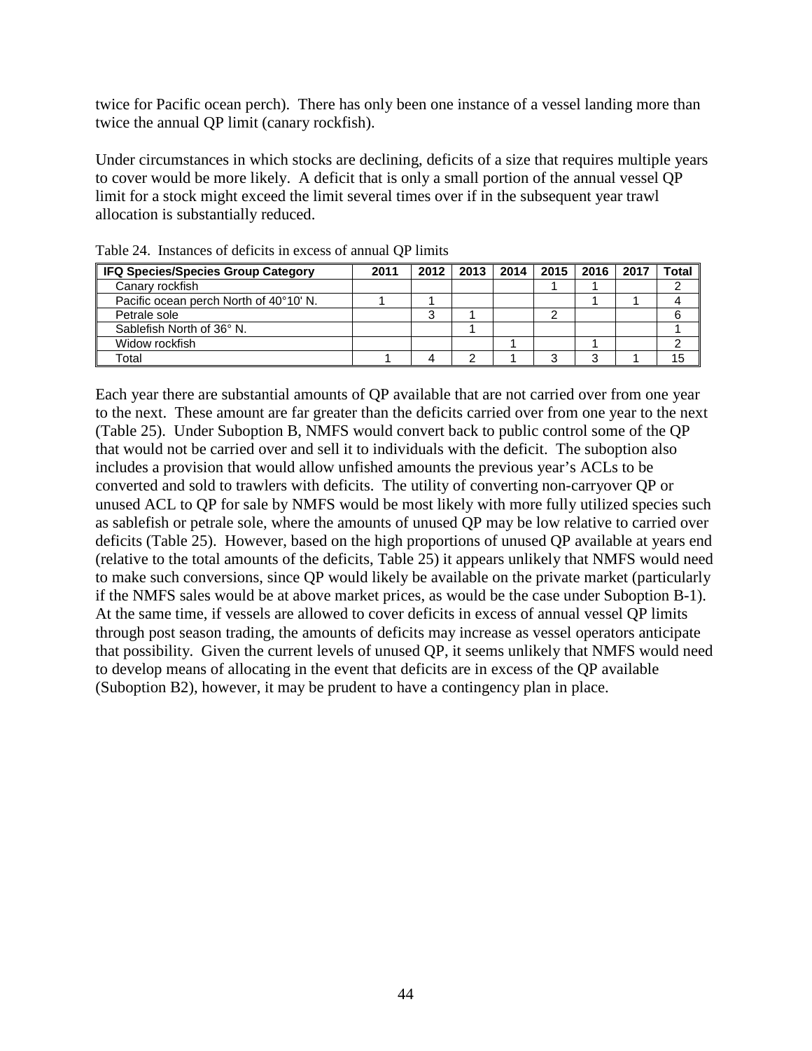twice for Pacific ocean perch). There has only been one instance of a vessel landing more than twice the annual QP limit (canary rockfish).

Under circumstances in which stocks are declining, deficits of a size that requires multiple years to cover would be more likely. A deficit that is only a small portion of the annual vessel QP limit for a stock might exceed the limit several times over if in the subsequent year trawl allocation is substantially reduced.

Table 24. Instances of deficits in excess of annual QP limits

| IFQ Species/Species Group Category | 2011 | 2012 | 2013 | 2014 | 2015 | 2016 | 2017 | Total |
|---|---|---|---|---|---|---|---|---|
| Canary rockfish | | | | | 1 | 1 | | 2 |
| Pacific ocean perch North of 40°10' N. | 1 | 1 | | | | 1 | 1 | 4 |
| Petrale sole | | 3 | 1 | | 2 | | | 6 |
| Sablefish North of 36° N. | | | 1 | | | | | 1 |
| Widow rockfish | | | | 1 | | 1 | | 2 |
| Total | 1 | 4 | 2 | 1 | 3 | 3 | 1 | 15 |

Each year there are substantial amounts of QP available that are not carried over from one year to the next. These amount are far greater than the deficits carried over from one year to the next (Table 25). Under Suboption B, NMFS would convert back to public control some of the QP that would not be carried over and sell it to individuals with the deficit. The suboption also includes a provision that would allow unfished amounts the previous year's ACLs to be converted and sold to trawlers with deficits. The utility of converting non-carryover QP or unused ACL to QP for sale by NMFS would be most likely with more fully utilized species such as sablefish or petrale sole, where the amounts of unused QP may be low relative to carried over deficits (Table 25). However, based on the high proportions of unused QP available at years end (relative to the total amounts of the deficits, Table 25) it appears unlikely that NMFS would need to make such conversions, since QP would likely be available on the private market (particularly if the NMFS sales would be at above market prices, as would be the case under Suboption B-1). At the same time, if vessels are allowed to cover deficits in excess of annual vessel QP limits through post season trading, the amounts of deficits may increase as vessel operators anticipate that possibility. Given the current levels of unused QP, it seems unlikely that NMFS would need to develop means of allocating in the event that deficits are in excess of the QP available (Suboption B2), however, it may be prudent to have a contingency plan in place.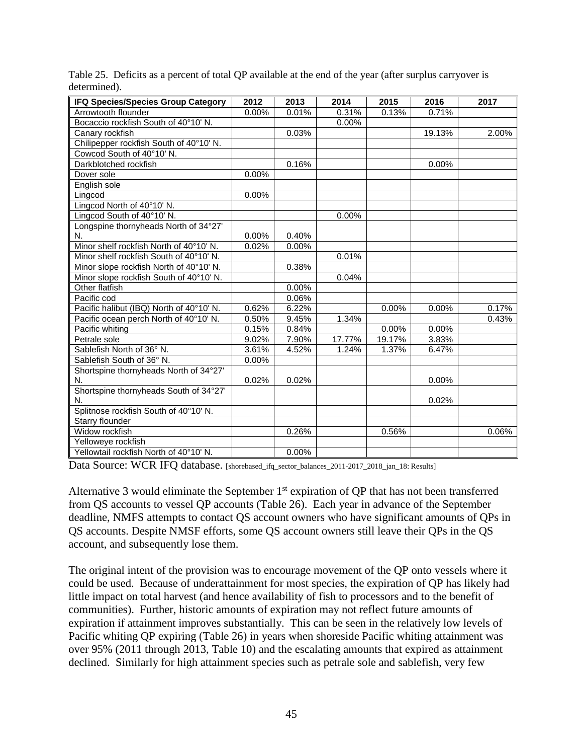Table 25. Deficits as a percent of total QP available at the end of the year (after surplus carryover is determined).

| IFQ Species/Species Group Category | 2012 | 2013 | 2014 | 2015 | 2016 | 2017 |
|---|---|---|---|---|---|---|
| Arrowtooth flounder | 0.00% | 0.01% | 0.31% | 0.13% | 0.71% | |
| Bocaccio rockfish South of 40°10' N. | | | 0.00% | | | |
| Canary rockfish | | 0.03% | | | 19.13% | 2.00% |
| Chilipepper rockfish South of 40°10' N. | | | | | | |
| Cowcod South of 40°10' N. | | | | | | |
| Darkblotched rockfish | | 0.16% | | | 0.00% | |
| Dover sole | 0.00% | | | | | |
| English sole | | | | | | |
| Lingcod | 0.00% | | | | | |
| Lingcod North of 40°10' N. | | | | | | |
| Lingcod South of 40°10' N. | | | 0.00% | | | |
| Longspine thornyheads North of 34°27' N. | 0.00% | 0.40% | | | | |
| Minor shelf rockfish North of 40°10' N. | 0.02% | 0.00% | | | | |
| Minor shelf rockfish South of 40°10' N. | | | 0.01% | | | |
| Minor slope rockfish North of 40°10' N. | | 0.38% | | | | |
| Minor slope rockfish South of 40°10' N. | | | 0.04% | | | |
| Other flatfish | | 0.00% | | | | |
| Pacific cod | | 0.06% | | | | |
| Pacific halibut (IBQ) North of 40°10' N. | 0.62% | 6.22% | | 0.00% | 0.00% | 0.17% |
| Pacific ocean perch North of 40°10' N. | 0.50% | 9.45% | 1.34% | | | 0.43% |
| Pacific whiting | 0.15% | 0.84% | | 0.00% | 0.00% | |
| Petrale sole | 9.02% | 7.90% | 17.77% | 19.17% | 3.83% | |
| Sablefish North of 36° N. | 3.61% | 4.52% | 1.24% | 1.37% | 6.47% | |
| Sablefish South of 36° N. | 0.00% | | | | | |
| Shortspine thornyheads North of 34°27' N. | 0.02% | 0.02% | | | 0.00% | |
| Shortspine thornyheads South of 34°27' N. | | | | | 0.02% | |
| Splitnose rockfish South of 40°10' N. | | | | | | |
| Starry flounder | | | | | | |
| Widow rockfish | | 0.26% | | 0.56% | | 0.06% |
| Yelloweye rockfish | | | | | | |
| Yellowtail rockfish North of 40°10' N. | | 0.00% | | | | |

Data Source: WCR IFQ database. [shorebased_ifq_sector_balances_2011-2017_2018_jan_18: Results]

Alternative 3 would eliminate the September 1st expiration of QP that has not been transferred from QS accounts to vessel QP accounts (Table 26). Each year in advance of the September deadline, NMFS attempts to contact QS account owners who have significant amounts of QPs in QS accounts. Despite NMSF efforts, some QS account owners still leave their QPs in the QS account, and subsequently lose them.

The original intent of the provision was to encourage movement of the QP onto vessels where it could be used. Because of underattainment for most species, the expiration of QP has likely had little impact on total harvest (and hence availability of fish to processors and to the benefit of communities). Further, historic amounts of expiration may not reflect future amounts of expiration if attainment improves substantially. This can be seen in the relatively low levels of Pacific whiting QP expiring (Table 26) in years when shoreside Pacific whiting attainment was over 95% (2011 through 2013, Table 10) and the escalating amounts that expired as attainment declined. Similarly for high attainment species such as petrale sole and sablefish, very few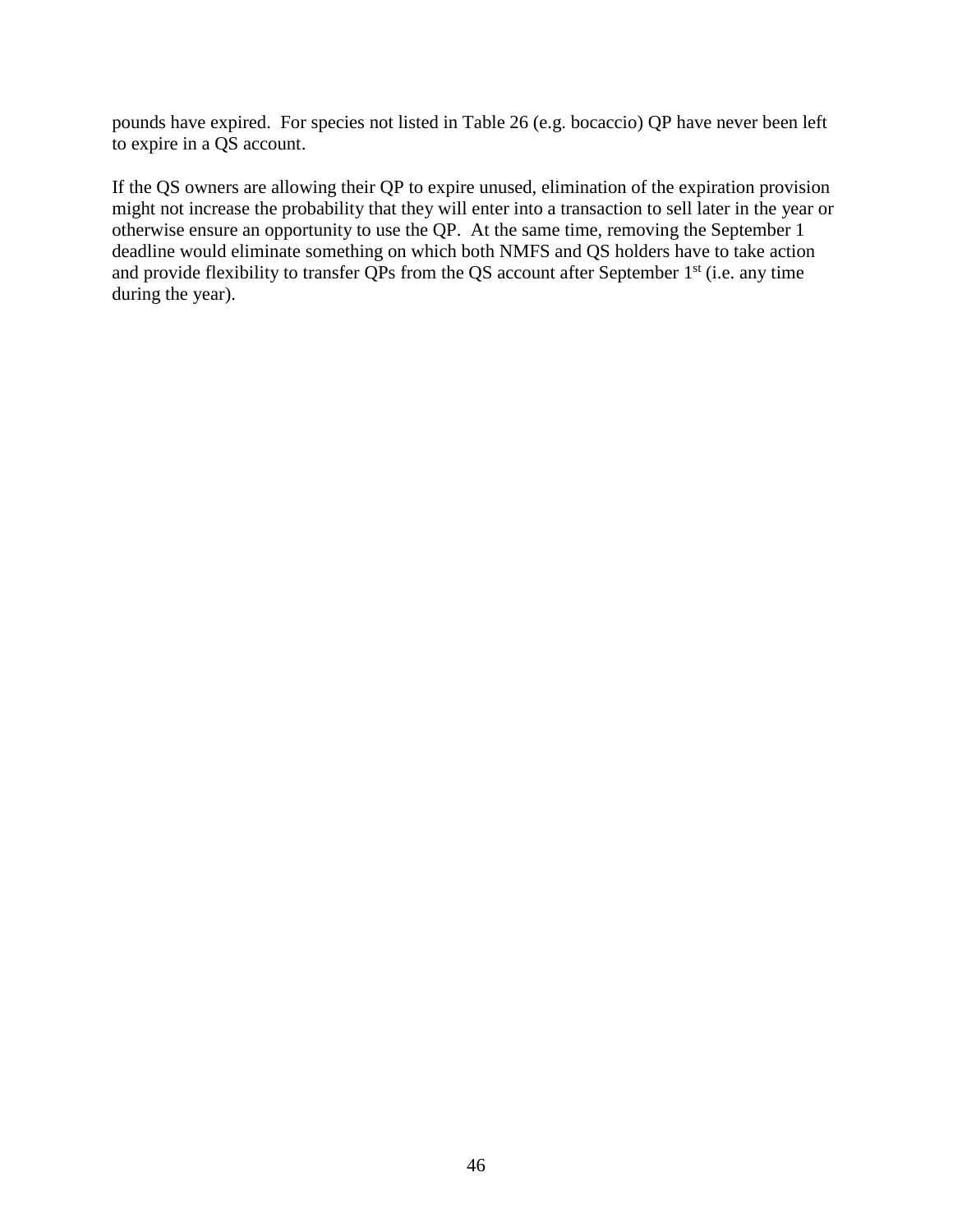pounds have expired. For species not listed in Table 26 (e.g. bocaccio) QP have never been left to expire in a QS account.

If the QS owners are allowing their QP to expire unused, elimination of the expiration provision might not increase the probability that they will enter into a transaction to sell later in the year or otherwise ensure an opportunity to use the QP. At the same time, removing the September 1 deadline would eliminate something on which both NMFS and QS holders have to take action and provide flexibility to transfer QPs from the QS account after September 1st (i.e. any time during the year).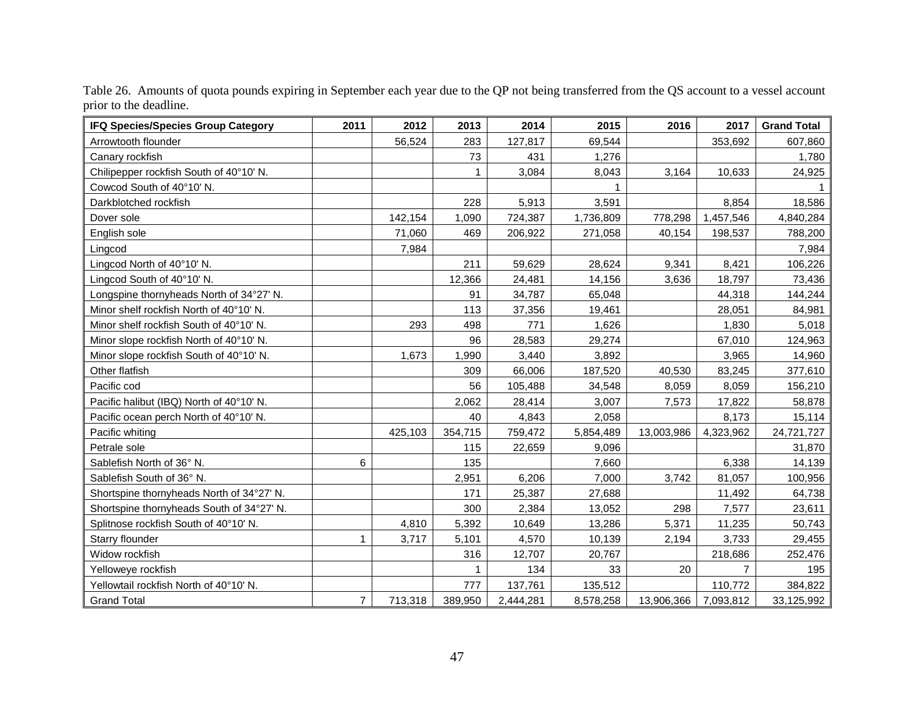Table 26. Amounts of quota pounds expiring in September each year due to the QP not being transferred from the QS account to a vessel account prior to the deadline.

| IFQ Species/Species Group Category | 2011 | 2012 | 2013 | 2014 | 2015 | 2016 | 2017 | Grand Total |
|---|---|---|---|---|---|---|---|---|
| Arrowtooth flounder | | 56,524 | 283 | 127,817 | 69,544 | | 353,692 | 607,860 |
| Canary rockfish | | | 73 | 431 | 1,276 | | | 1,780 |
| Chilipepper rockfish South of 40°10' N. | | | 1 | 3,084 | 8,043 | 3,164 | 10,633 | 24,925 |
| Cowcod South of 40°10' N. | | | | | 1 | | | 1 |
| Darkblotched rockfish | | | 228 | 5,913 | 3,591 | | 8,854 | 18,586 |
| Dover sole | | 142,154 | 1,090 | 724,387 | 1,736,809 | 778,298 | 1,457,546 | 4,840,284 |
| English sole | | 71,060 | 469 | 206,922 | 271,058 | 40,154 | 198,537 | 788,200 |
| Lingcod | | 7,984 | | | | | | 7,984 |
| Lingcod North of 40°10' N. | | | 211 | 59,629 | 28,624 | 9,341 | 8,421 | 106,226 |
| Lingcod South of 40°10' N. | | | 12,366 | 24,481 | 14,156 | 3,636 | 18,797 | 73,436 |
| Longspine thornyheads North of 34°27' N. | | | 91 | 34,787 | 65,048 | | 44,318 | 144,244 |
| Minor shelf rockfish North of 40°10' N. | | | 113 | 37,356 | 19,461 | | 28,051 | 84,981 |
| Minor shelf rockfish South of 40°10' N. | | 293 | 498 | 771 | 1,626 | | 1,830 | 5,018 |
| Minor slope rockfish North of 40°10' N. | | | 96 | 28,583 | 29,274 | | 67,010 | 124,963 |
| Minor slope rockfish South of 40°10' N. | | 1,673 | 1,990 | 3,440 | 3,892 | | 3,965 | 14,960 |
| Other flatfish | | | 309 | 66,006 | 187,520 | 40,530 | 83,245 | 377,610 |
| Pacific cod | | | 56 | 105,488 | 34,548 | 8,059 | 8,059 | 156,210 |
| Pacific halibut (IBQ) North of 40°10' N. | | | 2,062 | 28,414 | 3,007 | 7,573 | 17,822 | 58,878 |
| Pacific ocean perch North of 40°10' N. | | | 40 | 4,843 | 2,058 | | 8,173 | 15,114 |
| Pacific whiting | | 425,103 | 354,715 | 759,472 | 5,854,489 | 13,003,986 | 4,323,962 | 24,721,727 |
| Petrale sole | | | 115 | 22,659 | 9,096 | | | 31,870 |
| Sablefish North of 36° N. | 6 | | 135 | | 7,660 | | 6,338 | 14,139 |
| Sablefish South of 36° N. | | | 2,951 | 6,206 | 7,000 | 3,742 | 81,057 | 100,956 |
| Shortspine thornyheads North of 34°27' N. | | | 171 | 25,387 | 27,688 | | 11,492 | 64,738 |
| Shortspine thornyheads South of 34°27' N. | | | 300 | 2,384 | 13,052 | 298 | 7,577 | 23,611 |
| Splitnose rockfish South of 40°10' N. | | 4,810 | 5,392 | 10,649 | 13,286 | 5,371 | 11,235 | 50,743 |
| Starry flounder | 1 | 3,717 | 5,101 | 4,570 | 10,139 | 2,194 | 3,733 | 29,455 |
| Widow rockfish | | | 316 | 12,707 | 20,767 | | 218,686 | 252,476 |
| Yelloweye rockfish | | | 1 | 134 | 33 | 20 | 7 | 195 |
| Yellowtail rockfish North of 40°10' N. | | | 777 | 137,761 | 135,512 | | 110,772 | 384,822 |
| Grand Total | 7 | 713,318 | 389,950 | 2,444,281 | 8,578,258 | 13,906,366 | 7,093,812 | 33,125,992 |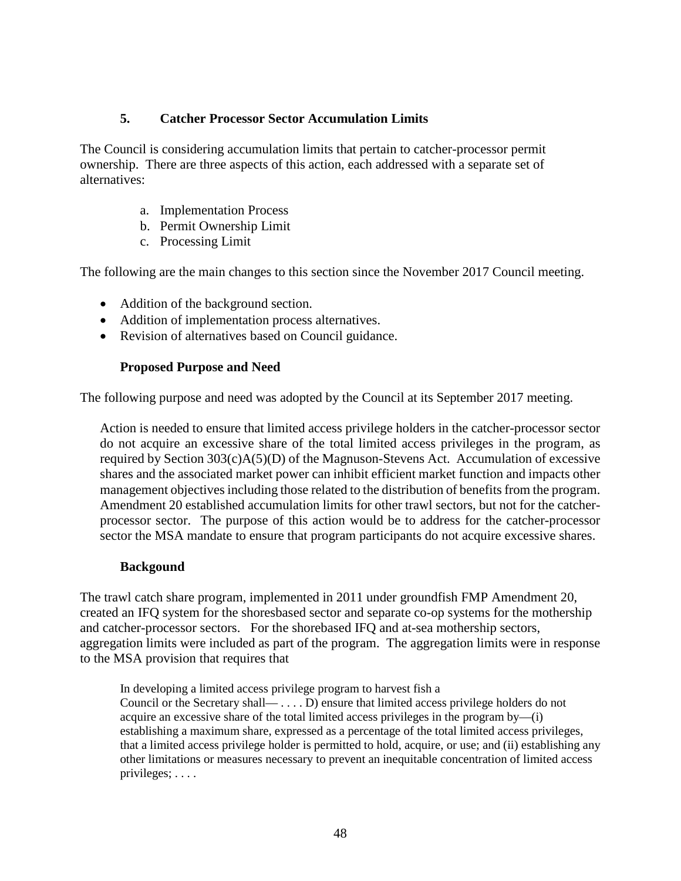## 5. Catcher Processor Sector Accumulation Limits

The Council is considering accumulation limits that pertain to catcher-processor permit ownership. There are three aspects of this action, each addressed with a separate set of alternatives:

a. Implementation Process
b. Permit Ownership Limit
c. Processing Limit

The following are the main changes to this section since the November 2017 Council meeting.

- Addition of the background section.
- Addition of implementation process alternatives.
- Revision of alternatives based on Council guidance.

### Proposed Purpose and Need

The following purpose and need was adopted by the Council at its September 2017 meeting.

> Action is needed to ensure that limited access privilege holders in the catcher-processor sector do not acquire an excessive share of the total limited access privileges in the program, as required by Section 303(c)A(5)(D) of the Magnuson-Stevens Act. Accumulation of excessive shares and the associated market power can inhibit efficient market function and impacts other management objectives including those related to the distribution of benefits from the program. Amendment 20 established accumulation limits for other trawl sectors, but not for the catcher-processor sector. The purpose of this action would be to address for the catcher-processor sector the MSA mandate to ensure that program participants do not acquire excessive shares.

### Backgound

The trawl catch share program, implemented in 2011 under groundfish FMP Amendment 20, created an IFQ system for the shoresbased sector and separate co-op systems for the mothership and catcher-processor sectors. For the shorebased IFQ and at-sea mothership sectors, aggregation limits were included as part of the program. The aggregation limits were in response to the MSA provision that requires that

> In developing a limited access privilege program to harvest fish a Council or the Secretary shall— . . . . D) ensure that limited access privilege holders do not acquire an excessive share of the total limited access privileges in the program by—(i) establishing a maximum share, expressed as a percentage of the total limited access privileges, that a limited access privilege holder is permitted to hold, acquire, or use; and (ii) establishing any other limitations or measures necessary to prevent an inequitable concentration of limited access privileges; . . . .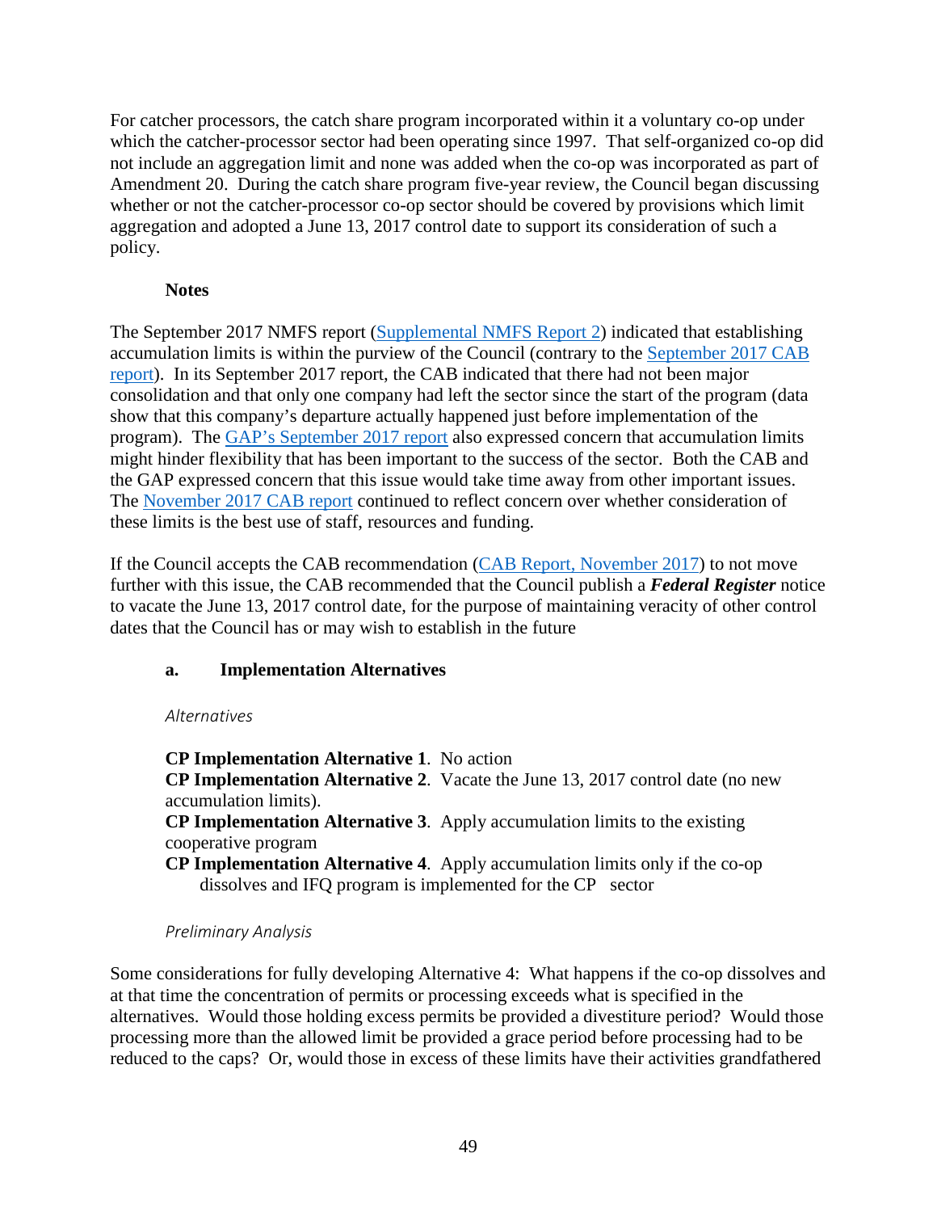For catcher processors, the catch share program incorporated within it a voluntary co-op under which the catcher-processor sector had been operating since 1997. That self-organized co-op did not include an aggregation limit and none was added when the co-op was incorporated as part of Amendment 20. During the catch share program five-year review, the Council began discussing whether or not the catcher-processor co-op sector should be covered by provisions which limit aggregation and adopted a June 13, 2017 control date to support its consideration of such a policy.

**Notes**

The September 2017 NMFS report (Supplemental NMFS Report 2) indicated that establishing accumulation limits is within the purview of the Council (contrary to the September 2017 CAB report). In its September 2017 report, the CAB indicated that there had not been major consolidation and that only one company had left the sector since the start of the program (data show that this company's departure actually happened just before implementation of the program). The GAP's September 2017 report also expressed concern that accumulation limits might hinder flexibility that has been important to the success of the sector. Both the CAB and the GAP expressed concern that this issue would take time away from other important issues. The November 2017 CAB report continued to reflect concern over whether consideration of these limits is the best use of staff, resources and funding.

If the Council accepts the CAB recommendation (CAB Report, November 2017) to not move further with this issue, the CAB recommended that the Council publish a ***Federal Register*** notice to vacate the June 13, 2017 control date, for the purpose of maintaining veracity of other control dates that the Council has or may wish to establish in the future

#### a. Implementation Alternatives

*Alternatives*

**CP Implementation Alternative 1**. No action

**CP Implementation Alternative 2**. Vacate the June 13, 2017 control date (no new accumulation limits).

**CP Implementation Alternative 3**. Apply accumulation limits to the existing cooperative program

**CP Implementation Alternative 4**. Apply accumulation limits only if the co-op dissolves and IFQ program is implemented for the CP sector

*Preliminary Analysis*

Some considerations for fully developing Alternative 4: What happens if the co-op dissolves and at that time the concentration of permits or processing exceeds what is specified in the alternatives. Would those holding excess permits be provided a divestiture period? Would those processing more than the allowed limit be provided a grace period before processing had to be reduced to the caps? Or, would those in excess of these limits have their activities grandfathered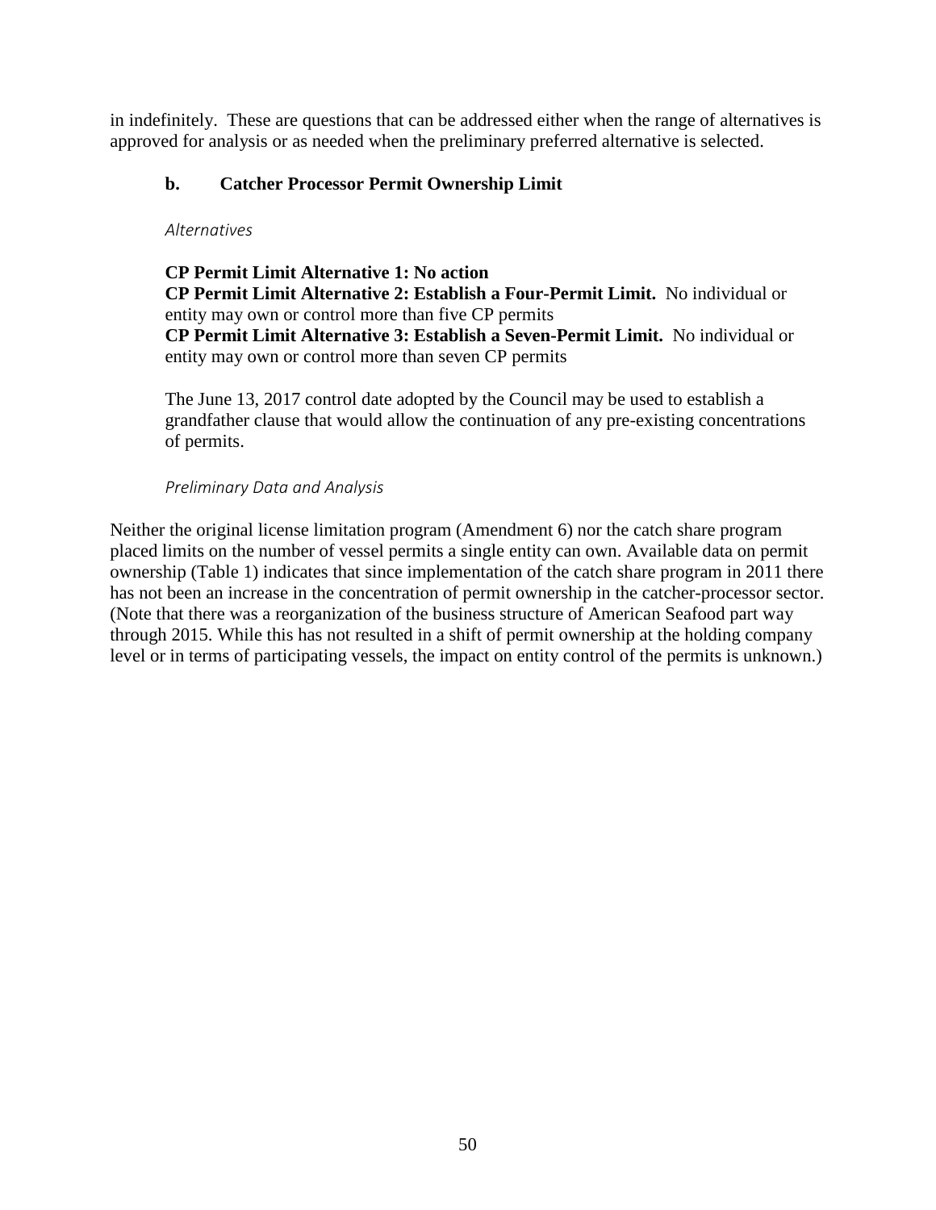in indefinitely. These are questions that can be addressed either when the range of alternatives is approved for analysis or as needed when the preliminary preferred alternative is selected.

### b. Catcher Processor Permit Ownership Limit

*Alternatives*

**CP Permit Limit Alternative 1: No action**
**CP Permit Limit Alternative 2: Establish a Four-Permit Limit.** No individual or entity may own or control more than five CP permits
**CP Permit Limit Alternative 3: Establish a Seven-Permit Limit.** No individual or entity may own or control more than seven CP permits

The June 13, 2017 control date adopted by the Council may be used to establish a grandfather clause that would allow the continuation of any pre-existing concentrations of permits.

*Preliminary Data and Analysis*

Neither the original license limitation program (Amendment 6) nor the catch share program placed limits on the number of vessel permits a single entity can own. Available data on permit ownership (Table 1) indicates that since implementation of the catch share program in 2011 there has not been an increase in the concentration of permit ownership in the catcher-processor sector. (Note that there was a reorganization of the business structure of American Seafood part way through 2015. While this has not resulted in a shift of permit ownership at the holding company level or in terms of participating vessels, the impact on entity control of the permits is unknown.)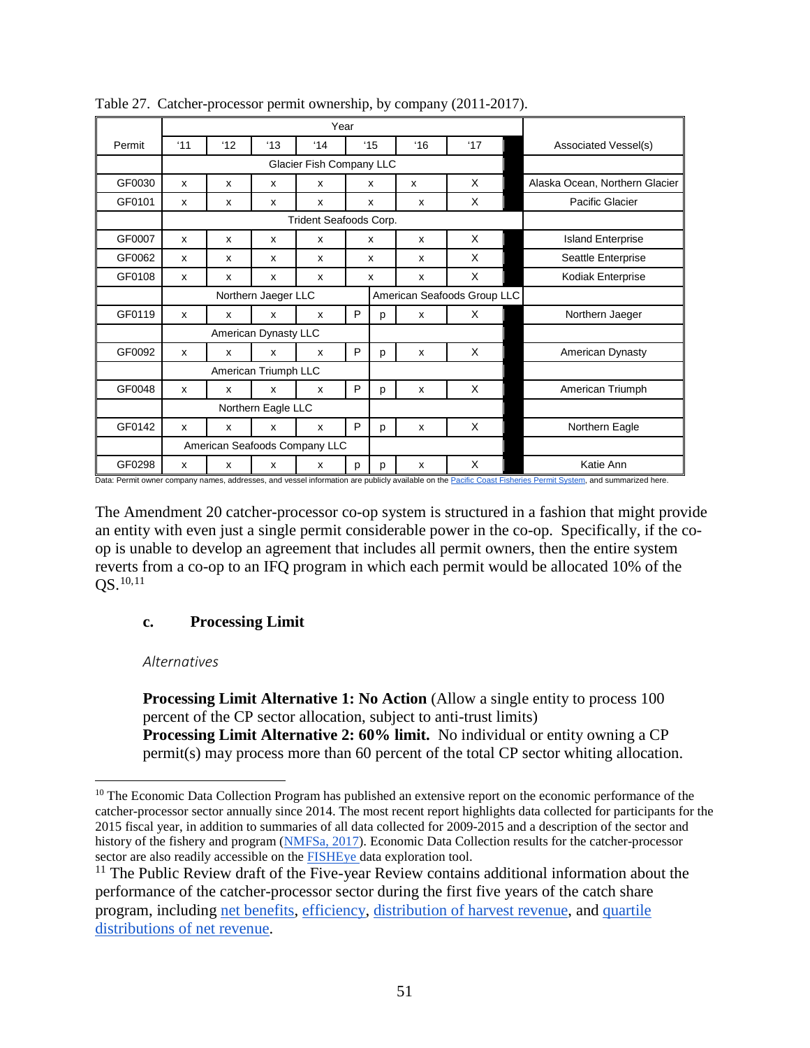Table 27. Catcher-processor permit ownership, by company (2011-2017).

| Permit | Year | | | | | | | | Associated Vessel(s) |
|---|---|---|---|---|---|---|---|---|---|
| | '11 | '12 | '13 | '14 | '15 | | '16 | '17 | |
| | Glacier Fish Company LLC | | | | | | | | |
| GF0030 | x | x | x | x | x | | x | X | Alaska Ocean, Northern Glacier |
| GF0101 | x | x | x | x | x | | x | X | Pacific Glacier |
| | Trident Seafoods Corp. | | | | | | | | |
| GF0007 | x | x | x | x | x | | x | X | Island Enterprise |
| GF0062 | x | x | x | x | x | | x | X | Seattle Enterprise |
| GF0108 | x | x | x | x | x | | x | X | Kodiak Enterprise |
| | Northern Jaeger LLC | | | | | American Seafoods Group LLC | | | |
| GF0119 | x | x | x | x | P | p | x | X | Northern Jaeger |
| | American Dynasty LLC | | | | | | | | |
| GF0092 | x | x | x | x | P | p | x | X | American Dynasty |
| | American Triumph LLC | | | | | | | | |
| GF0048 | x | x | x | x | P | p | x | X | American Triumph |
| | Northern Eagle LLC | | | | | | | | |
| GF0142 | x | x | x | x | P | p | x | X | Northern Eagle |
| | American Seafoods Company LLC | | | | | | | | |
| GF0298 | x | x | x | x | p | p | x | X | Katie Ann |

Data: Permit owner company names, addresses, and vessel information are publicly available on the Pacific Coast Fisheries Permit System, and summarized here.

The Amendment 20 catcher-processor co-op system is structured in a fashion that might provide an entity with even just a single permit considerable power in the co-op. Specifically, if the co-op is unable to develop an agreement that includes all permit owners, then the entire system reverts from a co-op to an IFQ program in which each permit would be allocated 10% of the QS.[10,11]

### c. Processing Limit

*Alternatives*

**Processing Limit Alternative 1: No Action** (Allow a single entity to process 100 percent of the CP sector allocation, subject to anti-trust limits)
**Processing Limit Alternative 2: 60% limit.** No individual or entity owning a CP permit(s) may process more than 60 percent of the total CP sector whiting allocation.

---

[10] The Economic Data Collection Program has published an extensive report on the economic performance of the catcher-processor sector annually since 2014. The most recent report highlights data collected for participants for the 2015 fiscal year, in addition to summaries of all data collected for 2009-2015 and a description of the sector and history of the fishery and program (NMFSa, 2017). Economic Data Collection results for the catcher-processor sector are also readily accessible on the FISHEye data exploration tool.

[11] The Public Review draft of the Five-year Review contains additional information about the performance of the catcher-processor sector during the first five years of the catch share program, including net benefits, efficiency, distribution of harvest revenue, and quartile distributions of net revenue.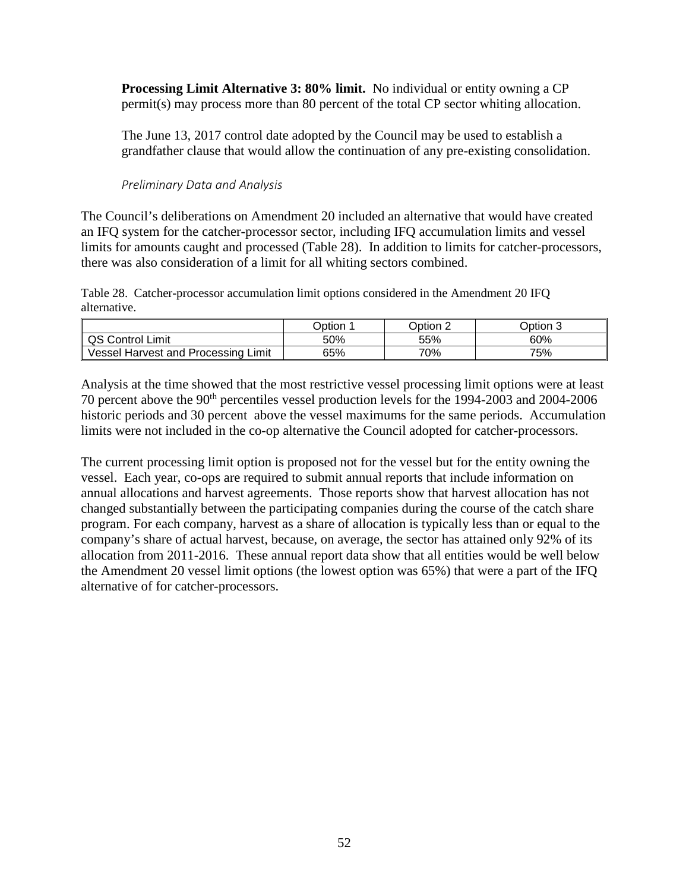**Processing Limit Alternative 3: 80% limit.** No individual or entity owning a CP permit(s) may process more than 80 percent of the total CP sector whiting allocation.

The June 13, 2017 control date adopted by the Council may be used to establish a grandfather clause that would allow the continuation of any pre-existing consolidation.

*Preliminary Data and Analysis*

The Council's deliberations on Amendment 20 included an alternative that would have created an IFQ system for the catcher-processor sector, including IFQ accumulation limits and vessel limits for amounts caught and processed (Table 28). In addition to limits for catcher-processors, there was also consideration of a limit for all whiting sectors combined.

Table 28. Catcher-processor accumulation limit options considered in the Amendment 20 IFQ alternative.

| | Option 1 | Option 2 | Option 3 |
|---|---|---|---|
| QS Control Limit | 50% | 55% | 60% |
| Vessel Harvest and Processing Limit | 65% | 70% | 75% |

Analysis at the time showed that the most restrictive vessel processing limit options were at least 70 percent above the 90th percentiles vessel production levels for the 1994-2003 and 2004-2006 historic periods and 30 percent above the vessel maximums for the same periods. Accumulation limits were not included in the co-op alternative the Council adopted for catcher-processors.

The current processing limit option is proposed not for the vessel but for the entity owning the vessel. Each year, co-ops are required to submit annual reports that include information on annual allocations and harvest agreements. Those reports show that harvest allocation has not changed substantially between the participating companies during the course of the catch share program. For each company, harvest as a share of allocation is typically less than or equal to the company's share of actual harvest, because, on average, the sector has attained only 92% of its allocation from 2011-2016. These annual report data show that all entities would be well below the Amendment 20 vessel limit options (the lowest option was 65%) that were a part of the IFQ alternative of for catcher-processors.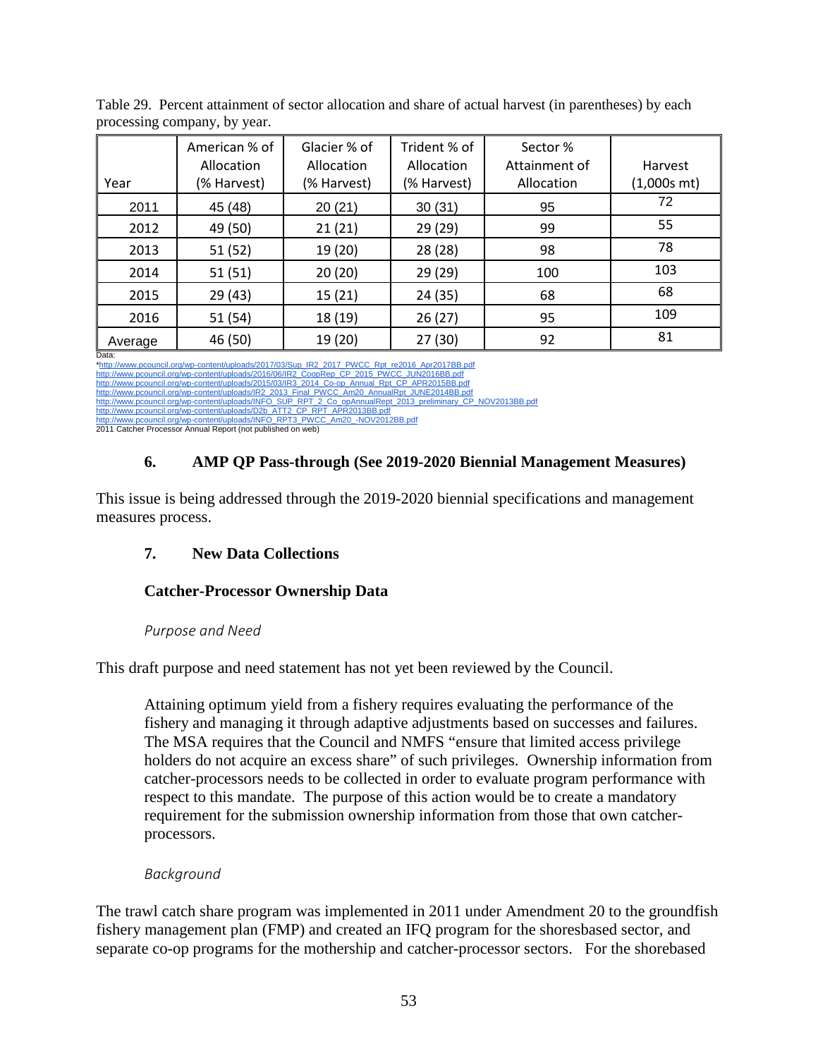Table 29. Percent attainment of sector allocation and share of actual harvest (in parentheses) by each processing company, by year.

| Year | American % of Allocation (% Harvest) | Glacier % of Allocation (% Harvest) | Trident % of Allocation (% Harvest) | Sector % Attainment of Allocation | Harvest (1,000s mt) |
|---|---|---|---|---|---|
| 2011 | 45 (48) | 20 (21) | 30 (31) | 95 | 72 |
| 2012 | 49 (50) | 21 (21) | 29 (29) | 99 | 55 |
| 2013 | 51 (52) | 19 (20) | 28 (28) | 98 | 78 |
| 2014 | 51 (51) | 20 (20) | 29 (29) | 100 | 103 |
| 2015 | 29 (43) | 15 (21) | 24 (35) | 68 | 68 |
| 2016 | 51 (54) | 18 (19) | 26 (27) | 95 | 109 |
| Average | 46 (50) | 19 (20) | 27 (30) | 92 | 81 |

Data:
*http://www.pcouncil.org/wp-content/uploads/2017/03/Sup_IR2_2017_PWCC_Rpt_re2016_Apr2017BB.pdf
http://www.pcouncil.org/wp-content/uploads/2016/06/IR2_CoopRep_CP_2015_PWCC_JUN2016BB.pdf
http://www.pcouncil.org/wp-content/uploads/2015/03/IR3_2014_Co-op_Annual_Rpt_CP_APR2015BB.pdf
http://www.pcouncil.org/wp-content/uploads/IR2_2013_Final_PWCC_Am20_AnnualRpt_JUNE2014BB.pdf
http://www.pcouncil.org/wp-content/uploads/INFO_SUP_RPT_2_Co_opAnnualRept_2013_preliminary_CP_NOV2013BB.pdf
http://www.pcouncil.org/wp-content/uploads/D2b_ATT2_CP_RPT_APR2013BB.pdf
http://www.pcouncil.org/wp-content/uploads/INFO_RPT3_PWCC_Am20_-NOV2012BB.pdf
2011 Catcher Processor Annual Report (not published on web)

### 6. AMP QP Pass-through (See 2019-2020 Biennial Management Measures)

This issue is being addressed through the 2019-2020 biennial specifications and management measures process.

### 7. New Data Collections

#### Catcher-Processor Ownership Data

*Purpose and Need*

This draft purpose and need statement has not yet been reviewed by the Council.

> Attaining optimum yield from a fishery requires evaluating the performance of the fishery and managing it through adaptive adjustments based on successes and failures. The MSA requires that the Council and NMFS "ensure that limited access privilege holders do not acquire an excess share" of such privileges. Ownership information from catcher-processors needs to be collected in order to evaluate program performance with respect to this mandate. The purpose of this action would be to create a mandatory requirement for the submission ownership information from those that own catcher-processors.

*Background*

The trawl catch share program was implemented in 2011 under Amendment 20 to the groundfish fishery management plan (FMP) and created an IFQ program for the shoresbased sector, and separate co-op programs for the mothership and catcher-processor sectors. For the shorebased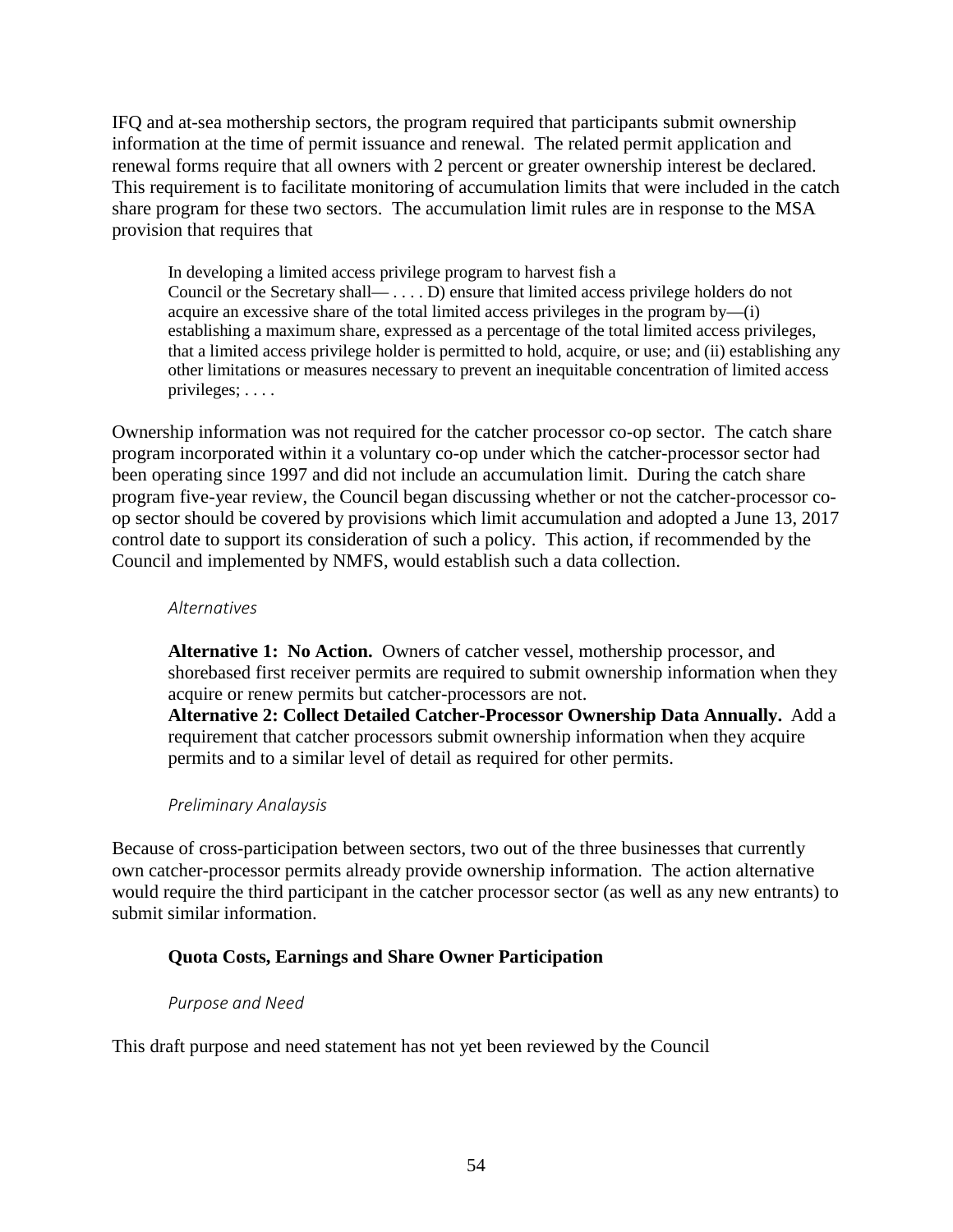IFQ and at-sea mothership sectors, the program required that participants submit ownership information at the time of permit issuance and renewal. The related permit application and renewal forms require that all owners with 2 percent or greater ownership interest be declared. This requirement is to facilitate monitoring of accumulation limits that were included in the catch share program for these two sectors. The accumulation limit rules are in response to the MSA provision that requires that

> In developing a limited access privilege program to harvest fish a Council or the Secretary shall— . . . . D) ensure that limited access privilege holders do not acquire an excessive share of the total limited access privileges in the program by—(i) establishing a maximum share, expressed as a percentage of the total limited access privileges, that a limited access privilege holder is permitted to hold, acquire, or use; and (ii) establishing any other limitations or measures necessary to prevent an inequitable concentration of limited access privileges; . . . .

Ownership information was not required for the catcher processor co-op sector. The catch share program incorporated within it a voluntary co-op under which the catcher-processor sector had been operating since 1997 and did not include an accumulation limit. During the catch share program five-year review, the Council began discussing whether or not the catcher-processor co-op sector should be covered by provisions which limit accumulation and adopted a June 13, 2017 control date to support its consideration of such a policy. This action, if recommended by the Council and implemented by NMFS, would establish such a data collection.

#### *Alternatives*

**Alternative 1: No Action.** Owners of catcher vessel, mothership processor, and shorebased first receiver permits are required to submit ownership information when they acquire or renew permits but catcher-processors are not.

**Alternative 2: Collect Detailed Catcher-Processor Ownership Data Annually.** Add a requirement that catcher processors submit ownership information when they acquire permits and to a similar level of detail as required for other permits.

#### *Preliminary Analaysis*

Because of cross-participation between sectors, two out of the three businesses that currently own catcher-processor permits already provide ownership information. The action alternative would require the third participant in the catcher processor sector (as well as any new entrants) to submit similar information.

### **Quota Costs, Earnings and Share Owner Participation**

#### *Purpose and Need*

This draft purpose and need statement has not yet been reviewed by the Council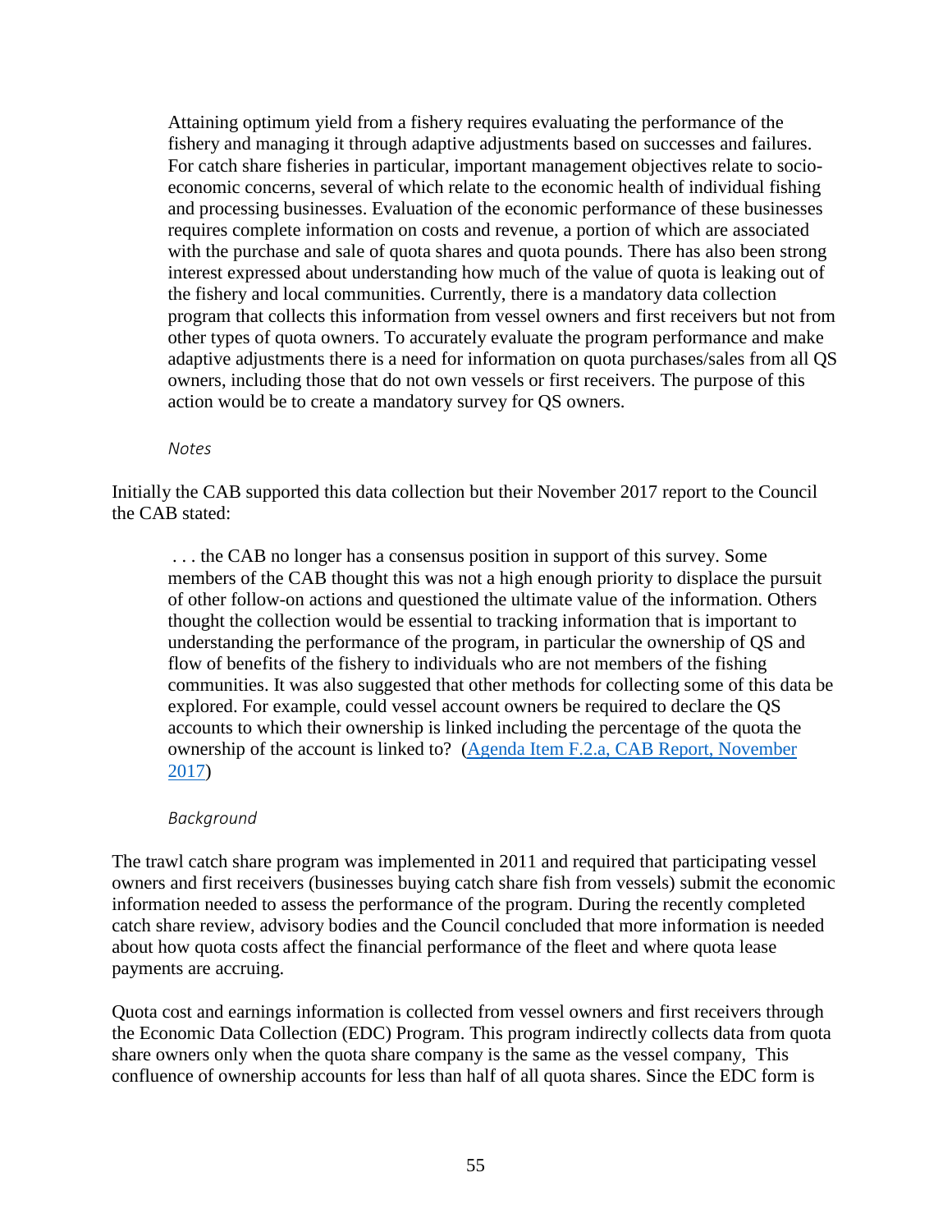> Attaining optimum yield from a fishery requires evaluating the performance of the fishery and managing it through adaptive adjustments based on successes and failures. For catch share fisheries in particular, important management objectives relate to socio-economic concerns, several of which relate to the economic health of individual fishing and processing businesses. Evaluation of the economic performance of these businesses requires complete information on costs and revenue, a portion of which are associated with the purchase and sale of quota shares and quota pounds. There has also been strong interest expressed about understanding how much of the value of quota is leaking out of the fishery and local communities. Currently, there is a mandatory data collection program that collects this information from vessel owners and first receivers but not from other types of quota owners. To accurately evaluate the program performance and make adaptive adjustments there is a need for information on quota purchases/sales from all QS owners, including those that do not own vessels or first receivers. The purpose of this action would be to create a mandatory survey for QS owners.

*Notes*

Initially the CAB supported this data collection but their November 2017 report to the Council the CAB stated:

> . . . the CAB no longer has a consensus position in support of this survey. Some members of the CAB thought this was not a high enough priority to displace the pursuit of other follow-on actions and questioned the ultimate value of the information. Others thought the collection would be essential to tracking information that is important to understanding the performance of the program, in particular the ownership of QS and flow of benefits of the fishery to individuals who are not members of the fishing communities. It was also suggested that other methods for collecting some of this data be explored. For example, could vessel account owners be required to declare the QS accounts to which their ownership is linked including the percentage of the quota the ownership of the account is linked to? (Agenda Item F.2.a, CAB Report, November 2017)

*Background*

The trawl catch share program was implemented in 2011 and required that participating vessel owners and first receivers (businesses buying catch share fish from vessels) submit the economic information needed to assess the performance of the program. During the recently completed catch share review, advisory bodies and the Council concluded that more information is needed about how quota costs affect the financial performance of the fleet and where quota lease payments are accruing.

Quota cost and earnings information is collected from vessel owners and first receivers through the Economic Data Collection (EDC) Program. This program indirectly collects data from quota share owners only when the quota share company is the same as the vessel company, This confluence of ownership accounts for less than half of all quota shares. Since the EDC form is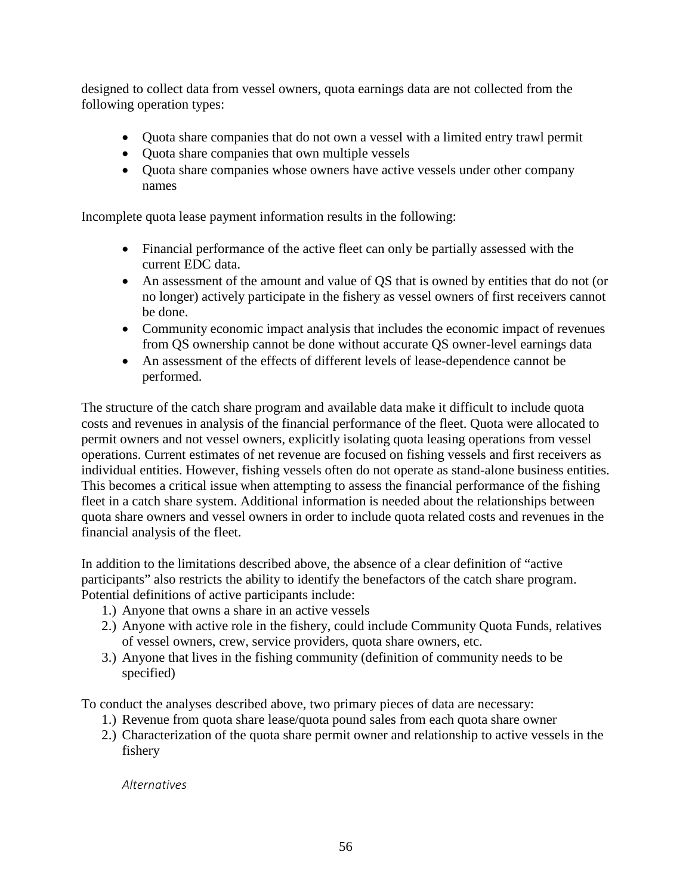designed to collect data from vessel owners, quota earnings data are not collected from the following operation types:

- Quota share companies that do not own a vessel with a limited entry trawl permit
- Quota share companies that own multiple vessels
- Quota share companies whose owners have active vessels under other company names

Incomplete quota lease payment information results in the following:

- Financial performance of the active fleet can only be partially assessed with the current EDC data.
- An assessment of the amount and value of QS that is owned by entities that do not (or no longer) actively participate in the fishery as vessel owners of first receivers cannot be done.
- Community economic impact analysis that includes the economic impact of revenues from QS ownership cannot be done without accurate QS owner-level earnings data
- An assessment of the effects of different levels of lease-dependence cannot be performed.

The structure of the catch share program and available data make it difficult to include quota costs and revenues in analysis of the financial performance of the fleet. Quota were allocated to permit owners and not vessel owners, explicitly isolating quota leasing operations from vessel operations. Current estimates of net revenue are focused on fishing vessels and first receivers as individual entities. However, fishing vessels often do not operate as stand-alone business entities. This becomes a critical issue when attempting to assess the financial performance of the fishing fleet in a catch share system. Additional information is needed about the relationships between quota share owners and vessel owners in order to include quota related costs and revenues in the financial analysis of the fleet.

In addition to the limitations described above, the absence of a clear definition of "active participants" also restricts the ability to identify the benefactors of the catch share program. Potential definitions of active participants include:

1.) Anyone that owns a share in an active vessels
2.) Anyone with active role in the fishery, could include Community Quota Funds, relatives of vessel owners, crew, service providers, quota share owners, etc.
3.) Anyone that lives in the fishing community (definition of community needs to be specified)

To conduct the analyses described above, two primary pieces of data are necessary:

1.) Revenue from quota share lease/quota pound sales from each quota share owner
2.) Characterization of the quota share permit owner and relationship to active vessels in the fishery

*Alternatives*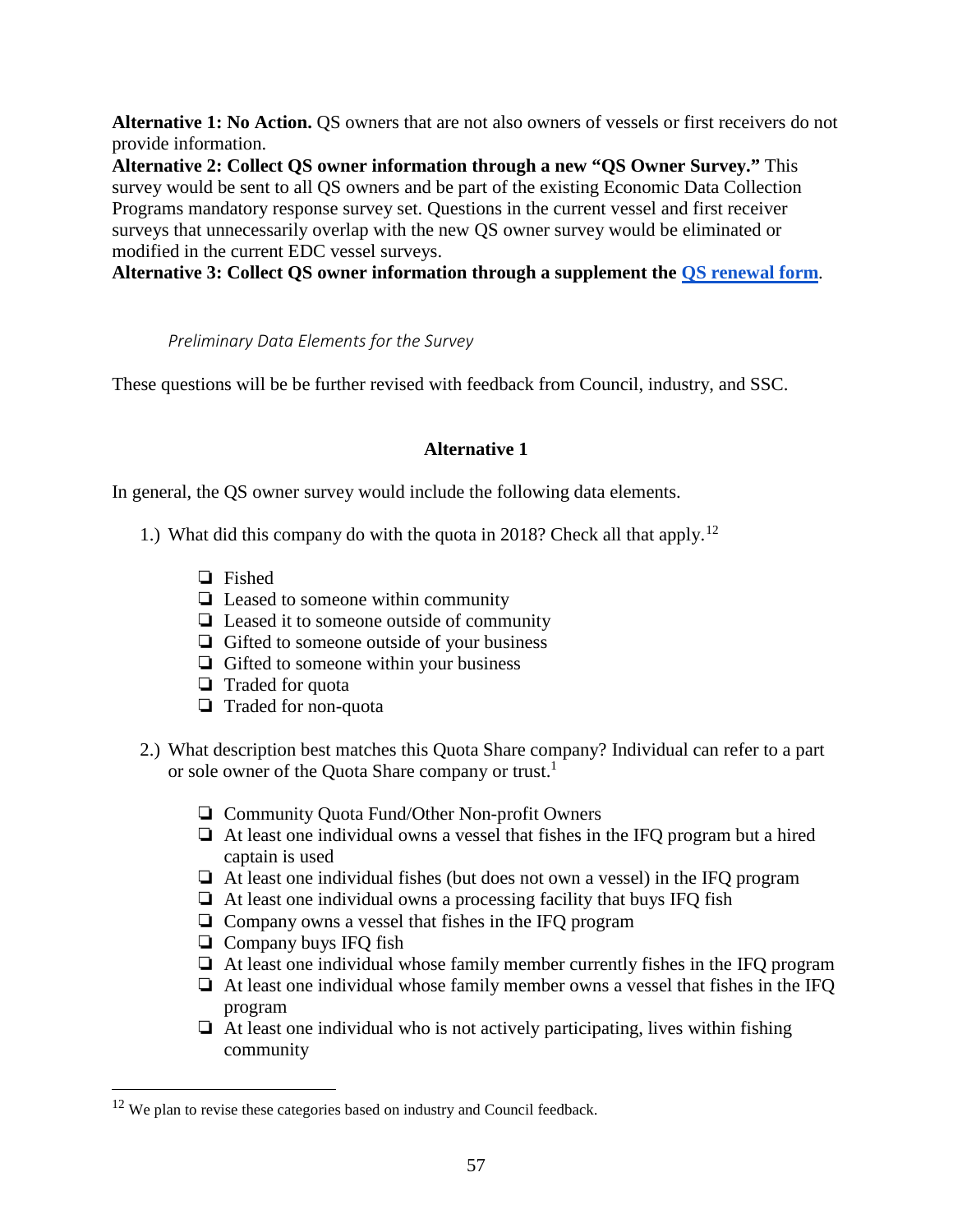**Alternative 1: No Action.** QS owners that are not also owners of vessels or first receivers do not provide information.
**Alternative 2: Collect QS owner information through a new "QS Owner Survey."** This survey would be sent to all QS owners and be part of the existing Economic Data Collection Programs mandatory response survey set. Questions in the current vessel and first receiver surveys that unnecessarily overlap with the new QS owner survey would be eliminated or modified in the current EDC vessel surveys.
**Alternative 3: Collect QS owner information through a supplement the [QS renewal form](#).**

*Preliminary Data Elements for the Survey*

These questions will be be further revised with feedback from Council, industry, and SSC.

**Alternative 1**

In general, the QS owner survey would include the following data elements.

1.) What did this company do with the quota in 2018? Check all that apply.[12]

- ❑ Fished
- ❑ Leased to someone within community
- ❑ Leased it to someone outside of community
- ❑ Gifted to someone outside of your business
- ❑ Gifted to someone within your business
- ❑ Traded for quota
- ❑ Traded for non-quota

2.) What description best matches this Quota Share company? Individual can refer to a part or sole owner of the Quota Share company or trust.[1]

- ❑ Community Quota Fund/Other Non-profit Owners
- ❑ At least one individual owns a vessel that fishes in the IFQ program but a hired captain is used
- ❑ At least one individual fishes (but does not own a vessel) in the IFQ program
- ❑ At least one individual owns a processing facility that buys IFQ fish
- ❑ Company owns a vessel that fishes in the IFQ program
- ❑ Company buys IFQ fish
- ❑ At least one individual whose family member currently fishes in the IFQ program
- ❑ At least one individual whose family member owns a vessel that fishes in the IFQ program
- ❑ At least one individual who is not actively participating, lives within fishing community

---

[12] We plan to revise these categories based on industry and Council feedback.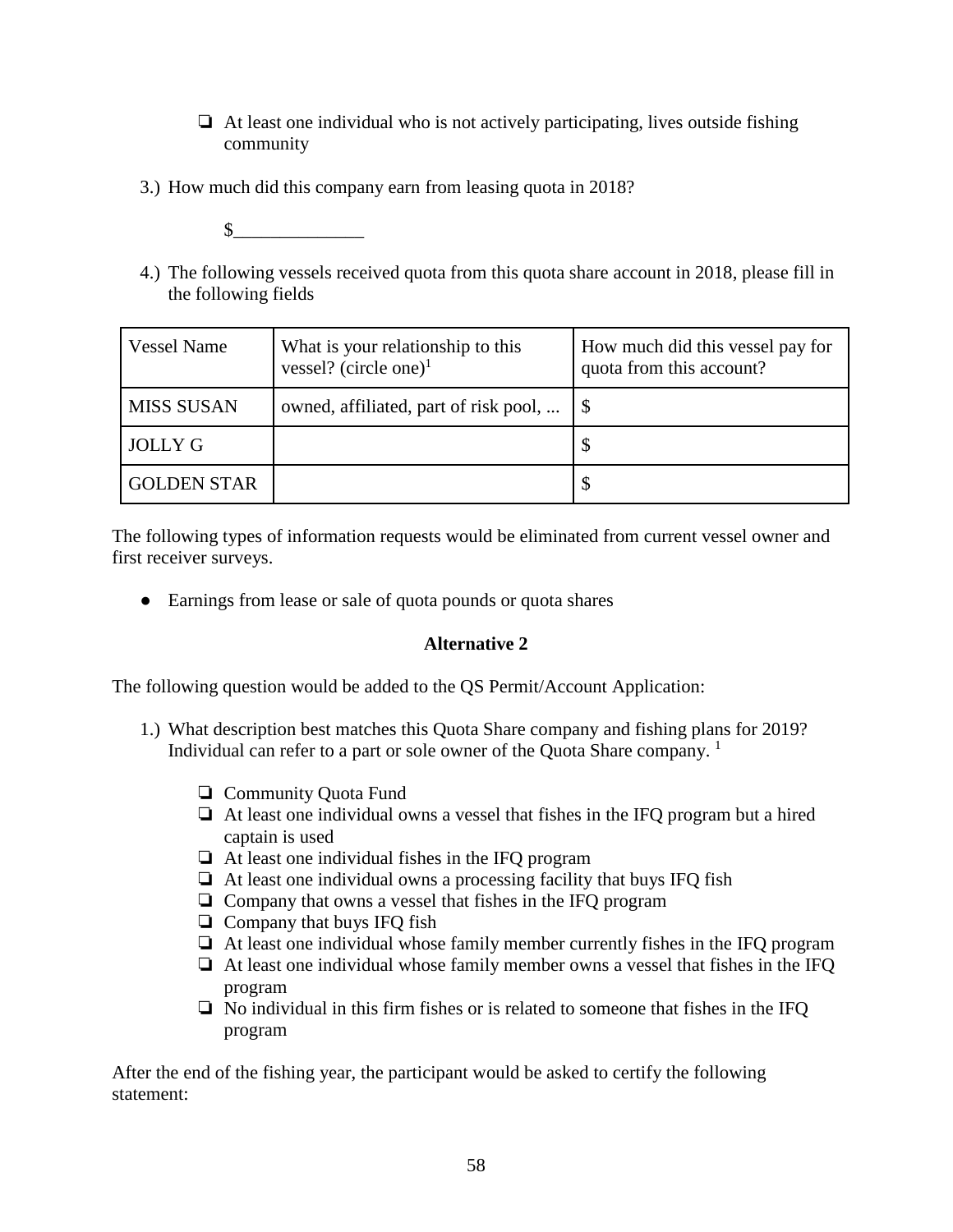- ❏ At least one individual who is not actively participating, lives outside fishing community

3.) How much did this company earn from leasing quota in 2018?

$______________

4.) The following vessels received quota from this quota share account in 2018, please fill in the following fields

| Vessel Name | What is your relationship to this vessel? (circle one)[1] | How much did this vessel pay for quota from this account? |
|---|---|---|
| MISS SUSAN | owned, affiliated, part of risk pool, ... | $ |
| JOLLY G | | $ |
| GOLDEN STAR | | $ |

The following types of information requests would be eliminated from current vessel owner and first receiver surveys.

- Earnings from lease or sale of quota pounds or quota shares

**Alternative 2**

The following question would be added to the QS Permit/Account Application:

1.) What description best matches this Quota Share company and fishing plans for 2019? Individual can refer to a part or sole owner of the Quota Share company. [1]

- ❏ Community Quota Fund
- ❏ At least one individual owns a vessel that fishes in the IFQ program but a hired captain is used
- ❏ At least one individual fishes in the IFQ program
- ❏ At least one individual owns a processing facility that buys IFQ fish
- ❏ Company that owns a vessel that fishes in the IFQ program
- ❏ Company that buys IFQ fish
- ❏ At least one individual whose family member currently fishes in the IFQ program
- ❏ At least one individual whose family member owns a vessel that fishes in the IFQ program
- ❏ No individual in this firm fishes or is related to someone that fishes in the IFQ program

After the end of the fishing year, the participant would be asked to certify the following statement: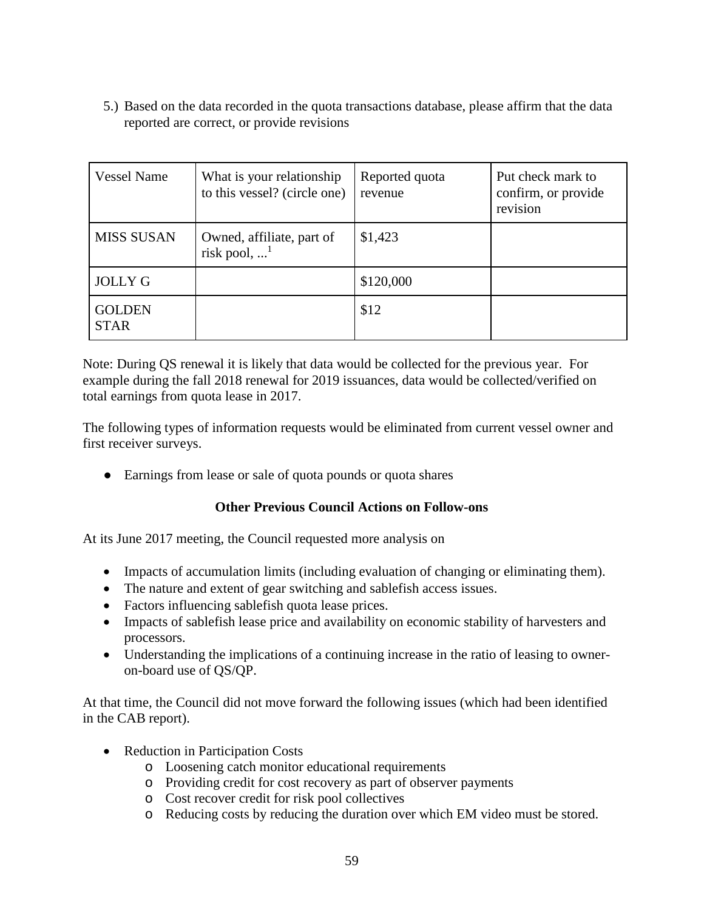5.) Based on the data recorded in the quota transactions database, please affirm that the data reported are correct, or provide revisions

| Vessel Name | What is your relationship to this vessel? (circle one) | Reported quota revenue | Put check mark to confirm, or provide revision |
|---|---|---|---|
| MISS SUSAN | Owned, affiliate, part of risk pool, ...[1] | $1,423 | |
| JOLLY G | | $120,000 | |
| GOLDEN STAR | | $12 | |

Note: During QS renewal it is likely that data would be collected for the previous year. For example during the fall 2018 renewal for 2019 issuances, data would be collected/verified on total earnings from quota lease in 2017.

The following types of information requests would be eliminated from current vessel owner and first receiver surveys.

- Earnings from lease or sale of quota pounds or quota shares

**Other Previous Council Actions on Follow-ons**

At its June 2017 meeting, the Council requested more analysis on

- Impacts of accumulation limits (including evaluation of changing or eliminating them).
- The nature and extent of gear switching and sablefish access issues.
- Factors influencing sablefish quota lease prices.
- Impacts of sablefish lease price and availability on economic stability of harvesters and processors.
- Understanding the implications of a continuing increase in the ratio of leasing to owner-on-board use of QS/QP.

At that time, the Council did not move forward the following issues (which had been identified in the CAB report).

- Reduction in Participation Costs
  - Loosening catch monitor educational requirements
  - Providing credit for cost recovery as part of observer payments
  - Cost recover credit for risk pool collectives
  - Reducing costs by reducing the duration over which EM video must be stored.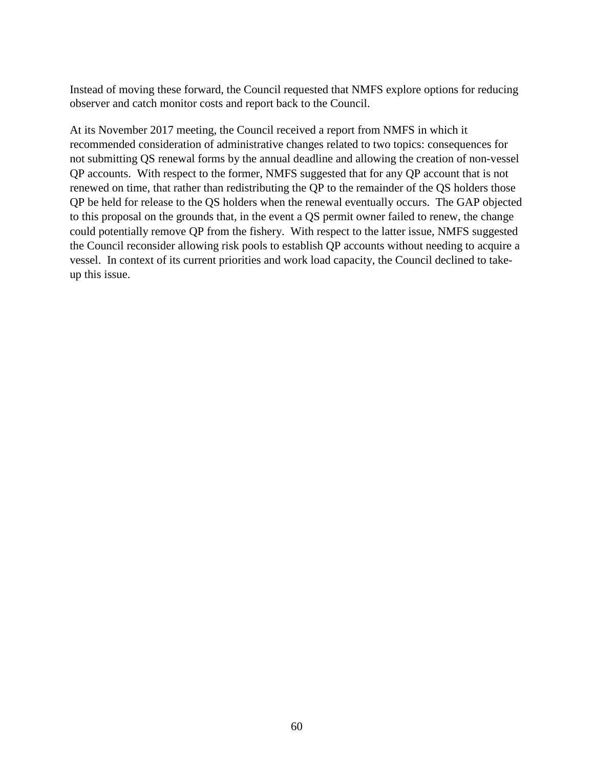Instead of moving these forward, the Council requested that NMFS explore options for reducing observer and catch monitor costs and report back to the Council.

At its November 2017 meeting, the Council received a report from NMFS in which it recommended consideration of administrative changes related to two topics: consequences for not submitting QS renewal forms by the annual deadline and allowing the creation of non-vessel QP accounts. With respect to the former, NMFS suggested that for any QP account that is not renewed on time, that rather than redistributing the QP to the remainder of the QS holders those QP be held for release to the QS holders when the renewal eventually occurs. The GAP objected to this proposal on the grounds that, in the event a QS permit owner failed to renew, the change could potentially remove QP from the fishery. With respect to the latter issue, NMFS suggested the Council reconsider allowing risk pools to establish QP accounts without needing to acquire a vessel. In context of its current priorities and work load capacity, the Council declined to take-up this issue.